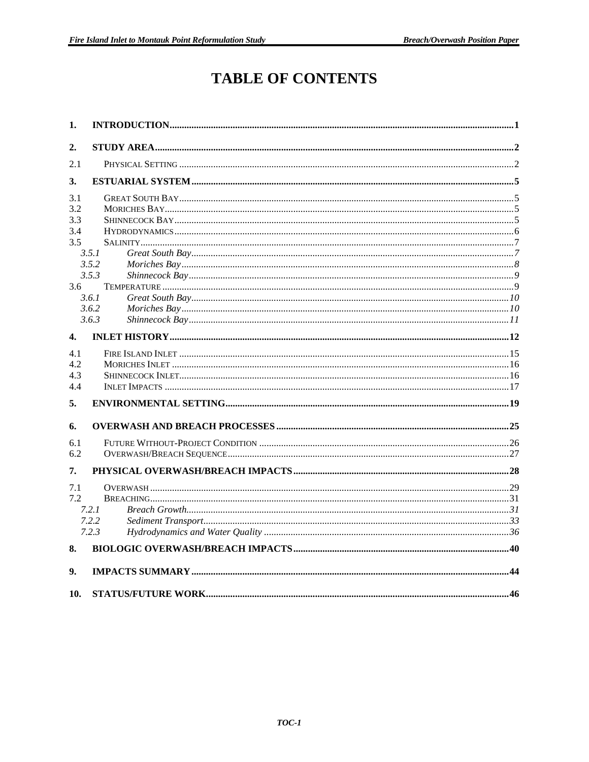# TABLE OF CONTENTS

**1. INTRODUCTION** ........ 1

**2. STUDY AREA** ........ 2

2.1 Physical Setting ........ 2

**3. ESTUARIAL SYSTEM** ........ 5

3.1 Great South Bay ........ 5
3.2 Moriches Bay ........ 5
3.3 Shinnecock Bay ........ 5
3.4 Hydrodynamics ........ 6
3.5 Salinity ........ 7
*3.5.1 Great South Bay* ........ *7*
*3.5.2 Moriches Bay* ........ *8*
*3.5.3 Shinnecock Bay* ........ *9*
3.6 Temperature ........ 9
*3.6.1 Great South Bay* ........ *10*
*3.6.2 Moriches Bay* ........ *10*
*3.6.3 Shinnecock Bay* ........ *11*

**4. INLET HISTORY** ........ 12

4.1 Fire Island Inlet ........ 15
4.2 Moriches Inlet ........ 16
4.3 Shinnecock Inlet ........ 16
4.4 Inlet Impacts ........ 17

**5. ENVIRONMENTAL SETTING** ........ 19

**6. OVERWASH AND BREACH PROCESSES** ........ 25

6.1 Future Without-Project Condition ........ 26
6.2 Overwash/Breach Sequence ........ 27

**7. PHYSICAL OVERWASH/BREACH IMPACTS** ........ 28

7.1 Overwash ........ 29
7.2 Breaching ........ 31
*7.2.1 Breach Growth* ........ *31*
*7.2.2 Sediment Transport* ........ *33*
*7.2.3 Hydrodynamics and Water Quality* ........ *36*

**8. BIOLOGIC OVERWASH/BREACH IMPACTS** ........ 40

**9. IMPACTS SUMMARY** ........ 44

**10. STATUS/FUTURE WORK** ........ 46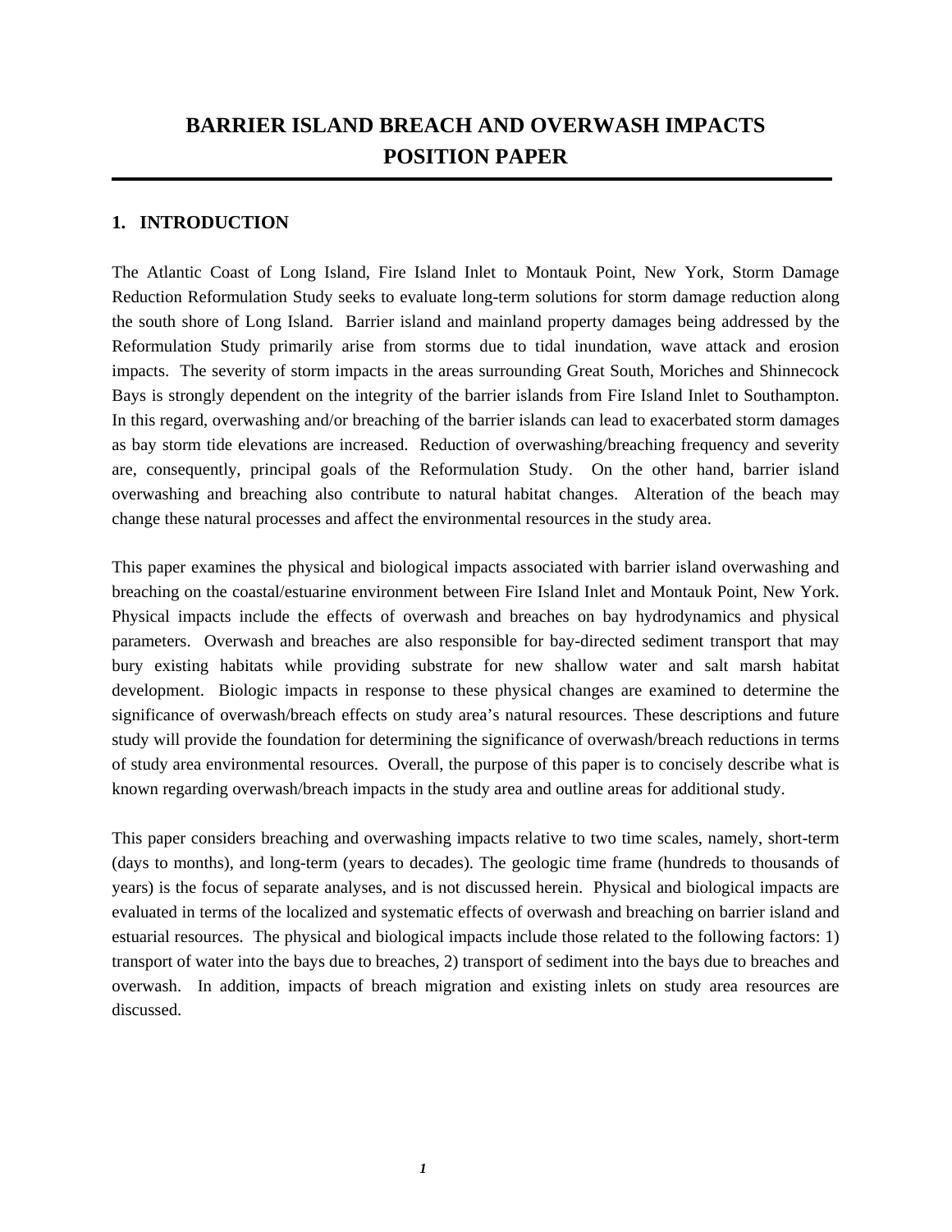# BARRIER ISLAND BREACH AND OVERWASH IMPACTS POSITION PAPER

## 1. INTRODUCTION

The Atlantic Coast of Long Island, Fire Island Inlet to Montauk Point, New York, Storm Damage Reduction Reformulation Study seeks to evaluate long-term solutions for storm damage reduction along the south shore of Long Island. Barrier island and mainland property damages being addressed by the Reformulation Study primarily arise from storms due to tidal inundation, wave attack and erosion impacts. The severity of storm impacts in the areas surrounding Great South, Moriches and Shinnecock Bays is strongly dependent on the integrity of the barrier islands from Fire Island Inlet to Southampton. In this regard, overwashing and/or breaching of the barrier islands can lead to exacerbated storm damages as bay storm tide elevations are increased. Reduction of overwashing/breaching frequency and severity are, consequently, principal goals of the Reformulation Study. On the other hand, barrier island overwashing and breaching also contribute to natural habitat changes. Alteration of the beach may change these natural processes and affect the environmental resources in the study area.

This paper examines the physical and biological impacts associated with barrier island overwashing and breaching on the coastal/estuarine environment between Fire Island Inlet and Montauk Point, New York. Physical impacts include the effects of overwash and breaches on bay hydrodynamics and physical parameters. Overwash and breaches are also responsible for bay-directed sediment transport that may bury existing habitats while providing substrate for new shallow water and salt marsh habitat development. Biologic impacts in response to these physical changes are examined to determine the significance of overwash/breach effects on study area's natural resources. These descriptions and future study will provide the foundation for determining the significance of overwash/breach reductions in terms of study area environmental resources. Overall, the purpose of this paper is to concisely describe what is known regarding overwash/breach impacts in the study area and outline areas for additional study.

This paper considers breaching and overwashing impacts relative to two time scales, namely, short-term (days to months), and long-term (years to decades). The geologic time frame (hundreds to thousands of years) is the focus of separate analyses, and is not discussed herein. Physical and biological impacts are evaluated in terms of the localized and systematic effects of overwash and breaching on barrier island and estuarial resources. The physical and biological impacts include those related to the following factors: 1) transport of water into the bays due to breaches, 2) transport of sediment into the bays due to breaches and overwash. In addition, impacts of breach migration and existing inlets on study area resources are discussed.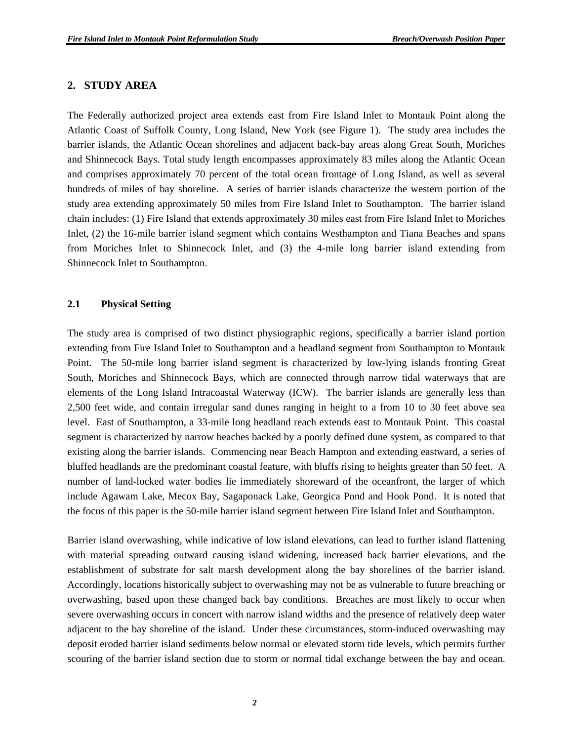## 2. STUDY AREA

The Federally authorized project area extends east from Fire Island Inlet to Montauk Point along the Atlantic Coast of Suffolk County, Long Island, New York (see Figure 1). The study area includes the barrier islands, the Atlantic Ocean shorelines and adjacent back-bay areas along Great South, Moriches and Shinnecock Bays. Total study length encompasses approximately 83 miles along the Atlantic Ocean and comprises approximately 70 percent of the total ocean frontage of Long Island, as well as several hundreds of miles of bay shoreline. A series of barrier islands characterize the western portion of the study area extending approximately 50 miles from Fire Island Inlet to Southampton. The barrier island chain includes: (1) Fire Island that extends approximately 30 miles east from Fire Island Inlet to Moriches Inlet, (2) the 16-mile barrier island segment which contains Westhampton and Tiana Beaches and spans from Moriches Inlet to Shinnecock Inlet, and (3) the 4-mile long barrier island extending from Shinnecock Inlet to Southampton.

### 2.1 Physical Setting

The study area is comprised of two distinct physiographic regions, specifically a barrier island portion extending from Fire Island Inlet to Southampton and a headland segment from Southampton to Montauk Point. The 50-mile long barrier island segment is characterized by low-lying islands fronting Great South, Moriches and Shinnecock Bays, which are connected through narrow tidal waterways that are elements of the Long Island Intracoastal Waterway (ICW). The barrier islands are generally less than 2,500 feet wide, and contain irregular sand dunes ranging in height to a from 10 to 30 feet above sea level. East of Southampton, a 33-mile long headland reach extends east to Montauk Point. This coastal segment is characterized by narrow beaches backed by a poorly defined dune system, as compared to that existing along the barrier islands. Commencing near Beach Hampton and extending eastward, a series of bluffed headlands are the predominant coastal feature, with bluffs rising to heights greater than 50 feet. A number of land-locked water bodies lie immediately shoreward of the oceanfront, the larger of which include Agawam Lake, Mecox Bay, Sagaponack Lake, Georgica Pond and Hook Pond. It is noted that the focus of this paper is the 50-mile barrier island segment between Fire Island Inlet and Southampton.

Barrier island overwashing, while indicative of low island elevations, can lead to further island flattening with material spreading outward causing island widening, increased back barrier elevations, and the establishment of substrate for salt marsh development along the bay shorelines of the barrier island. Accordingly, locations historically subject to overwashing may not be as vulnerable to future breaching or overwashing, based upon these changed back bay conditions. Breaches are most likely to occur when severe overwashing occurs in concert with narrow island widths and the presence of relatively deep water adjacent to the bay shoreline of the island. Under these circumstances, storm-induced overwashing may deposit eroded barrier island sediments below normal or elevated storm tide levels, which permits further scouring of the barrier island section due to storm or normal tidal exchange between the bay and ocean.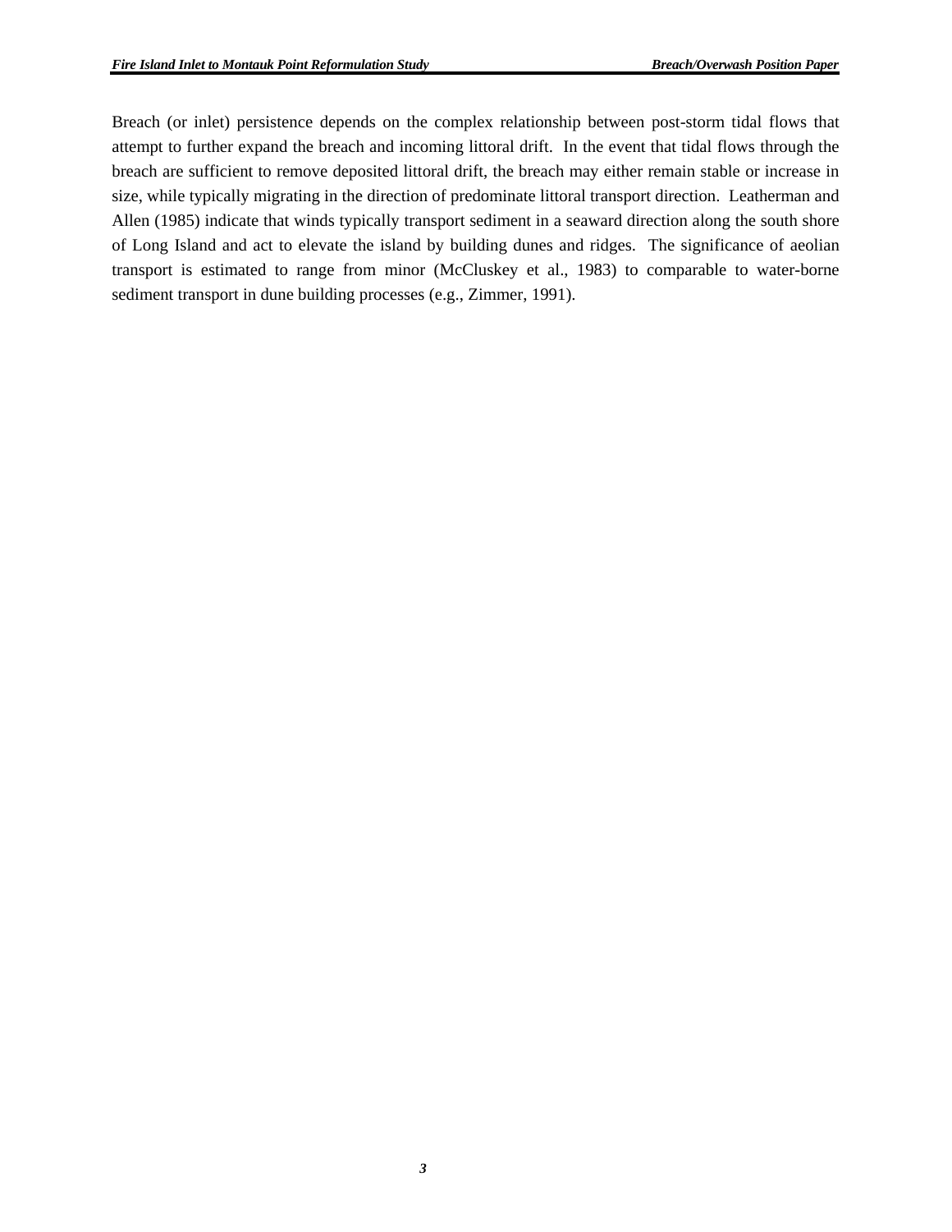Breach (or inlet) persistence depends on the complex relationship between post-storm tidal flows that attempt to further expand the breach and incoming littoral drift. In the event that tidal flows through the breach are sufficient to remove deposited littoral drift, the breach may either remain stable or increase in size, while typically migrating in the direction of predominate littoral transport direction. Leatherman and Allen (1985) indicate that winds typically transport sediment in a seaward direction along the south shore of Long Island and act to elevate the island by building dunes and ridges. The significance of aeolian transport is estimated to range from minor (McCluskey et al., 1983) to comparable to water-borne sediment transport in dune building processes (e.g., Zimmer, 1991).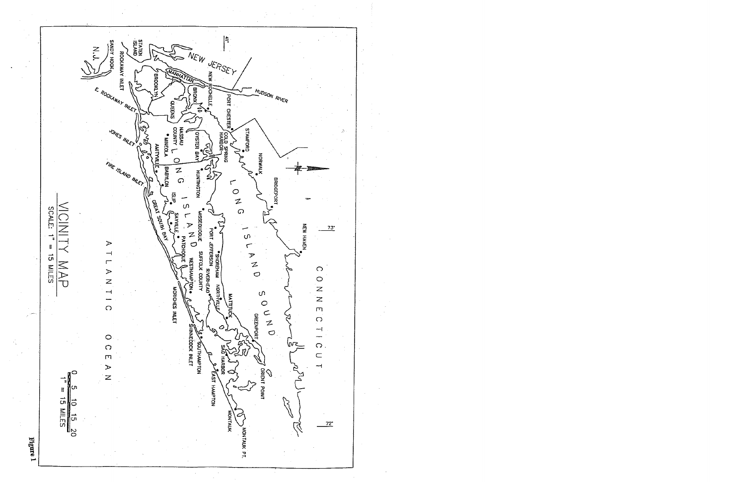# VICINITY MAP

SCALE: 1" = 15 MILES

Figure 1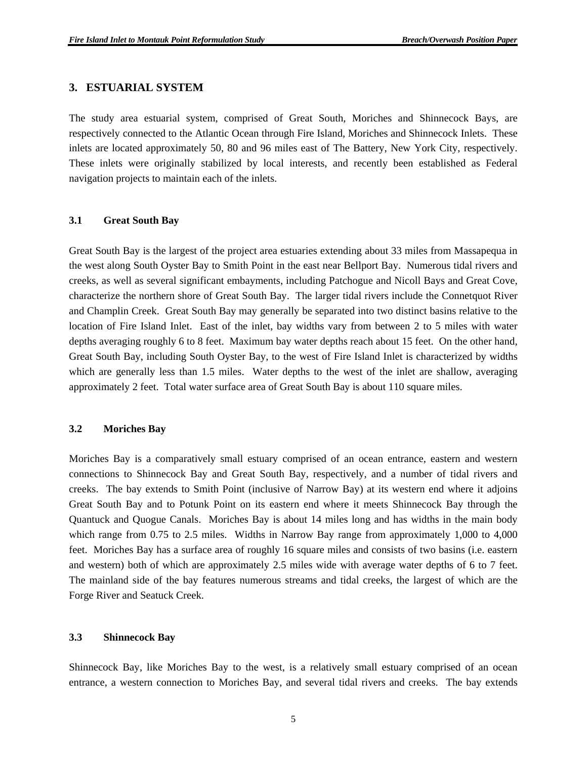## 3. ESTUARIAL SYSTEM

The study area estuarial system, comprised of Great South, Moriches and Shinnecock Bays, are respectively connected to the Atlantic Ocean through Fire Island, Moriches and Shinnecock Inlets. These inlets are located approximately 50, 80 and 96 miles east of The Battery, New York City, respectively. These inlets were originally stabilized by local interests, and recently been established as Federal navigation projects to maintain each of the inlets.

### 3.1 Great South Bay

Great South Bay is the largest of the project area estuaries extending about 33 miles from Massapequa in the west along South Oyster Bay to Smith Point in the east near Bellport Bay. Numerous tidal rivers and creeks, as well as several significant embayments, including Patchogue and Nicoll Bays and Great Cove, characterize the northern shore of Great South Bay. The larger tidal rivers include the Connetquot River and Champlin Creek. Great South Bay may generally be separated into two distinct basins relative to the location of Fire Island Inlet. East of the inlet, bay widths vary from between 2 to 5 miles with water depths averaging roughly 6 to 8 feet. Maximum bay water depths reach about 15 feet. On the other hand, Great South Bay, including South Oyster Bay, to the west of Fire Island Inlet is characterized by widths which are generally less than 1.5 miles. Water depths to the west of the inlet are shallow, averaging approximately 2 feet. Total water surface area of Great South Bay is about 110 square miles.

### 3.2 Moriches Bay

Moriches Bay is a comparatively small estuary comprised of an ocean entrance, eastern and western connections to Shinnecock Bay and Great South Bay, respectively, and a number of tidal rivers and creeks. The bay extends to Smith Point (inclusive of Narrow Bay) at its western end where it adjoins Great South Bay and to Potunk Point on its eastern end where it meets Shinnecock Bay through the Quantuck and Quogue Canals. Moriches Bay is about 14 miles long and has widths in the main body which range from 0.75 to 2.5 miles. Widths in Narrow Bay range from approximately 1,000 to 4,000 feet. Moriches Bay has a surface area of roughly 16 square miles and consists of two basins (i.e. eastern and western) both of which are approximately 2.5 miles wide with average water depths of 6 to 7 feet. The mainland side of the bay features numerous streams and tidal creeks, the largest of which are the Forge River and Seatuck Creek.

### 3.3 Shinnecock Bay

Shinnecock Bay, like Moriches Bay to the west, is a relatively small estuary comprised of an ocean entrance, a western connection to Moriches Bay, and several tidal rivers and creeks. The bay extends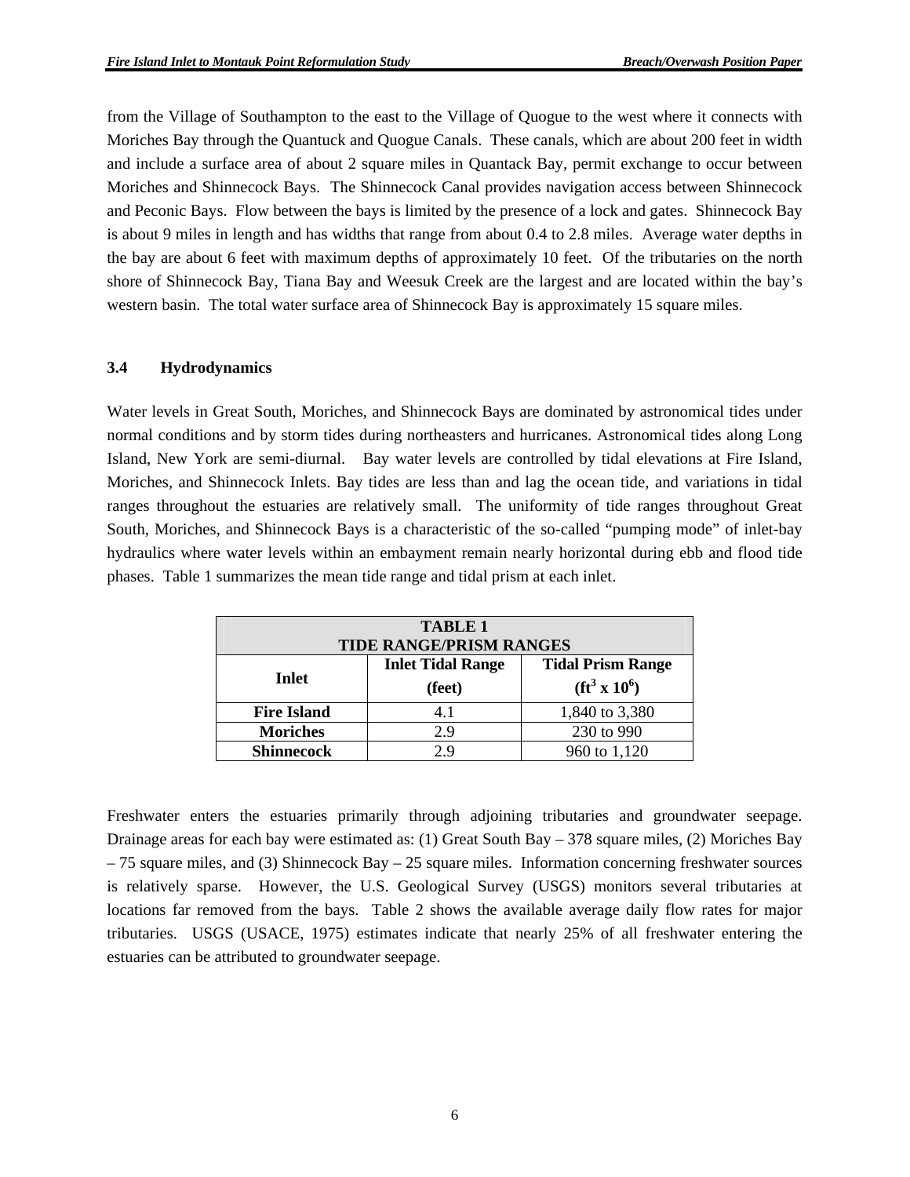from the Village of Southampton to the east to the Village of Quogue to the west where it connects with Moriches Bay through the Quantuck and Quogue Canals. These canals, which are about 200 feet in width and include a surface area of about 2 square miles in Quantack Bay, permit exchange to occur between Moriches and Shinnecock Bays. The Shinnecock Canal provides navigation access between Shinnecock and Peconic Bays. Flow between the bays is limited by the presence of a lock and gates. Shinnecock Bay is about 9 miles in length and has widths that range from about 0.4 to 2.8 miles. Average water depths in the bay are about 6 feet with maximum depths of approximately 10 feet. Of the tributaries on the north shore of Shinnecock Bay, Tiana Bay and Weesuk Creek are the largest and are located within the bay's western basin. The total water surface area of Shinnecock Bay is approximately 15 square miles.

### 3.4 Hydrodynamics

Water levels in Great South, Moriches, and Shinnecock Bays are dominated by astronomical tides under normal conditions and by storm tides during northeasters and hurricanes. Astronomical tides along Long Island, New York are semi-diurnal. Bay water levels are controlled by tidal elevations at Fire Island, Moriches, and Shinnecock Inlets. Bay tides are less than and lag the ocean tide, and variations in tidal ranges throughout the estuaries are relatively small. The uniformity of tide ranges throughout Great South, Moriches, and Shinnecock Bays is a characteristic of the so-called "pumping mode" of inlet-bay hydraulics where water levels within an embayment remain nearly horizontal during ebb and flood tide phases. Table 1 summarizes the mean tide range and tidal prism at each inlet.

**TABLE 1**
**TIDE RANGE/PRISM RANGES**

| Inlet | Inlet Tidal Range (feet) | Tidal Prism Range ($ft^3 \times 10^6$) |
|---|---|---|
| **Fire Island** | 4.1 | 1,840 to 3,380 |
| **Moriches** | 2.9 | 230 to 990 |
| **Shinnecock** | 2.9 | 960 to 1,120 |

Freshwater enters the estuaries primarily through adjoining tributaries and groundwater seepage. Drainage areas for each bay were estimated as: (1) Great South Bay – 378 square miles, (2) Moriches Bay – 75 square miles, and (3) Shinnecock Bay – 25 square miles. Information concerning freshwater sources is relatively sparse. However, the U.S. Geological Survey (USGS) monitors several tributaries at locations far removed from the bays. Table 2 shows the available average daily flow rates for major tributaries. USGS (USACE, 1975) estimates indicate that nearly 25% of all freshwater entering the estuaries can be attributed to groundwater seepage.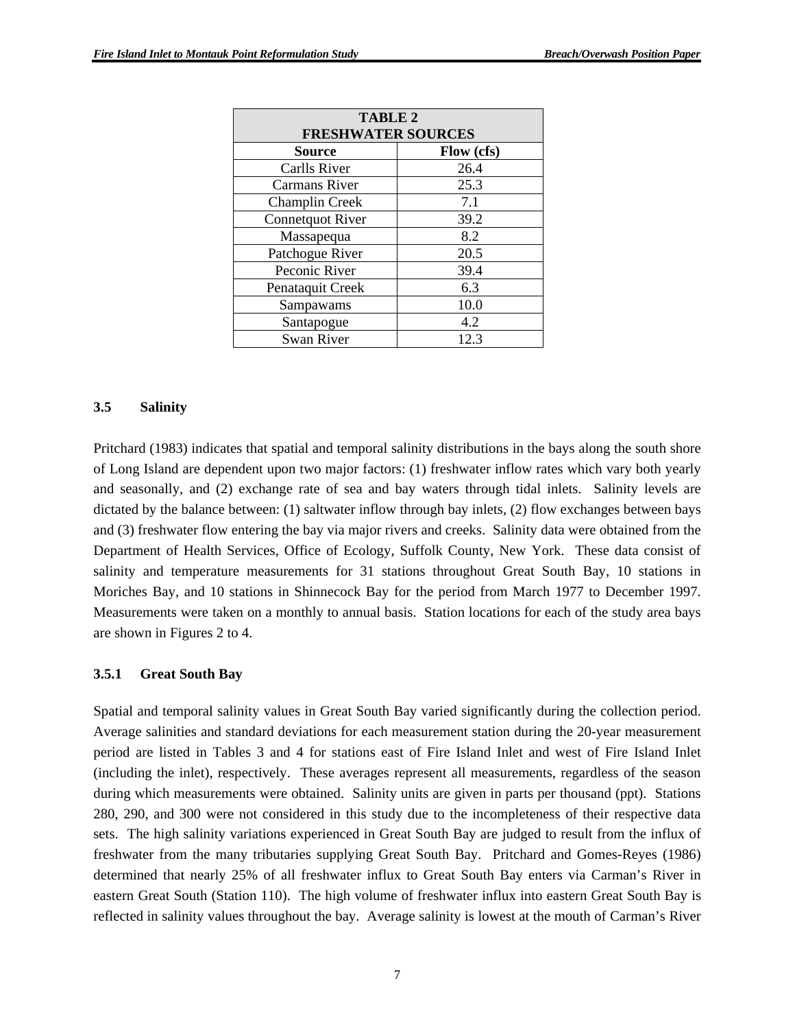| TABLE 2 FRESHWATER SOURCES | |
|---|---|
| **Source** | **Flow (cfs)** |
| Carlls River | 26.4 |
| Carmans River | 25.3 |
| Champlin Creek | 7.1 |
| Connetquot River | 39.2 |
| Massapequa | 8.2 |
| Patchogue River | 20.5 |
| Peconic River | 39.4 |
| Penataquit Creek | 6.3 |
| Sampawams | 10.0 |
| Santapogue | 4.2 |
| Swan River | 12.3 |

### 3.5 Salinity

Pritchard (1983) indicates that spatial and temporal salinity distributions in the bays along the south shore of Long Island are dependent upon two major factors: (1) freshwater inflow rates which vary both yearly and seasonally, and (2) exchange rate of sea and bay waters through tidal inlets. Salinity levels are dictated by the balance between: (1) saltwater inflow through bay inlets, (2) flow exchanges between bays and (3) freshwater flow entering the bay via major rivers and creeks. Salinity data were obtained from the Department of Health Services, Office of Ecology, Suffolk County, New York. These data consist of salinity and temperature measurements for 31 stations throughout Great South Bay, 10 stations in Moriches Bay, and 10 stations in Shinnecock Bay for the period from March 1977 to December 1997. Measurements were taken on a monthly to annual basis. Station locations for each of the study area bays are shown in Figures 2 to 4.

#### 3.5.1 Great South Bay

Spatial and temporal salinity values in Great South Bay varied significantly during the collection period. Average salinities and standard deviations for each measurement station during the 20-year measurement period are listed in Tables 3 and 4 for stations east of Fire Island Inlet and west of Fire Island Inlet (including the inlet), respectively. These averages represent all measurements, regardless of the season during which measurements were obtained. Salinity units are given in parts per thousand (ppt). Stations 280, 290, and 300 were not considered in this study due to the incompleteness of their respective data sets. The high salinity variations experienced in Great South Bay are judged to result from the influx of freshwater from the many tributaries supplying Great South Bay. Pritchard and Gomes-Reyes (1986) determined that nearly 25% of all freshwater influx to Great South Bay enters via Carman's River in eastern Great South (Station 110). The high volume of freshwater influx into eastern Great South Bay is reflected in salinity values throughout the bay. Average salinity is lowest at the mouth of Carman's River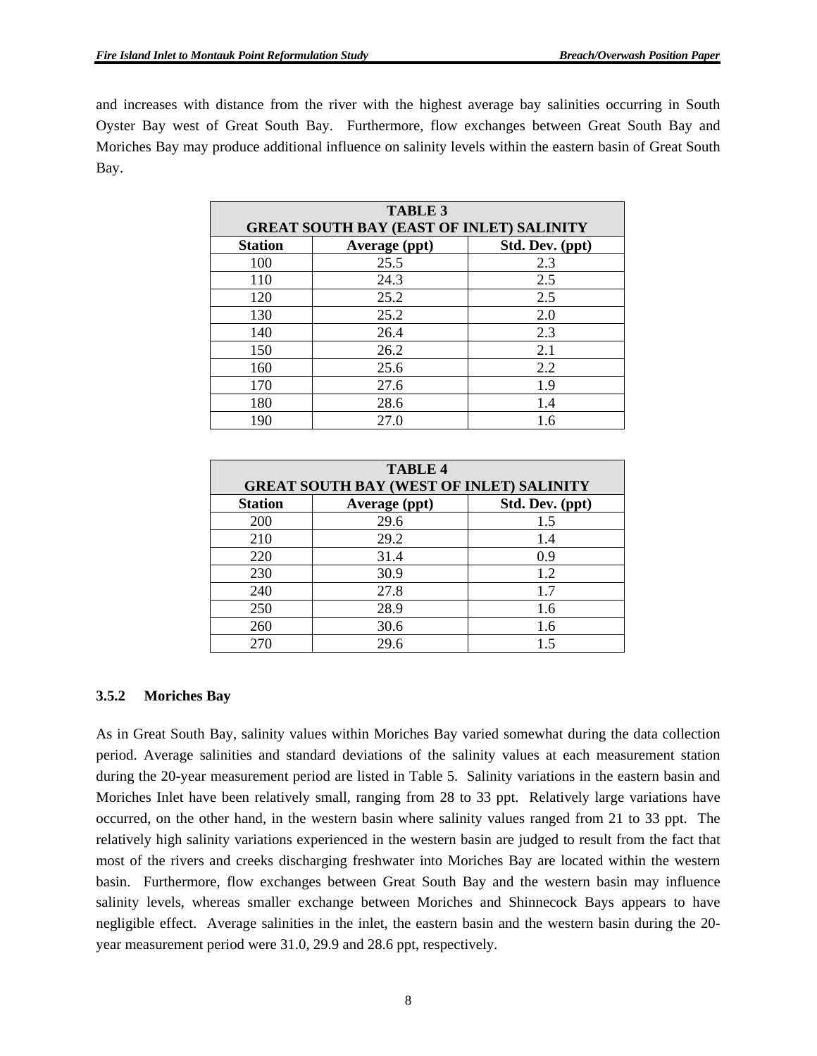and increases with distance from the river with the highest average bay salinities occurring in South Oyster Bay west of Great South Bay. Furthermore, flow exchanges between Great South Bay and Moriches Bay may produce additional influence on salinity levels within the eastern basin of Great South Bay.

| TABLE 3<br>GREAT SOUTH BAY (EAST OF INLET) SALINITY | | |
|---|---|---|
| **Station** | **Average (ppt)** | **Std. Dev. (ppt)** |
| 100 | 25.5 | 2.3 |
| 110 | 24.3 | 2.5 |
| 120 | 25.2 | 2.5 |
| 130 | 25.2 | 2.0 |
| 140 | 26.4 | 2.3 |
| 150 | 26.2 | 2.1 |
| 160 | 25.6 | 2.2 |
| 170 | 27.6 | 1.9 |
| 180 | 28.6 | 1.4 |
| 190 | 27.0 | 1.6 |

| TABLE 4<br>GREAT SOUTH BAY (WEST OF INLET) SALINITY | | |
|---|---|---|
| **Station** | **Average (ppt)** | **Std. Dev. (ppt)** |
| 200 | 29.6 | 1.5 |
| 210 | 29.2 | 1.4 |
| 220 | 31.4 | 0.9 |
| 230 | 30.9 | 1.2 |
| 240 | 27.8 | 1.7 |
| 250 | 28.9 | 1.6 |
| 260 | 30.6 | 1.6 |
| 270 | 29.6 | 1.5 |

### 3.5.2 Moriches Bay

As in Great South Bay, salinity values within Moriches Bay varied somewhat during the data collection period. Average salinities and standard deviations of the salinity values at each measurement station during the 20-year measurement period are listed in Table 5. Salinity variations in the eastern basin and Moriches Inlet have been relatively small, ranging from 28 to 33 ppt. Relatively large variations have occurred, on the other hand, in the western basin where salinity values ranged from 21 to 33 ppt. The relatively high salinity variations experienced in the western basin are judged to result from the fact that most of the rivers and creeks discharging freshwater into Moriches Bay are located within the western basin. Furthermore, flow exchanges between Great South Bay and the western basin may influence salinity levels, whereas smaller exchange between Moriches and Shinnecock Bays appears to have negligible effect. Average salinities in the inlet, the eastern basin and the western basin during the 20-year measurement period were 31.0, 29.9 and 28.6 ppt, respectively.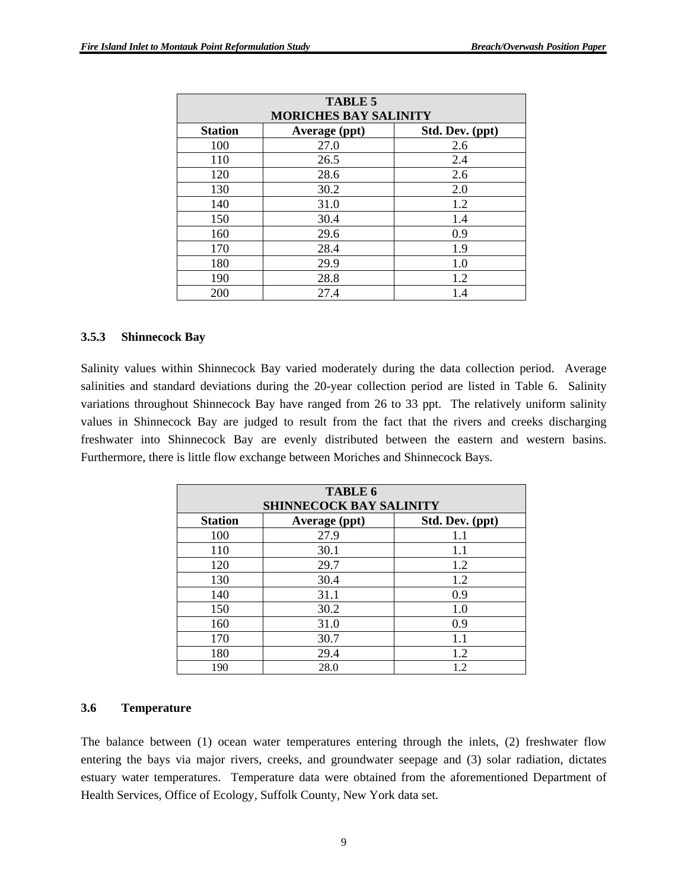| TABLE 5<br>MORICHES BAY SALINITY | | |
|---|---|---|
| **Station** | **Average (ppt)** | **Std. Dev. (ppt)** |
| 100 | 27.0 | 2.6 |
| 110 | 26.5 | 2.4 |
| 120 | 28.6 | 2.6 |
| 130 | 30.2 | 2.0 |
| 140 | 31.0 | 1.2 |
| 150 | 30.4 | 1.4 |
| 160 | 29.6 | 0.9 |
| 170 | 28.4 | 1.9 |
| 180 | 29.9 | 1.0 |
| 190 | 28.8 | 1.2 |
| 200 | 27.4 | 1.4 |

### 3.5.3 Shinnecock Bay

Salinity values within Shinnecock Bay varied moderately during the data collection period. Average salinities and standard deviations during the 20-year collection period are listed in Table 6. Salinity variations throughout Shinnecock Bay have ranged from 26 to 33 ppt. The relatively uniform salinity values in Shinnecock Bay are judged to result from the fact that the rivers and creeks discharging freshwater into Shinnecock Bay are evenly distributed between the eastern and western basins. Furthermore, there is little flow exchange between Moriches and Shinnecock Bays.

| TABLE 6<br>SHINNECOCK BAY SALINITY | | |
|---|---|---|
| **Station** | **Average (ppt)** | **Std. Dev. (ppt)** |
| 100 | 27.9 | 1.1 |
| 110 | 30.1 | 1.1 |
| 120 | 29.7 | 1.2 |
| 130 | 30.4 | 1.2 |
| 140 | 31.1 | 0.9 |
| 150 | 30.2 | 1.0 |
| 160 | 31.0 | 0.9 |
| 170 | 30.7 | 1.1 |
| 180 | 29.4 | 1.2 |
| 190 | 28.0 | 1.2 |

## 3.6 Temperature

The balance between (1) ocean water temperatures entering through the inlets, (2) freshwater flow entering the bays via major rivers, creeks, and groundwater seepage and (3) solar radiation, dictates estuary water temperatures. Temperature data were obtained from the aforementioned Department of Health Services, Office of Ecology, Suffolk County, New York data set.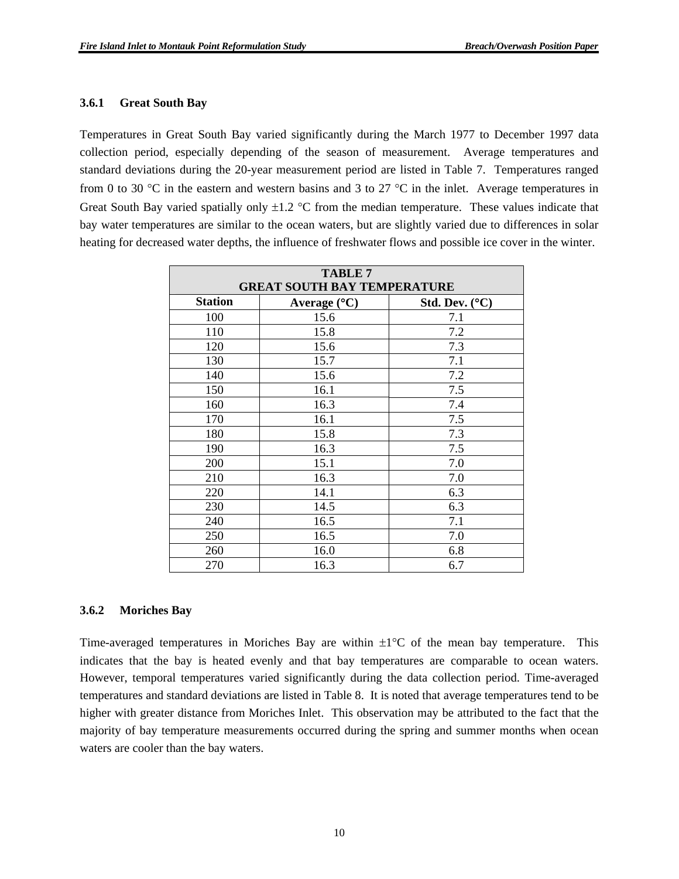### 3.6.1 Great South Bay

Temperatures in Great South Bay varied significantly during the March 1977 to December 1997 data collection period, especially depending of the season of measurement. Average temperatures and standard deviations during the 20-year measurement period are listed in Table 7. Temperatures ranged from 0 to 30 °C in the eastern and western basins and 3 to 27 °C in the inlet. Average temperatures in Great South Bay varied spatially only ±1.2 °C from the median temperature. These values indicate that bay water temperatures are similar to the ocean waters, but are slightly varied due to differences in solar heating for decreased water depths, the influence of freshwater flows and possible ice cover in the winter.

**TABLE 7**
**GREAT SOUTH BAY TEMPERATURE**

| Station | Average (°C) | Std. Dev. (°C) |
|---|---|---|
| 100 | 15.6 | 7.1 |
| 110 | 15.8 | 7.2 |
| 120 | 15.6 | 7.3 |
| 130 | 15.7 | 7.1 |
| 140 | 15.6 | 7.2 |
| 150 | 16.1 | 7.5 |
| 160 | 16.3 | 7.4 |
| 170 | 16.1 | 7.5 |
| 180 | 15.8 | 7.3 |
| 190 | 16.3 | 7.5 |
| 200 | 15.1 | 7.0 |
| 210 | 16.3 | 7.0 |
| 220 | 14.1 | 6.3 |
| 230 | 14.5 | 6.3 |
| 240 | 16.5 | 7.1 |
| 250 | 16.5 | 7.0 |
| 260 | 16.0 | 6.8 |
| 270 | 16.3 | 6.7 |

### 3.6.2 Moriches Bay

Time-averaged temperatures in Moriches Bay are within ±1°C of the mean bay temperature. This indicates that the bay is heated evenly and that bay temperatures are comparable to ocean waters. However, temporal temperatures varied significantly during the data collection period. Time-averaged temperatures and standard deviations are listed in Table 8. It is noted that average temperatures tend to be higher with greater distance from Moriches Inlet. This observation may be attributed to the fact that the majority of bay temperature measurements occurred during the spring and summer months when ocean waters are cooler than the bay waters.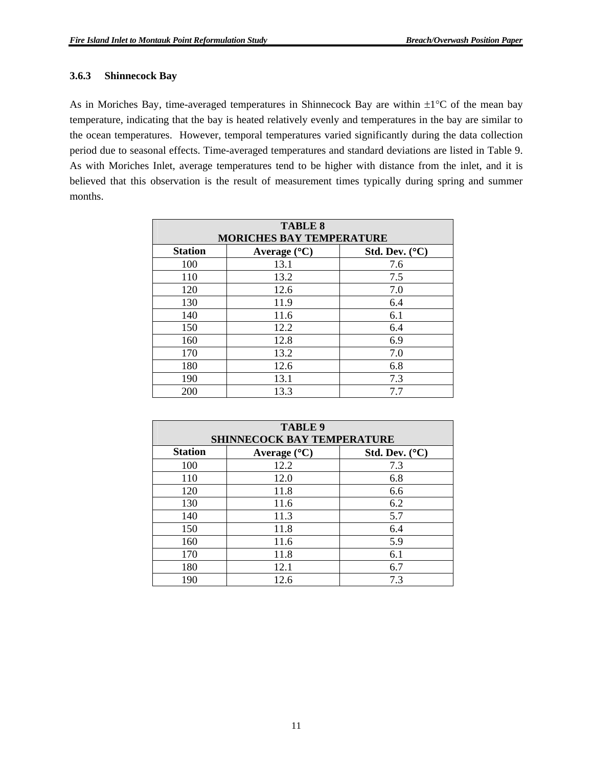### 3.6.3 Shinnecock Bay

As in Moriches Bay, time-averaged temperatures in Shinnecock Bay are within ±1°C of the mean bay temperature, indicating that the bay is heated relatively evenly and temperatures in the bay are similar to the ocean temperatures. However, temporal temperatures varied significantly during the data collection period due to seasonal effects. Time-averaged temperatures and standard deviations are listed in Table 9. As with Moriches Inlet, average temperatures tend to be higher with distance from the inlet, and it is believed that this observation is the result of measurement times typically during spring and summer months.

**TABLE 8**
**MORICHES BAY TEMPERATURE**

| Station | Average (°C) | Std. Dev. (°C) |
|---|---|---|
| 100 | 13.1 | 7.6 |
| 110 | 13.2 | 7.5 |
| 120 | 12.6 | 7.0 |
| 130 | 11.9 | 6.4 |
| 140 | 11.6 | 6.1 |
| 150 | 12.2 | 6.4 |
| 160 | 12.8 | 6.9 |
| 170 | 13.2 | 7.0 |
| 180 | 12.6 | 6.8 |
| 190 | 13.1 | 7.3 |
| 200 | 13.3 | 7.7 |

**TABLE 9**
**SHINNECOCK BAY TEMPERATURE**

| Station | Average (°C) | Std. Dev. (°C) |
|---|---|---|
| 100 | 12.2 | 7.3 |
| 110 | 12.0 | 6.8 |
| 120 | 11.8 | 6.6 |
| 130 | 11.6 | 6.2 |
| 140 | 11.3 | 5.7 |
| 150 | 11.8 | 6.4 |
| 160 | 11.6 | 5.9 |
| 170 | 11.8 | 6.1 |
| 180 | 12.1 | 6.7 |
| 190 | 12.6 | 7.3 |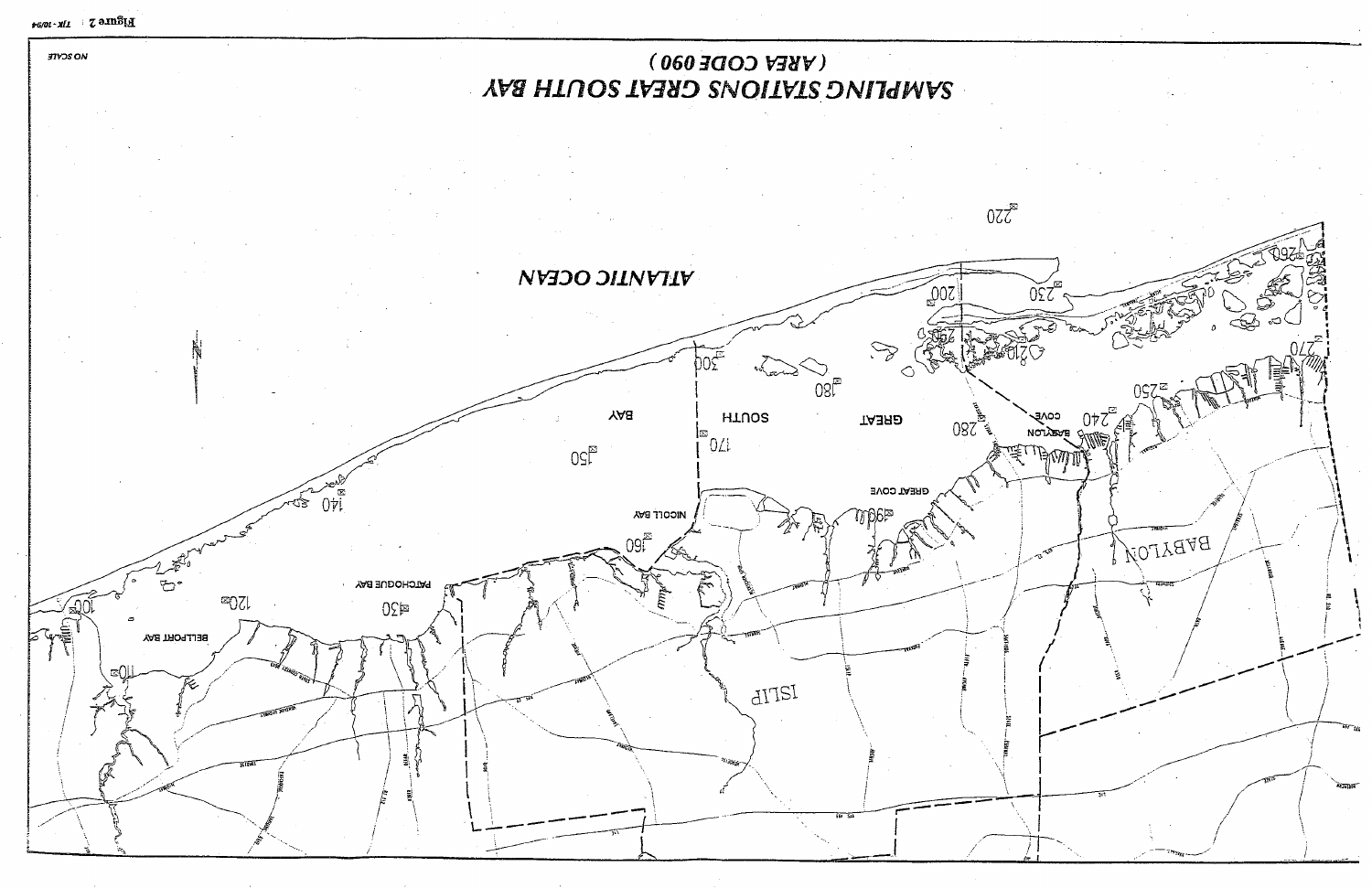# SAMPLING STATIONS GREAT SOUTH BAY

**( AREA CODE 090 )**

NO SCALE

Figure 2 TJK - 10/94

ATLANTIC OCEAN

GREAT SOUTH BAY

BELLPORT BAY

PATCHOGUE BAY

NICOLL BAY

GREAT COVE

BABYLON COVE

ISLIP

BABYLON

100, 110, 120, 130, 140, 150, 160, 170, 180, 190, 200, 210, 220, 230, 240, 250, 260, 270, 280, 290, 300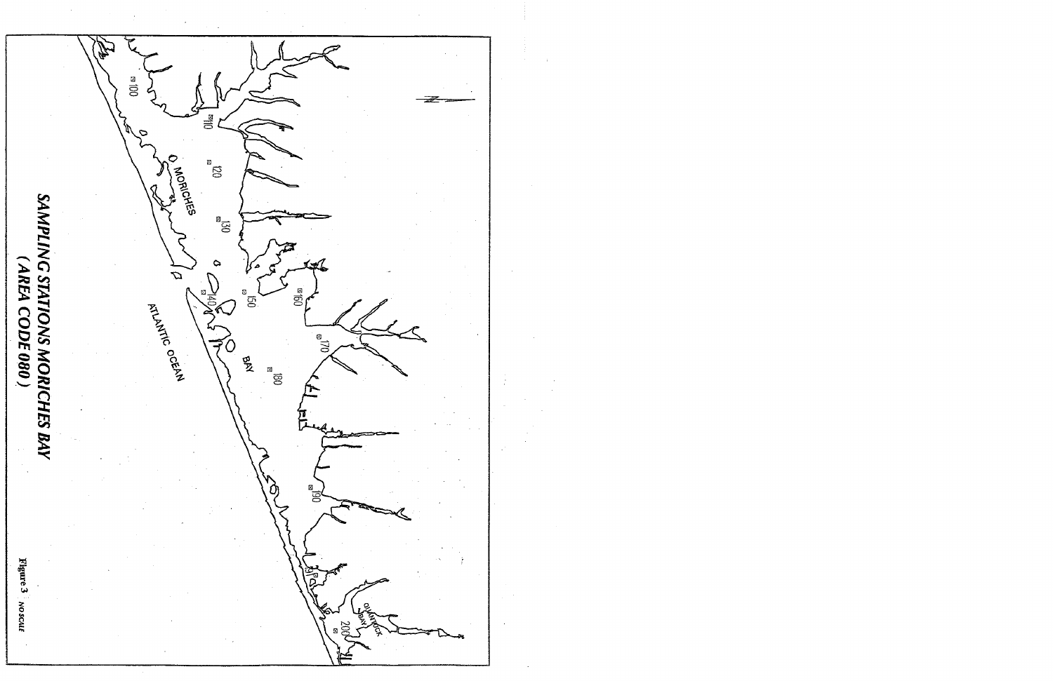# SAMPLING STATIONS MORICHES BAY (AREA CODE 080)

MORICHES BAY

ATLANTIC OCEAN

QUANTUCK BAY

100 110 120 130 140 150 160 170 180 190 191 200

Figure 3 NO SCALE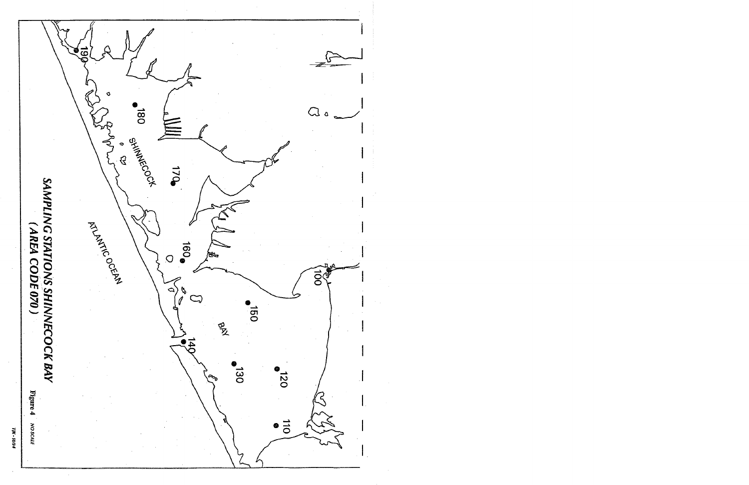SHINNECOCK

BAY

ATLANTIC OCEAN

100

110

120

130

140

150

160

170

180

190

**SAMPLING STATIONS SHINNECOCK BAY**
**( AREA CODE 070 )**

Figure 4 NO SCALE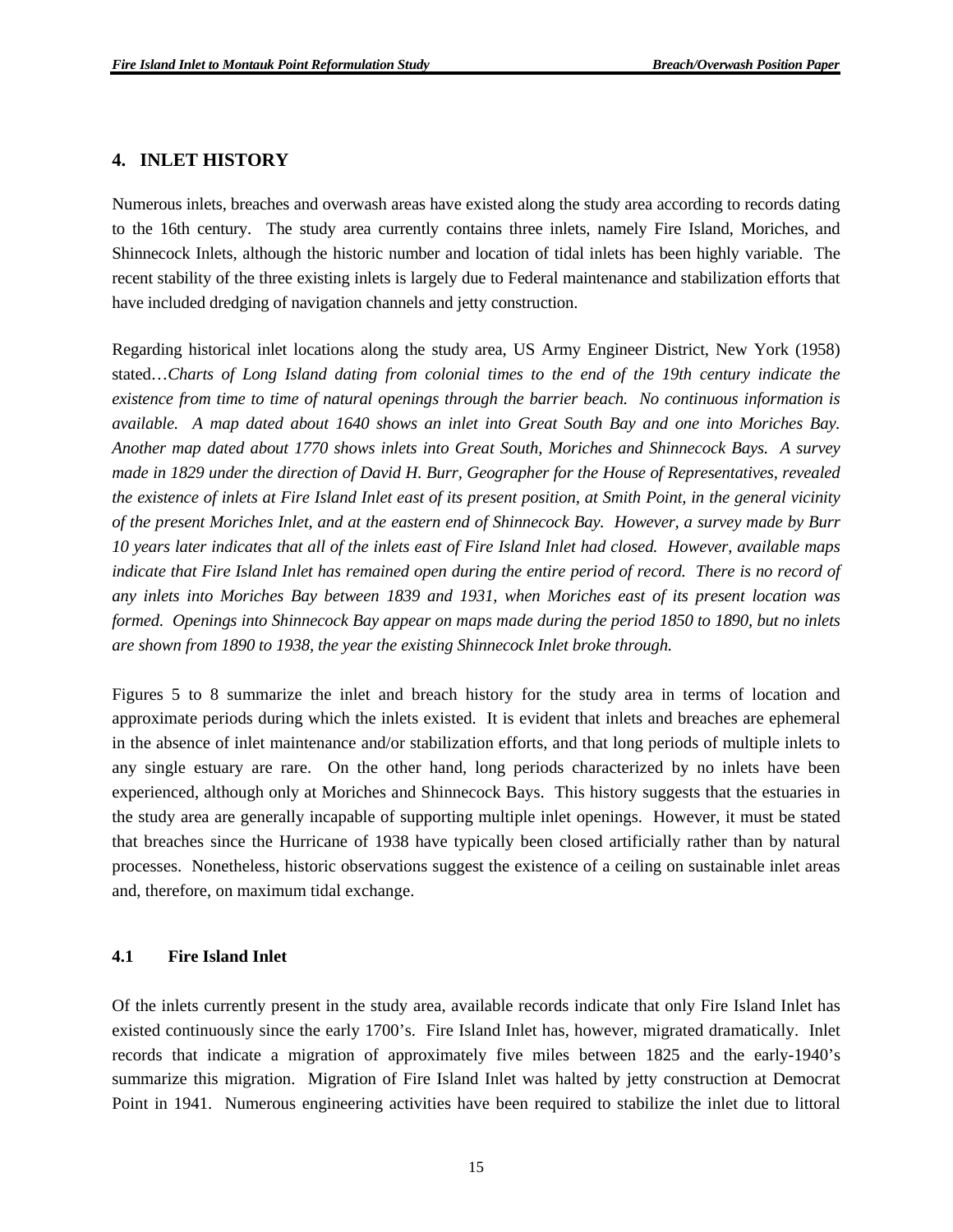## 4. INLET HISTORY

Numerous inlets, breaches and overwash areas have existed along the study area according to records dating to the 16th century. The study area currently contains three inlets, namely Fire Island, Moriches, and Shinnecock Inlets, although the historic number and location of tidal inlets has been highly variable. The recent stability of the three existing inlets is largely due to Federal maintenance and stabilization efforts that have included dredging of navigation channels and jetty construction.

Regarding historical inlet locations along the study area, US Army Engineer District, New York (1958) stated…*Charts of Long Island dating from colonial times to the end of the 19th century indicate the existence from time to time of natural openings through the barrier beach. No continuous information is available. A map dated about 1640 shows an inlet into Great South Bay and one into Moriches Bay. Another map dated about 1770 shows inlets into Great South, Moriches and Shinnecock Bays. A survey made in 1829 under the direction of David H. Burr, Geographer for the House of Representatives, revealed the existence of inlets at Fire Island Inlet east of its present position, at Smith Point, in the general vicinity of the present Moriches Inlet, and at the eastern end of Shinnecock Bay. However, a survey made by Burr 10 years later indicates that all of the inlets east of Fire Island Inlet had closed. However, available maps indicate that Fire Island Inlet has remained open during the entire period of record. There is no record of any inlets into Moriches Bay between 1839 and 1931, when Moriches east of its present location was formed. Openings into Shinnecock Bay appear on maps made during the period 1850 to 1890, but no inlets are shown from 1890 to 1938, the year the existing Shinnecock Inlet broke through.*

Figures 5 to 8 summarize the inlet and breach history for the study area in terms of location and approximate periods during which the inlets existed. It is evident that inlets and breaches are ephemeral in the absence of inlet maintenance and/or stabilization efforts, and that long periods of multiple inlets to any single estuary are rare. On the other hand, long periods characterized by no inlets have been experienced, although only at Moriches and Shinnecock Bays. This history suggests that the estuaries in the study area are generally incapable of supporting multiple inlet openings. However, it must be stated that breaches since the Hurricane of 1938 have typically been closed artificially rather than by natural processes. Nonetheless, historic observations suggest the existence of a ceiling on sustainable inlet areas and, therefore, on maximum tidal exchange.

### 4.1 Fire Island Inlet

Of the inlets currently present in the study area, available records indicate that only Fire Island Inlet has existed continuously since the early 1700's. Fire Island Inlet has, however, migrated dramatically. Inlet records that indicate a migration of approximately five miles between 1825 and the early-1940's summarize this migration. Migration of Fire Island Inlet was halted by jetty construction at Democrat Point in 1941. Numerous engineering activities have been required to stabilize the inlet due to littoral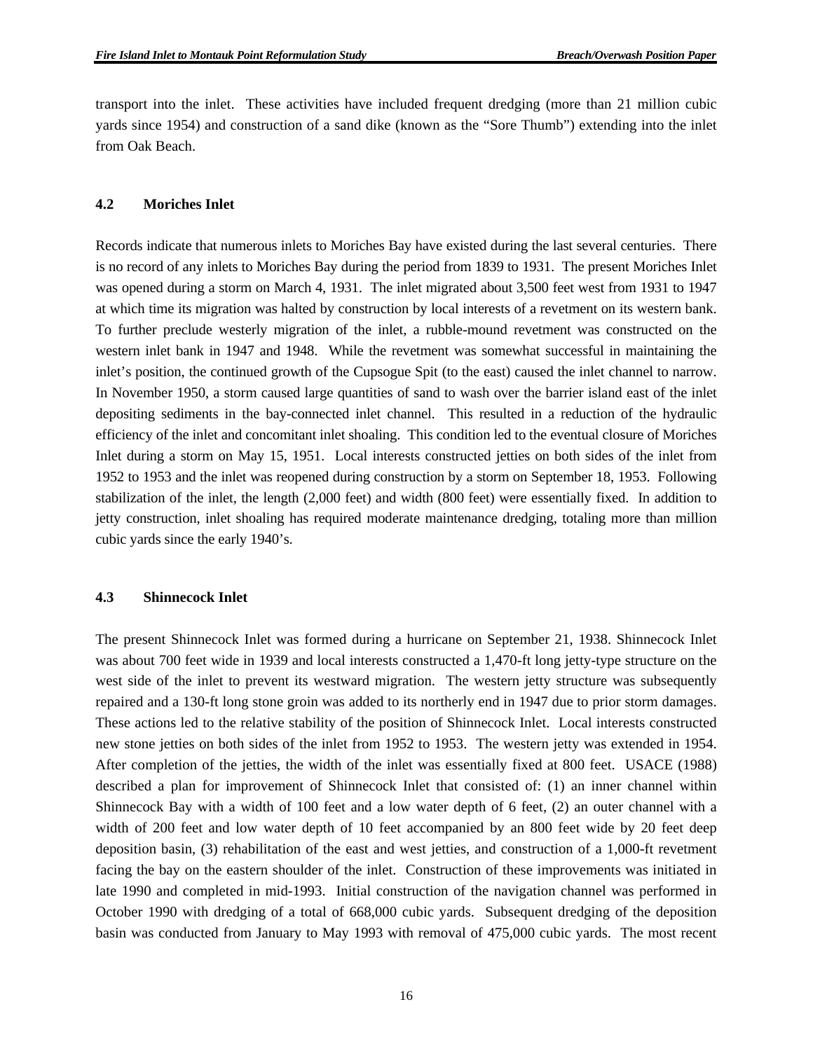transport into the inlet. These activities have included frequent dredging (more than 21 million cubic yards since 1954) and construction of a sand dike (known as the "Sore Thumb") extending into the inlet from Oak Beach.

### 4.2 Moriches Inlet

Records indicate that numerous inlets to Moriches Bay have existed during the last several centuries. There is no record of any inlets to Moriches Bay during the period from 1839 to 1931. The present Moriches Inlet was opened during a storm on March 4, 1931. The inlet migrated about 3,500 feet west from 1931 to 1947 at which time its migration was halted by construction by local interests of a revetment on its western bank. To further preclude westerly migration of the inlet, a rubble-mound revetment was constructed on the western inlet bank in 1947 and 1948. While the revetment was somewhat successful in maintaining the inlet's position, the continued growth of the Cupsogue Spit (to the east) caused the inlet channel to narrow. In November 1950, a storm caused large quantities of sand to wash over the barrier island east of the inlet depositing sediments in the bay-connected inlet channel. This resulted in a reduction of the hydraulic efficiency of the inlet and concomitant inlet shoaling. This condition led to the eventual closure of Moriches Inlet during a storm on May 15, 1951. Local interests constructed jetties on both sides of the inlet from 1952 to 1953 and the inlet was reopened during construction by a storm on September 18, 1953. Following stabilization of the inlet, the length (2,000 feet) and width (800 feet) were essentially fixed. In addition to jetty construction, inlet shoaling has required moderate maintenance dredging, totaling more than million cubic yards since the early 1940's.

### 4.3 Shinnecock Inlet

The present Shinnecock Inlet was formed during a hurricane on September 21, 1938. Shinnecock Inlet was about 700 feet wide in 1939 and local interests constructed a 1,470-ft long jetty-type structure on the west side of the inlet to prevent its westward migration. The western jetty structure was subsequently repaired and a 130-ft long stone groin was added to its northerly end in 1947 due to prior storm damages. These actions led to the relative stability of the position of Shinnecock Inlet. Local interests constructed new stone jetties on both sides of the inlet from 1952 to 1953. The western jetty was extended in 1954. After completion of the jetties, the width of the inlet was essentially fixed at 800 feet. USACE (1988) described a plan for improvement of Shinnecock Inlet that consisted of: (1) an inner channel within Shinnecock Bay with a width of 100 feet and a low water depth of 6 feet, (2) an outer channel with a width of 200 feet and low water depth of 10 feet accompanied by an 800 feet wide by 20 feet deep deposition basin, (3) rehabilitation of the east and west jetties, and construction of a 1,000-ft revetment facing the bay on the eastern shoulder of the inlet. Construction of these improvements was initiated in late 1990 and completed in mid-1993. Initial construction of the navigation channel was performed in October 1990 with dredging of a total of 668,000 cubic yards. Subsequent dredging of the deposition basin was conducted from January to May 1993 with removal of 475,000 cubic yards. The most recent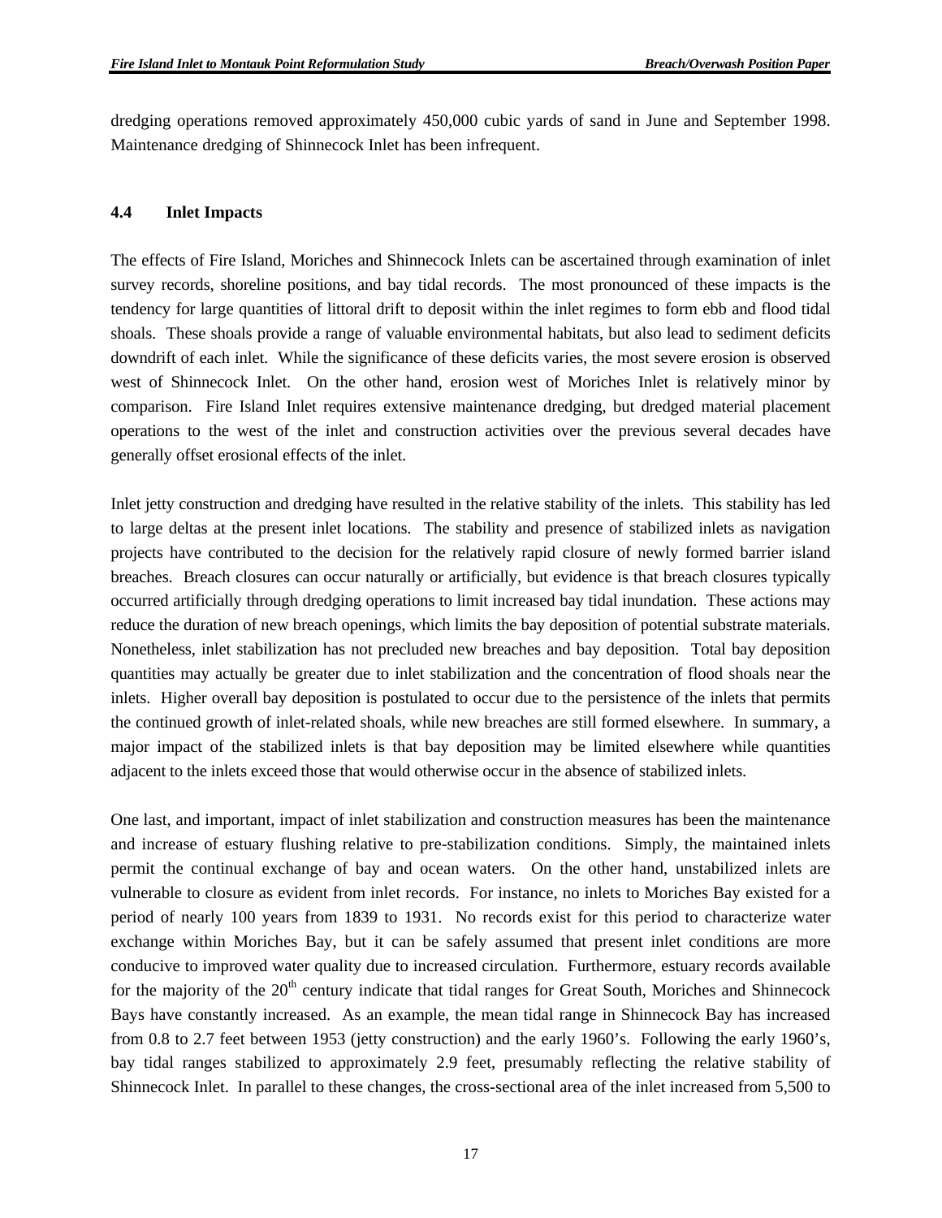dredging operations removed approximately 450,000 cubic yards of sand in June and September 1998. Maintenance dredging of Shinnecock Inlet has been infrequent.

### 4.4 Inlet Impacts

The effects of Fire Island, Moriches and Shinnecock Inlets can be ascertained through examination of inlet survey records, shoreline positions, and bay tidal records. The most pronounced of these impacts is the tendency for large quantities of littoral drift to deposit within the inlet regimes to form ebb and flood tidal shoals. These shoals provide a range of valuable environmental habitats, but also lead to sediment deficits downdrift of each inlet. While the significance of these deficits varies, the most severe erosion is observed west of Shinnecock Inlet. On the other hand, erosion west of Moriches Inlet is relatively minor by comparison. Fire Island Inlet requires extensive maintenance dredging, but dredged material placement operations to the west of the inlet and construction activities over the previous several decades have generally offset erosional effects of the inlet.

Inlet jetty construction and dredging have resulted in the relative stability of the inlets. This stability has led to large deltas at the present inlet locations. The stability and presence of stabilized inlets as navigation projects have contributed to the decision for the relatively rapid closure of newly formed barrier island breaches. Breach closures can occur naturally or artificially, but evidence is that breach closures typically occurred artificially through dredging operations to limit increased bay tidal inundation. These actions may reduce the duration of new breach openings, which limits the bay deposition of potential substrate materials. Nonetheless, inlet stabilization has not precluded new breaches and bay deposition. Total bay deposition quantities may actually be greater due to inlet stabilization and the concentration of flood shoals near the inlets. Higher overall bay deposition is postulated to occur due to the persistence of the inlets that permits the continued growth of inlet-related shoals, while new breaches are still formed elsewhere. In summary, a major impact of the stabilized inlets is that bay deposition may be limited elsewhere while quantities adjacent to the inlets exceed those that would otherwise occur in the absence of stabilized inlets.

One last, and important, impact of inlet stabilization and construction measures has been the maintenance and increase of estuary flushing relative to pre-stabilization conditions. Simply, the maintained inlets permit the continual exchange of bay and ocean waters. On the other hand, unstabilized inlets are vulnerable to closure as evident from inlet records. For instance, no inlets to Moriches Bay existed for a period of nearly 100 years from 1839 to 1931. No records exist for this period to characterize water exchange within Moriches Bay, but it can be safely assumed that present inlet conditions are more conducive to improved water quality due to increased circulation. Furthermore, estuary records available for the majority of the 20th century indicate that tidal ranges for Great South, Moriches and Shinnecock Bays have constantly increased. As an example, the mean tidal range in Shinnecock Bay has increased from 0.8 to 2.7 feet between 1953 (jetty construction) and the early 1960's. Following the early 1960's, bay tidal ranges stabilized to approximately 2.9 feet, presumably reflecting the relative stability of Shinnecock Inlet. In parallel to these changes, the cross-sectional area of the inlet increased from 5,500 to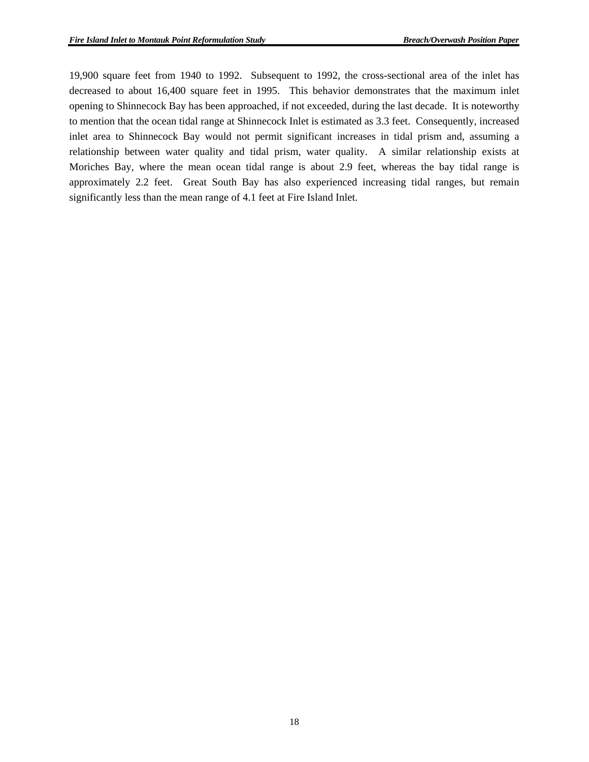19,900 square feet from 1940 to 1992. Subsequent to 1992, the cross-sectional area of the inlet has decreased to about 16,400 square feet in 1995. This behavior demonstrates that the maximum inlet opening to Shinnecock Bay has been approached, if not exceeded, during the last decade. It is noteworthy to mention that the ocean tidal range at Shinnecock Inlet is estimated as 3.3 feet. Consequently, increased inlet area to Shinnecock Bay would not permit significant increases in tidal prism and, assuming a relationship between water quality and tidal prism, water quality. A similar relationship exists at Moriches Bay, where the mean ocean tidal range is about 2.9 feet, whereas the bay tidal range is approximately 2.2 feet. Great South Bay has also experienced increasing tidal ranges, but remain significantly less than the mean range of 4.1 feet at Fire Island Inlet.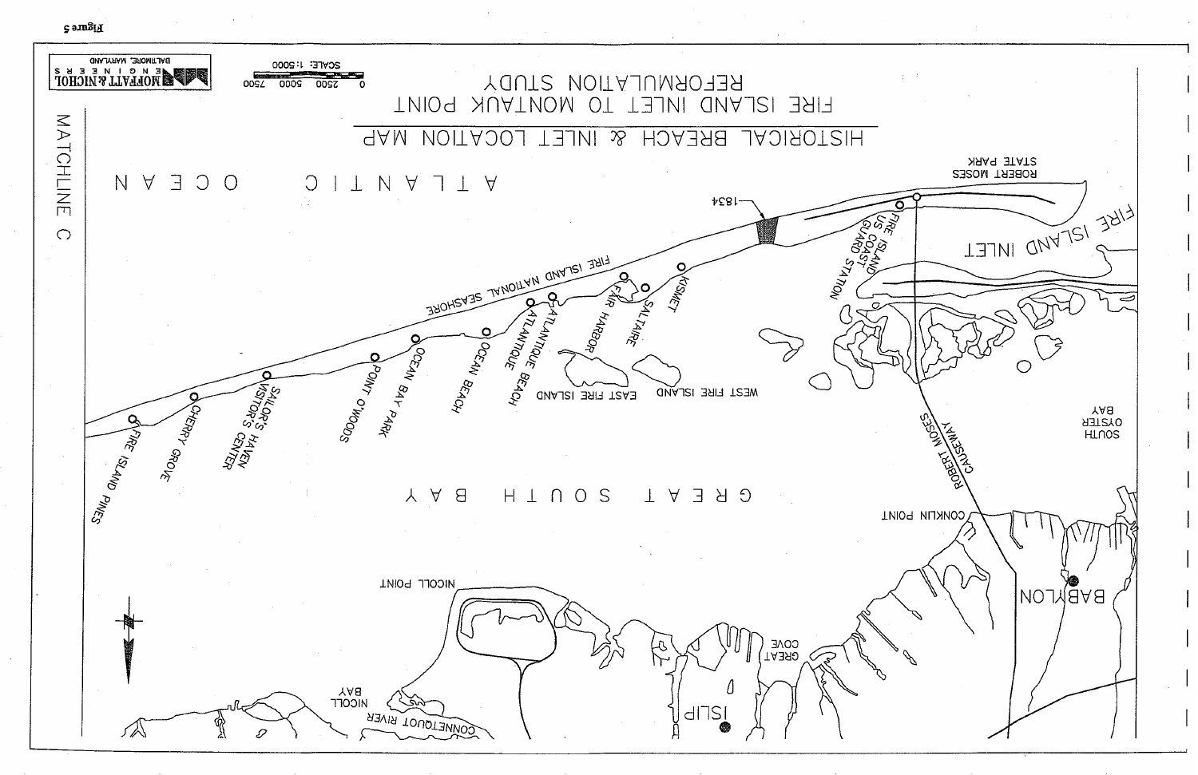Figure 5

# HISTORICAL BREACH & INLET LOCATION MAP

FIRE ISLAND INLET TO MONTAUK POINT

REFORMULATION STUDY

SCALE: 1:5000

0 2500 5000 7500

MOFFATT & NICHOL ENGINEERS

BALTIMORE, MARYLAND

MATCHLINE C

ATLANTIC OCEAN

GREAT SOUTH BAY

SOUTH OYSTER BAY

FIRE ISLAND INLET

ROBERT MOSES STATE PARK

FIRE ISLAND US COAST GUARD STATION

1834

FIRE ISLAND NATIONAL SEASHORE

KISMET

SALTAIRE

FAIR HARBOR

ATLANTIQUE

ATLANTIQUE BEACH

OCEAN BEACH

OCEAN BAY PARK

POINT O'WOODS

SAILOR'S HAVEN VISITOR'S CENTER

CHERRY GROVE

FIRE ISLAND PINES

WEST FIRE ISLAND

EAST FIRE ISLAND

ROBERT MOSES CAUSEWAY

CONKLIN POINT

BABYLON

GREAT COVE

ISLIP

NICOLL POINT

NICOLL BAY

CONNETQUOT RIVER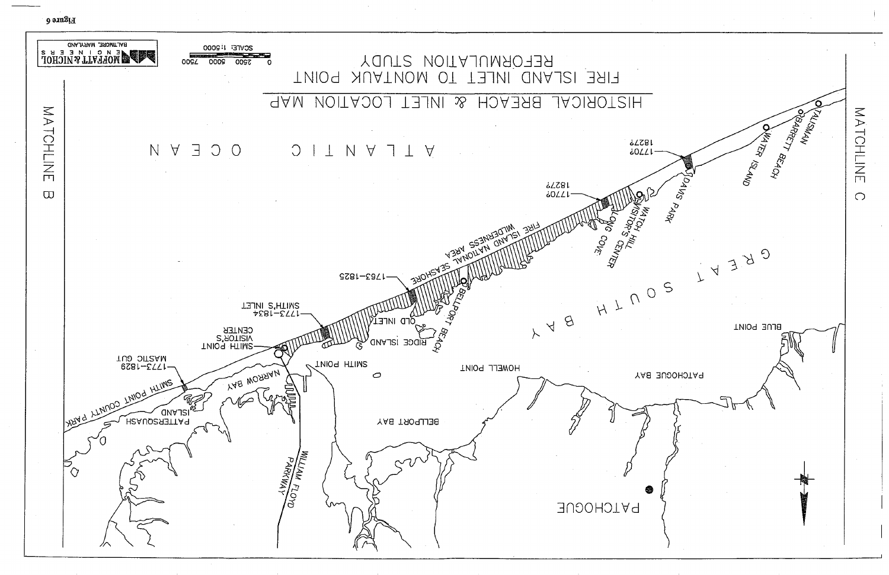Figure 6

# HISTORICAL BREACH & INLET LOCATION MAP

## FIRE ISLAND INLET TO MONTAUK POINT REFORMULATION STUDY

SCALE: 1:5000

0 2500 5000 7500

MOFFATT & NICHOL ENGINEERS
BALTIMORE, MARYLAND

MATCHLINE B

MATCHLINE C

ATLANTIC OCEAN

GREAT SOUTH BAY

FIRE ISLAND NATIONAL SEASHORE WILDERNESS AREA

SMITH POINT COUNTY PARK

1773–1829 MASTIC GUT

SMITH POINT VISITOR'S CENTER

1773–1834 SMITH'S INLET

1763–1825

1770? 1827?

1770? 1827?

TALISMAN

BARRETT BEACH

WATER ISLAND

DAVIS PARK

WATCH HILL VISITOR'S CENTER

LONG COVE

BELLPORT BEACH

OLD INLET

RIDGE ISLAND

SMITH POINT

PATTERSQUASH ISLAND

NARROW BAY

WILLIAM FLOYD PARKWAY

BELLPORT BAY

HOWELL POINT

BLUE POINT

PATCHOGUE BAY

PATCHOGUE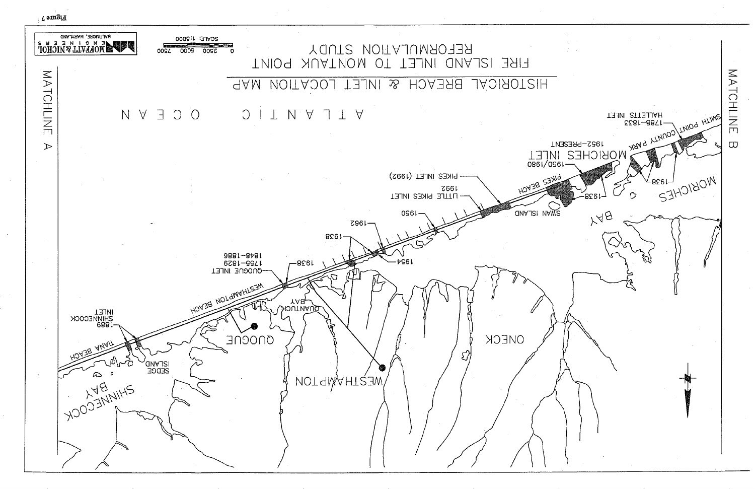# HISTORICAL BREACH & INLET LOCATION MAP

## FIRE ISLAND INLET TO MONTAUK POINT REFORMULATION STUDY

SCALE: 1:5000

0 2500 5000 7500

MOFFATT & NICHOL ENGINEERS
BALTIMORE, MARYLAND

MATCHLINE A

MATCHLINE B

ATLANTIC OCEAN

SMITH POINT COUNTY PARK

1788–1833 HALLETTS INLET

1938

MORICHES BAY

MORICHES INLET 1952–PRESENT

1950/1980

1938

PIKES BEACH

SWAN ISLAND

PIKES INLET (1992)

LITTLE PIKES INLET 1992

1950

1962

1938

1954

1938

QUOGUE INLET 1755–1829 1848–1886

WESTHAMPTON BEACH

QUANTUCK BAY

WESTHAMPTON

QUOGUE

ONECK

1889 SHINNECOCK INLET

TIANA BEACH

SEDGE ISLAND

SHINNECOCK BAY

Figure 7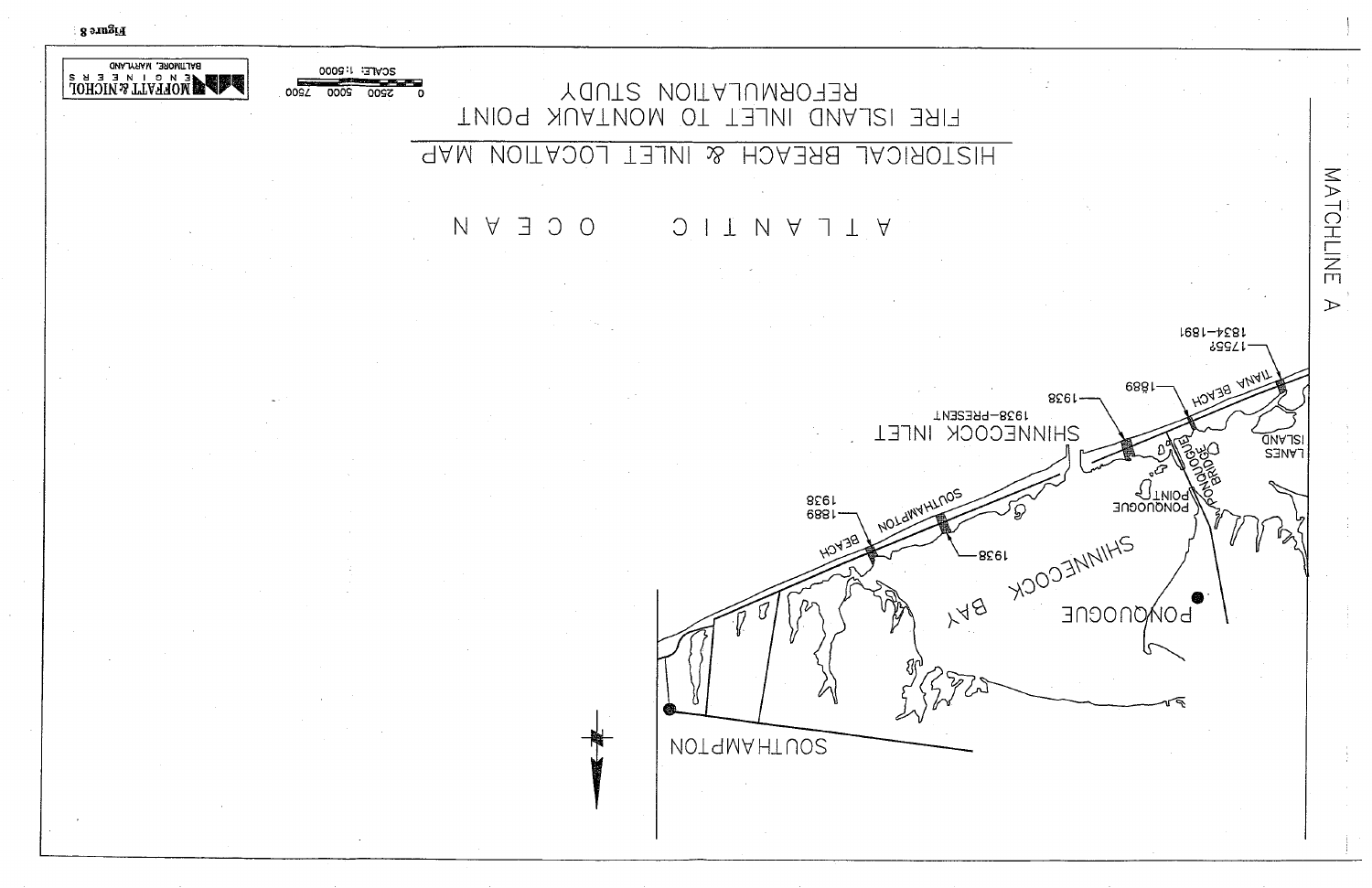Figure 8

# HISTORICAL BREACH & INLET LOCATION MAP

## FIRE ISLAND INLET TO MONTAUK POINT REFORMULATION STUDY

MATCHLINE A

ATLANTIC OCEAN

SHINNECOCK INLET

1938–PRESENT

1938

1889

1755?

1834–1891

TIANA BEACH

LANES ISLAND

PONQUOGUE BRIDGE

PONQUOGUE POINT

PONQUOGUE

SHINNECOCK BAY

SOUTHAMPTON BEACH

1889

1938

1938

SOUTHAMPTON

SCALE: 1:5000

0 2500 5000 7500

MOFFATT & NICHOL ENGINEERS

BALTIMORE, MARYLAND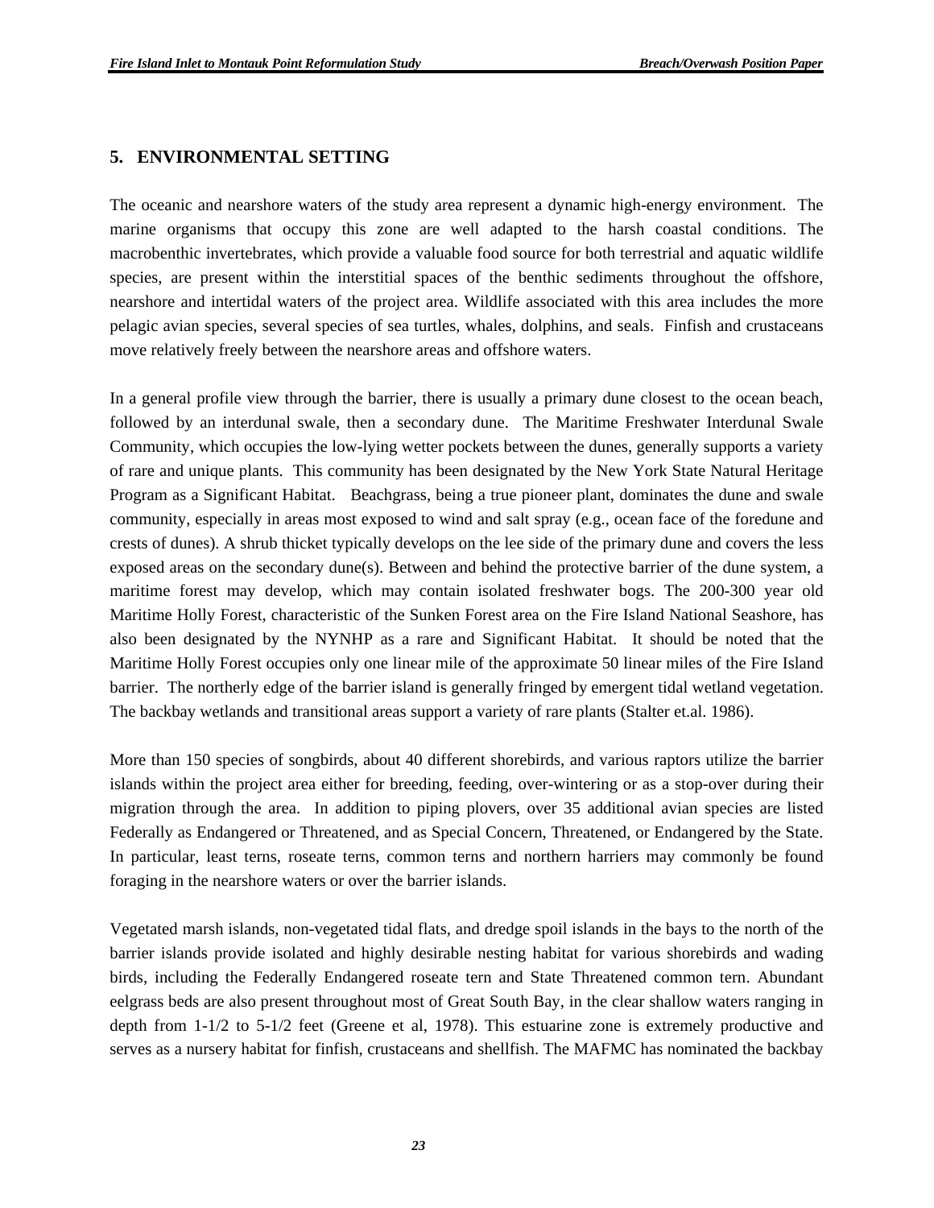## 5. ENVIRONMENTAL SETTING

The oceanic and nearshore waters of the study area represent a dynamic high-energy environment. The marine organisms that occupy this zone are well adapted to the harsh coastal conditions. The macrobenthic invertebrates, which provide a valuable food source for both terrestrial and aquatic wildlife species, are present within the interstitial spaces of the benthic sediments throughout the offshore, nearshore and intertidal waters of the project area. Wildlife associated with this area includes the more pelagic avian species, several species of sea turtles, whales, dolphins, and seals. Finfish and crustaceans move relatively freely between the nearshore areas and offshore waters.

In a general profile view through the barrier, there is usually a primary dune closest to the ocean beach, followed by an interdunal swale, then a secondary dune. The Maritime Freshwater Interdunal Swale Community, which occupies the low-lying wetter pockets between the dunes, generally supports a variety of rare and unique plants. This community has been designated by the New York State Natural Heritage Program as a Significant Habitat. Beachgrass, being a true pioneer plant, dominates the dune and swale community, especially in areas most exposed to wind and salt spray (e.g., ocean face of the foredune and crests of dunes). A shrub thicket typically develops on the lee side of the primary dune and covers the less exposed areas on the secondary dune(s). Between and behind the protective barrier of the dune system, a maritime forest may develop, which may contain isolated freshwater bogs. The 200-300 year old Maritime Holly Forest, characteristic of the Sunken Forest area on the Fire Island National Seashore, has also been designated by the NYNHP as a rare and Significant Habitat. It should be noted that the Maritime Holly Forest occupies only one linear mile of the approximate 50 linear miles of the Fire Island barrier. The northerly edge of the barrier island is generally fringed by emergent tidal wetland vegetation. The backbay wetlands and transitional areas support a variety of rare plants (Stalter et.al. 1986).

More than 150 species of songbirds, about 40 different shorebirds, and various raptors utilize the barrier islands within the project area either for breeding, feeding, over-wintering or as a stop-over during their migration through the area. In addition to piping plovers, over 35 additional avian species are listed Federally as Endangered or Threatened, and as Special Concern, Threatened, or Endangered by the State. In particular, least terns, roseate terns, common terns and northern harriers may commonly be found foraging in the nearshore waters or over the barrier islands.

Vegetated marsh islands, non-vegetated tidal flats, and dredge spoil islands in the bays to the north of the barrier islands provide isolated and highly desirable nesting habitat for various shorebirds and wading birds, including the Federally Endangered roseate tern and State Threatened common tern. Abundant eelgrass beds are also present throughout most of Great South Bay, in the clear shallow waters ranging in depth from 1-1/2 to 5-1/2 feet (Greene et al, 1978). This estuarine zone is extremely productive and serves as a nursery habitat for finfish, crustaceans and shellfish. The MAFMC has nominated the backbay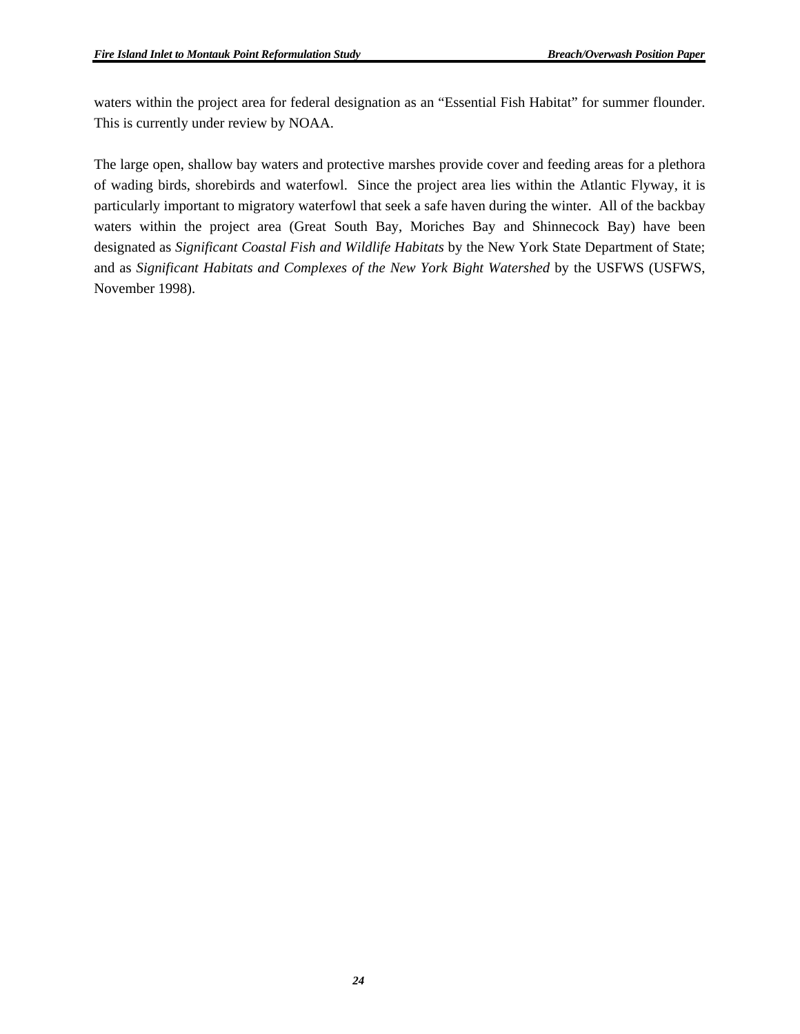waters within the project area for federal designation as an "Essential Fish Habitat" for summer flounder. This is currently under review by NOAA.

The large open, shallow bay waters and protective marshes provide cover and feeding areas for a plethora of wading birds, shorebirds and waterfowl. Since the project area lies within the Atlantic Flyway, it is particularly important to migratory waterfowl that seek a safe haven during the winter. All of the backbay waters within the project area (Great South Bay, Moriches Bay and Shinnecock Bay) have been designated as *Significant Coastal Fish and Wildlife Habitats* by the New York State Department of State; and as *Significant Habitats and Complexes of the New York Bight Watershed* by the USFWS (USFWS, November 1998).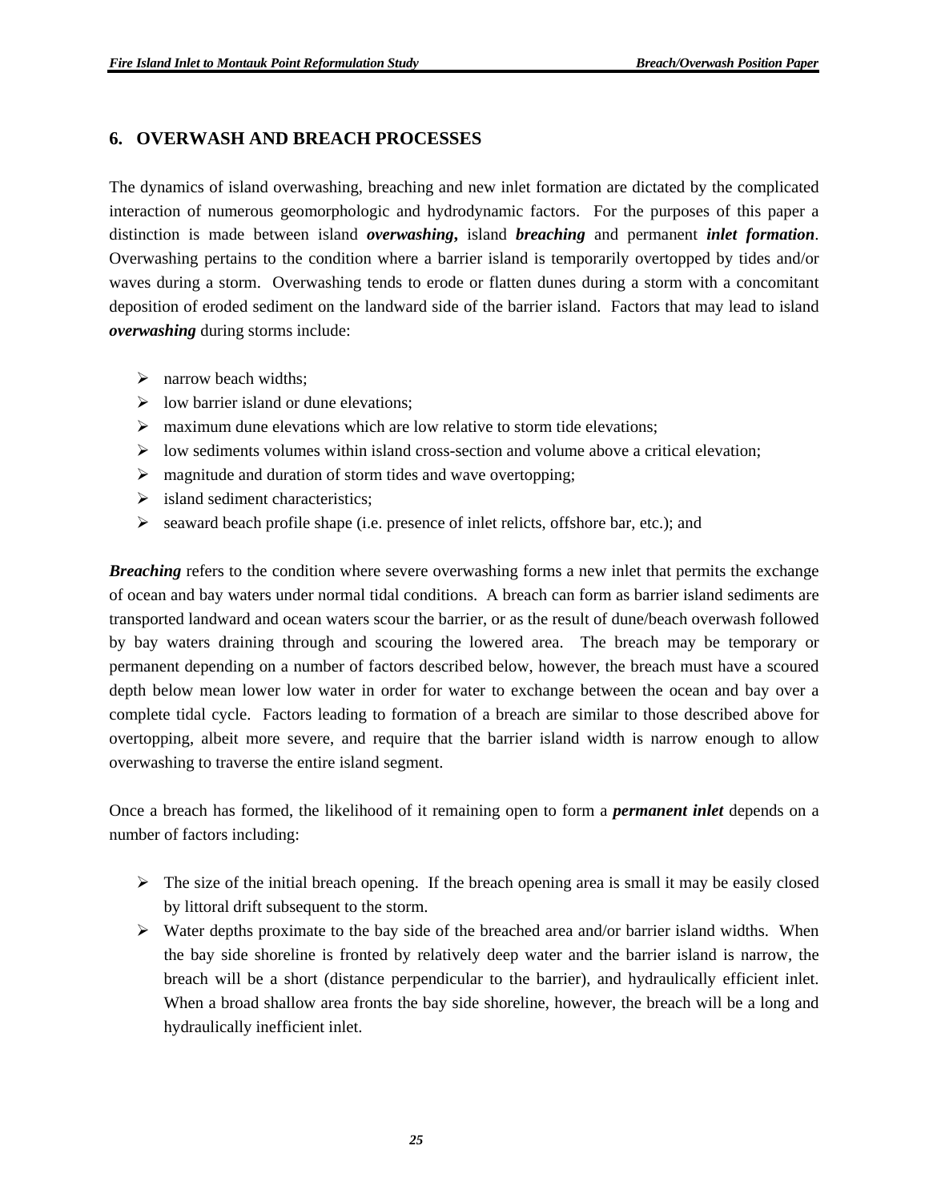## 6. OVERWASH AND BREACH PROCESSES

The dynamics of island overwashing, breaching and new inlet formation are dictated by the complicated interaction of numerous geomorphologic and hydrodynamic factors. For the purposes of this paper a distinction is made between island ***overwashing*****,** island ***breaching*** and permanent ***inlet formation***. Overwashing pertains to the condition where a barrier island is temporarily overtopped by tides and/or waves during a storm. Overwashing tends to erode or flatten dunes during a storm with a concomitant deposition of eroded sediment on the landward side of the barrier island. Factors that may lead to island ***overwashing*** during storms include:

- narrow beach widths;
- low barrier island or dune elevations;
- maximum dune elevations which are low relative to storm tide elevations;
- low sediments volumes within island cross-section and volume above a critical elevation;
- magnitude and duration of storm tides and wave overtopping;
- island sediment characteristics;
- seaward beach profile shape (i.e. presence of inlet relicts, offshore bar, etc.); and

***Breaching*** refers to the condition where severe overwashing forms a new inlet that permits the exchange of ocean and bay waters under normal tidal conditions. A breach can form as barrier island sediments are transported landward and ocean waters scour the barrier, or as the result of dune/beach overwash followed by bay waters draining through and scouring the lowered area. The breach may be temporary or permanent depending on a number of factors described below, however, the breach must have a scoured depth below mean lower low water in order for water to exchange between the ocean and bay over a complete tidal cycle. Factors leading to formation of a breach are similar to those described above for overtopping, albeit more severe, and require that the barrier island width is narrow enough to allow overwashing to traverse the entire island segment.

Once a breach has formed, the likelihood of it remaining open to form a ***permanent inlet*** depends on a number of factors including:

- The size of the initial breach opening. If the breach opening area is small it may be easily closed by littoral drift subsequent to the storm.
- Water depths proximate to the bay side of the breached area and/or barrier island widths. When the bay side shoreline is fronted by relatively deep water and the barrier island is narrow, the breach will be a short (distance perpendicular to the barrier), and hydraulically efficient inlet. When a broad shallow area fronts the bay side shoreline, however, the breach will be a long and hydraulically inefficient inlet.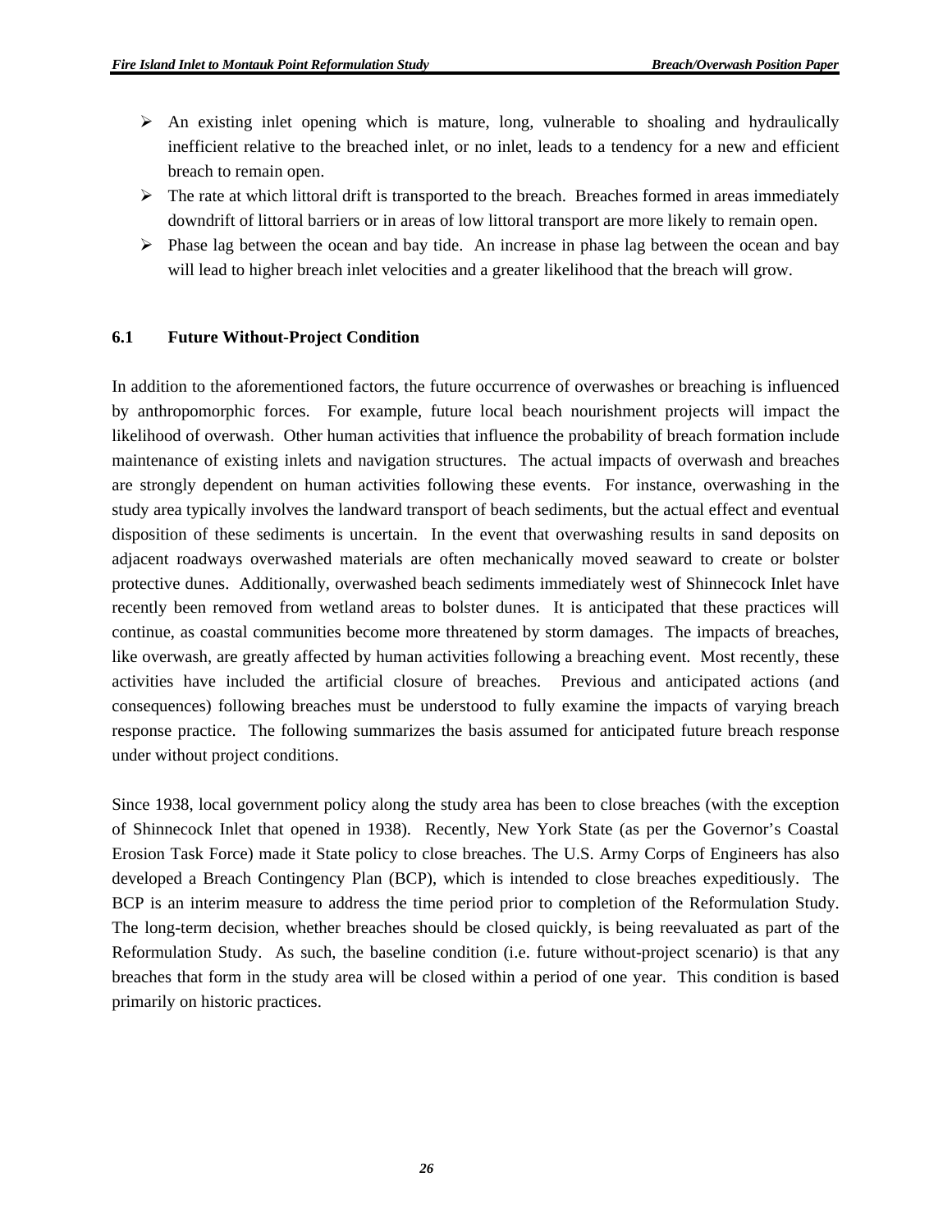- An existing inlet opening which is mature, long, vulnerable to shoaling and hydraulically inefficient relative to the breached inlet, or no inlet, leads to a tendency for a new and efficient breach to remain open.
- The rate at which littoral drift is transported to the breach. Breaches formed in areas immediately downdrift of littoral barriers or in areas of low littoral transport are more likely to remain open.
- Phase lag between the ocean and bay tide. An increase in phase lag between the ocean and bay will lead to higher breach inlet velocities and a greater likelihood that the breach will grow.

### 6.1 Future Without-Project Condition

In addition to the aforementioned factors, the future occurrence of overwashes or breaching is influenced by anthropomorphic forces. For example, future local beach nourishment projects will impact the likelihood of overwash. Other human activities that influence the probability of breach formation include maintenance of existing inlets and navigation structures. The actual impacts of overwash and breaches are strongly dependent on human activities following these events. For instance, overwashing in the study area typically involves the landward transport of beach sediments, but the actual effect and eventual disposition of these sediments is uncertain. In the event that overwashing results in sand deposits on adjacent roadways overwashed materials are often mechanically moved seaward to create or bolster protective dunes. Additionally, overwashed beach sediments immediately west of Shinnecock Inlet have recently been removed from wetland areas to bolster dunes. It is anticipated that these practices will continue, as coastal communities become more threatened by storm damages. The impacts of breaches, like overwash, are greatly affected by human activities following a breaching event. Most recently, these activities have included the artificial closure of breaches. Previous and anticipated actions (and consequences) following breaches must be understood to fully examine the impacts of varying breach response practice. The following summarizes the basis assumed for anticipated future breach response under without project conditions.

Since 1938, local government policy along the study area has been to close breaches (with the exception of Shinnecock Inlet that opened in 1938). Recently, New York State (as per the Governor's Coastal Erosion Task Force) made it State policy to close breaches. The U.S. Army Corps of Engineers has also developed a Breach Contingency Plan (BCP), which is intended to close breaches expeditiously. The BCP is an interim measure to address the time period prior to completion of the Reformulation Study. The long-term decision, whether breaches should be closed quickly, is being reevaluated as part of the Reformulation Study. As such, the baseline condition (i.e. future without-project scenario) is that any breaches that form in the study area will be closed within a period of one year. This condition is based primarily on historic practices.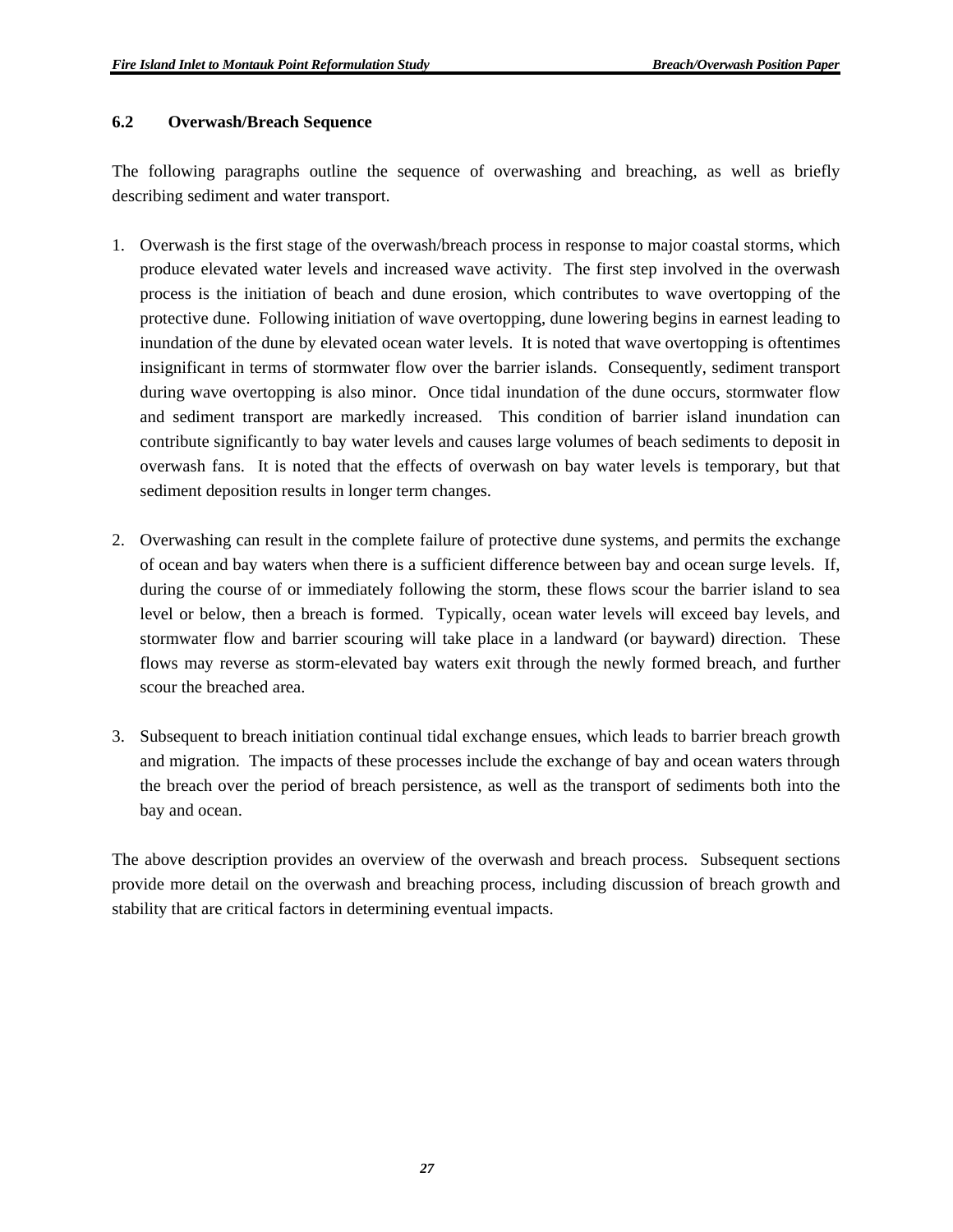### 6.2 Overwash/Breach Sequence

The following paragraphs outline the sequence of overwashing and breaching, as well as briefly describing sediment and water transport.

1. Overwash is the first stage of the overwash/breach process in response to major coastal storms, which produce elevated water levels and increased wave activity. The first step involved in the overwash process is the initiation of beach and dune erosion, which contributes to wave overtopping of the protective dune. Following initiation of wave overtopping, dune lowering begins in earnest leading to inundation of the dune by elevated ocean water levels. It is noted that wave overtopping is oftentimes insignificant in terms of stormwater flow over the barrier islands. Consequently, sediment transport during wave overtopping is also minor. Once tidal inundation of the dune occurs, stormwater flow and sediment transport are markedly increased. This condition of barrier island inundation can contribute significantly to bay water levels and causes large volumes of beach sediments to deposit in overwash fans. It is noted that the effects of overwash on bay water levels is temporary, but that sediment deposition results in longer term changes.

2. Overwashing can result in the complete failure of protective dune systems, and permits the exchange of ocean and bay waters when there is a sufficient difference between bay and ocean surge levels. If, during the course of or immediately following the storm, these flows scour the barrier island to sea level or below, then a breach is formed. Typically, ocean water levels will exceed bay levels, and stormwater flow and barrier scouring will take place in a landward (or bayward) direction. These flows may reverse as storm-elevated bay waters exit through the newly formed breach, and further scour the breached area.

3. Subsequent to breach initiation continual tidal exchange ensues, which leads to barrier breach growth and migration. The impacts of these processes include the exchange of bay and ocean waters through the breach over the period of breach persistence, as well as the transport of sediments both into the bay and ocean.

The above description provides an overview of the overwash and breach process. Subsequent sections provide more detail on the overwash and breaching process, including discussion of breach growth and stability that are critical factors in determining eventual impacts.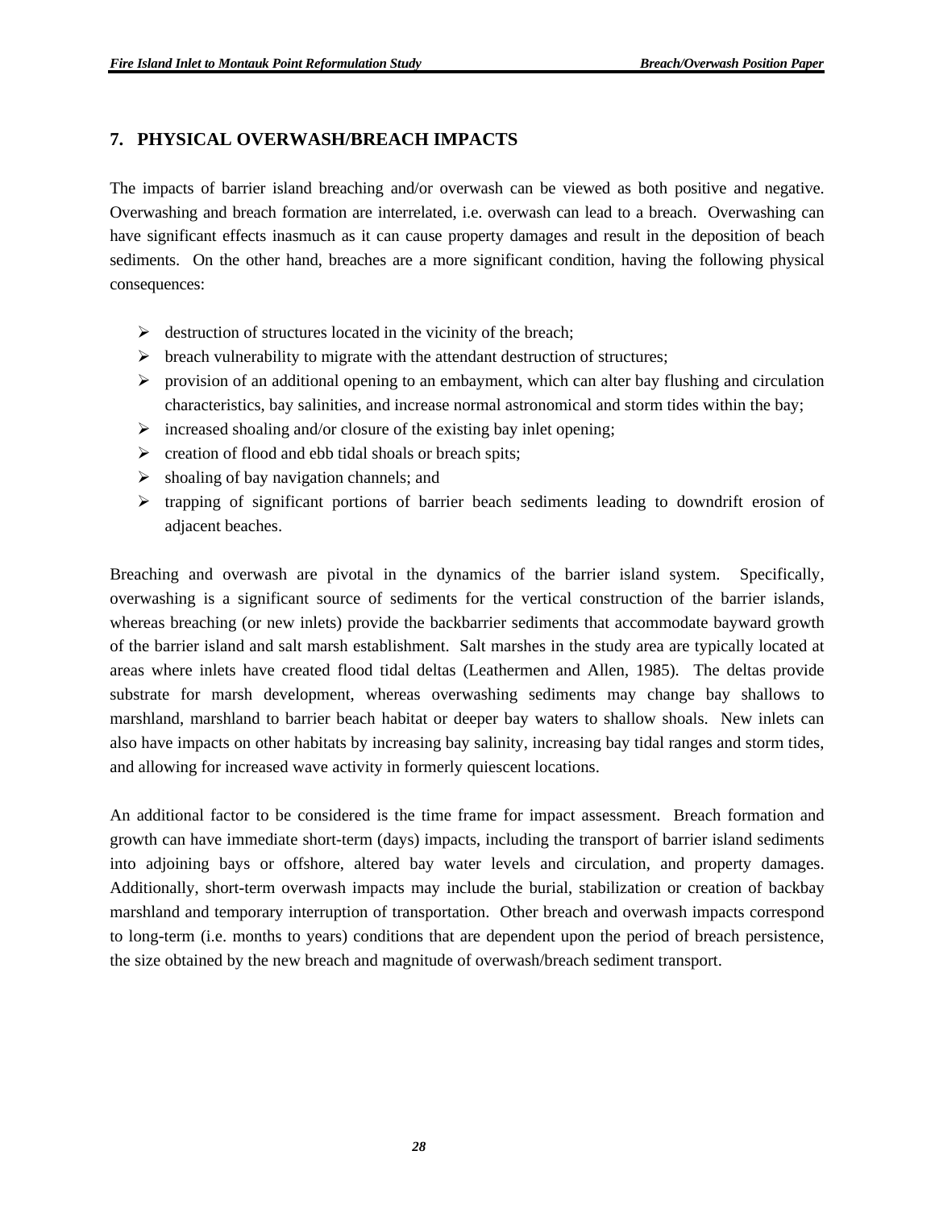## 7. PHYSICAL OVERWASH/BREACH IMPACTS

The impacts of barrier island breaching and/or overwash can be viewed as both positive and negative. Overwashing and breach formation are interrelated, i.e. overwash can lead to a breach. Overwashing can have significant effects inasmuch as it can cause property damages and result in the deposition of beach sediments. On the other hand, breaches are a more significant condition, having the following physical consequences:

- destruction of structures located in the vicinity of the breach;
- breach vulnerability to migrate with the attendant destruction of structures;
- provision of an additional opening to an embayment, which can alter bay flushing and circulation characteristics, bay salinities, and increase normal astronomical and storm tides within the bay;
- increased shoaling and/or closure of the existing bay inlet opening;
- creation of flood and ebb tidal shoals or breach spits;
- shoaling of bay navigation channels; and
- trapping of significant portions of barrier beach sediments leading to downdrift erosion of adjacent beaches.

Breaching and overwash are pivotal in the dynamics of the barrier island system. Specifically, overwashing is a significant source of sediments for the vertical construction of the barrier islands, whereas breaching (or new inlets) provide the backbarrier sediments that accommodate bayward growth of the barrier island and salt marsh establishment. Salt marshes in the study area are typically located at areas where inlets have created flood tidal deltas (Leathermen and Allen, 1985). The deltas provide substrate for marsh development, whereas overwashing sediments may change bay shallows to marshland, marshland to barrier beach habitat or deeper bay waters to shallow shoals. New inlets can also have impacts on other habitats by increasing bay salinity, increasing bay tidal ranges and storm tides, and allowing for increased wave activity in formerly quiescent locations.

An additional factor to be considered is the time frame for impact assessment. Breach formation and growth can have immediate short-term (days) impacts, including the transport of barrier island sediments into adjoining bays or offshore, altered bay water levels and circulation, and property damages. Additionally, short-term overwash impacts may include the burial, stabilization or creation of backbay marshland and temporary interruption of transportation. Other breach and overwash impacts correspond to long-term (i.e. months to years) conditions that are dependent upon the period of breach persistence, the size obtained by the new breach and magnitude of overwash/breach sediment transport.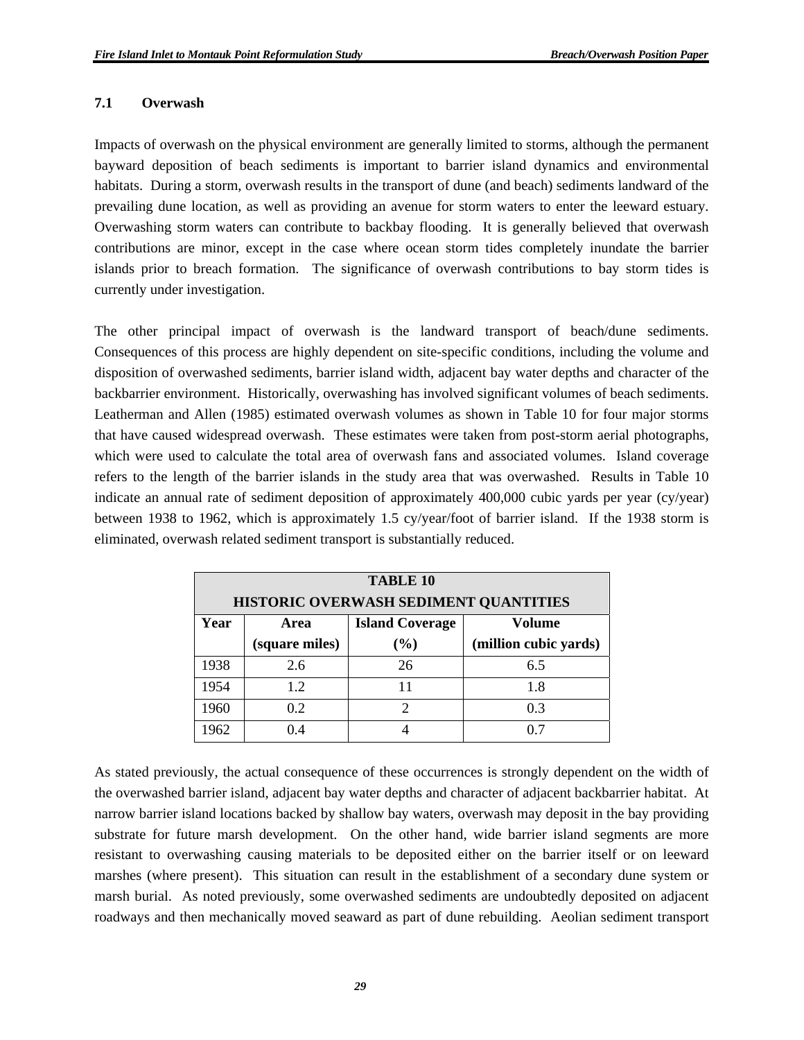### 7.1 Overwash

Impacts of overwash on the physical environment are generally limited to storms, although the permanent bayward deposition of beach sediments is important to barrier island dynamics and environmental habitats. During a storm, overwash results in the transport of dune (and beach) sediments landward of the prevailing dune location, as well as providing an avenue for storm waters to enter the leeward estuary. Overwashing storm waters can contribute to backbay flooding. It is generally believed that overwash contributions are minor, except in the case where ocean storm tides completely inundate the barrier islands prior to breach formation. The significance of overwash contributions to bay storm tides is currently under investigation.

The other principal impact of overwash is the landward transport of beach/dune sediments. Consequences of this process are highly dependent on site-specific conditions, including the volume and disposition of overwashed sediments, barrier island width, adjacent bay water depths and character of the backbarrier environment. Historically, overwashing has involved significant volumes of beach sediments. Leatherman and Allen (1985) estimated overwash volumes as shown in Table 10 for four major storms that have caused widespread overwash. These estimates were taken from post-storm aerial photographs, which were used to calculate the total area of overwash fans and associated volumes. Island coverage refers to the length of the barrier islands in the study area that was overwashed. Results in Table 10 indicate an annual rate of sediment deposition of approximately 400,000 cubic yards per year (cy/year) between 1938 to 1962, which is approximately 1.5 cy/year/foot of barrier island. If the 1938 storm is eliminated, overwash related sediment transport is substantially reduced.

**TABLE 10**
**HISTORIC OVERWASH SEDIMENT QUANTITIES**

| Year | Area (square miles) | Island Coverage (%) | Volume (million cubic yards) |
|---|---|---|---|
| 1938 | 2.6 | 26 | 6.5 |
| 1954 | 1.2 | 11 | 1.8 |
| 1960 | 0.2 | 2 | 0.3 |
| 1962 | 0.4 | 4 | 0.7 |

As stated previously, the actual consequence of these occurrences is strongly dependent on the width of the overwashed barrier island, adjacent bay water depths and character of adjacent backbarrier habitat. At narrow barrier island locations backed by shallow bay waters, overwash may deposit in the bay providing substrate for future marsh development. On the other hand, wide barrier island segments are more resistant to overwashing causing materials to be deposited either on the barrier itself or on leeward marshes (where present). This situation can result in the establishment of a secondary dune system or marsh burial. As noted previously, some overwashed sediments are undoubtedly deposited on adjacent roadways and then mechanically moved seaward as part of dune rebuilding. Aeolian sediment transport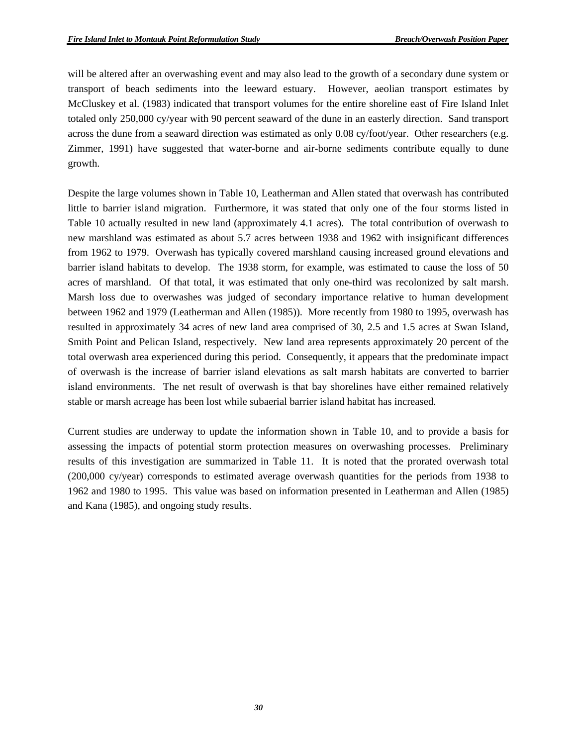will be altered after an overwashing event and may also lead to the growth of a secondary dune system or transport of beach sediments into the leeward estuary. However, aeolian transport estimates by McCluskey et al. (1983) indicated that transport volumes for the entire shoreline east of Fire Island Inlet totaled only 250,000 cy/year with 90 percent seaward of the dune in an easterly direction. Sand transport across the dune from a seaward direction was estimated as only 0.08 cy/foot/year. Other researchers (e.g. Zimmer, 1991) have suggested that water-borne and air-borne sediments contribute equally to dune growth.

Despite the large volumes shown in Table 10, Leatherman and Allen stated that overwash has contributed little to barrier island migration. Furthermore, it was stated that only one of the four storms listed in Table 10 actually resulted in new land (approximately 4.1 acres). The total contribution of overwash to new marshland was estimated as about 5.7 acres between 1938 and 1962 with insignificant differences from 1962 to 1979. Overwash has typically covered marshland causing increased ground elevations and barrier island habitats to develop. The 1938 storm, for example, was estimated to cause the loss of 50 acres of marshland. Of that total, it was estimated that only one-third was recolonized by salt marsh. Marsh loss due to overwashes was judged of secondary importance relative to human development between 1962 and 1979 (Leatherman and Allen (1985)). More recently from 1980 to 1995, overwash has resulted in approximately 34 acres of new land area comprised of 30, 2.5 and 1.5 acres at Swan Island, Smith Point and Pelican Island, respectively. New land area represents approximately 20 percent of the total overwash area experienced during this period. Consequently, it appears that the predominate impact of overwash is the increase of barrier island elevations as salt marsh habitats are converted to barrier island environments. The net result of overwash is that bay shorelines have either remained relatively stable or marsh acreage has been lost while subaerial barrier island habitat has increased.

Current studies are underway to update the information shown in Table 10, and to provide a basis for assessing the impacts of potential storm protection measures on overwashing processes. Preliminary results of this investigation are summarized in Table 11. It is noted that the prorated overwash total (200,000 cy/year) corresponds to estimated average overwash quantities for the periods from 1938 to 1962 and 1980 to 1995. This value was based on information presented in Leatherman and Allen (1985) and Kana (1985), and ongoing study results.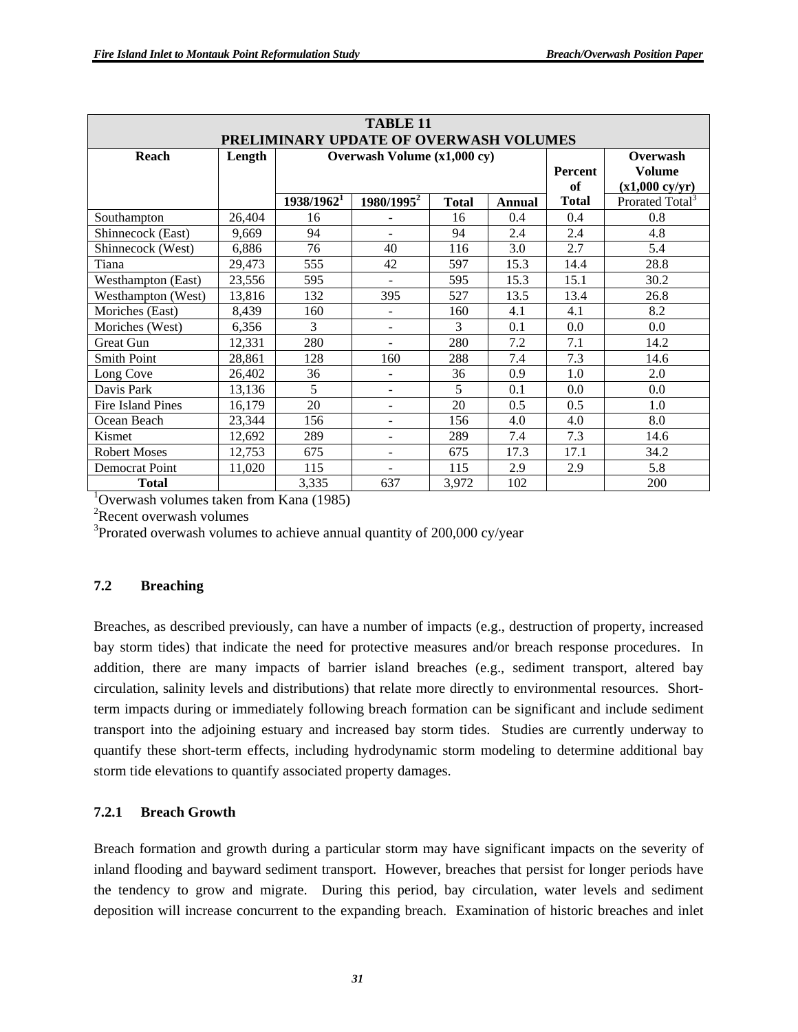| TABLE 11 PRELIMINARY UPDATE OF OVERWASH VOLUMES | | | | | | | |
|---|---|---|---|---|---|---|---|
| Reach | Length | Overwash Volume (x1,000 cy) | | | | Percent of Total | Overwash Volume (x1,000 cy/yr) |
| | | 1938/1962[1] | 1980/1995[2] | Total | Annual | | Prorated Total[3] |
| Southampton | 26,404 | 16 | - | 16 | 0.4 | 0.4 | 0.8 |
| Shinnecock (East) | 9,669 | 94 | - | 94 | 2.4 | 2.4 | 4.8 |
| Shinnecock (West) | 6,886 | 76 | 40 | 116 | 3.0 | 2.7 | 5.4 |
| Tiana | 29,473 | 555 | 42 | 597 | 15.3 | 14.4 | 28.8 |
| Westhampton (East) | 23,556 | 595 | - | 595 | 15.3 | 15.1 | 30.2 |
| Westhampton (West) | 13,816 | 132 | 395 | 527 | 13.5 | 13.4 | 26.8 |
| Moriches (East) | 8,439 | 160 | - | 160 | 4.1 | 4.1 | 8.2 |
| Moriches (West) | 6,356 | 3 | - | 3 | 0.1 | 0.0 | 0.0 |
| Great Gun | 12,331 | 280 | - | 280 | 7.2 | 7.1 | 14.2 |
| Smith Point | 28,861 | 128 | 160 | 288 | 7.4 | 7.3 | 14.6 |
| Long Cove | 26,402 | 36 | - | 36 | 0.9 | 1.0 | 2.0 |
| Davis Park | 13,136 | 5 | - | 5 | 0.1 | 0.0 | 0.0 |
| Fire Island Pines | 16,179 | 20 | - | 20 | 0.5 | 0.5 | 1.0 |
| Ocean Beach | 23,344 | 156 | - | 156 | 4.0 | 4.0 | 8.0 |
| Kismet | 12,692 | 289 | - | 289 | 7.4 | 7.3 | 14.6 |
| Robert Moses | 12,753 | 675 | - | 675 | 17.3 | 17.1 | 34.2 |
| Democrat Point | 11,020 | 115 | - | 115 | 2.9 | 2.9 | 5.8 |
| **Total** | | 3,335 | 637 | 3,972 | 102 | | 200 |

[1]Overwash volumes taken from Kana (1985)
[2]Recent overwash volumes
[3]Prorated overwash volumes to achieve annual quantity of 200,000 cy/year

### 7.2 Breaching

Breaches, as described previously, can have a number of impacts (e.g., destruction of property, increased bay storm tides) that indicate the need for protective measures and/or breach response procedures. In addition, there are many impacts of barrier island breaches (e.g., sediment transport, altered bay circulation, salinity levels and distributions) that relate more directly to environmental resources. Short-term impacts during or immediately following breach formation can be significant and include sediment transport into the adjoining estuary and increased bay storm tides. Studies are currently underway to quantify these short-term effects, including hydrodynamic storm modeling to determine additional bay storm tide elevations to quantify associated property damages.

#### 7.2.1 Breach Growth

Breach formation and growth during a particular storm may have significant impacts on the severity of inland flooding and bayward sediment transport. However, breaches that persist for longer periods have the tendency to grow and migrate. During this period, bay circulation, water levels and sediment deposition will increase concurrent to the expanding breach. Examination of historic breaches and inlet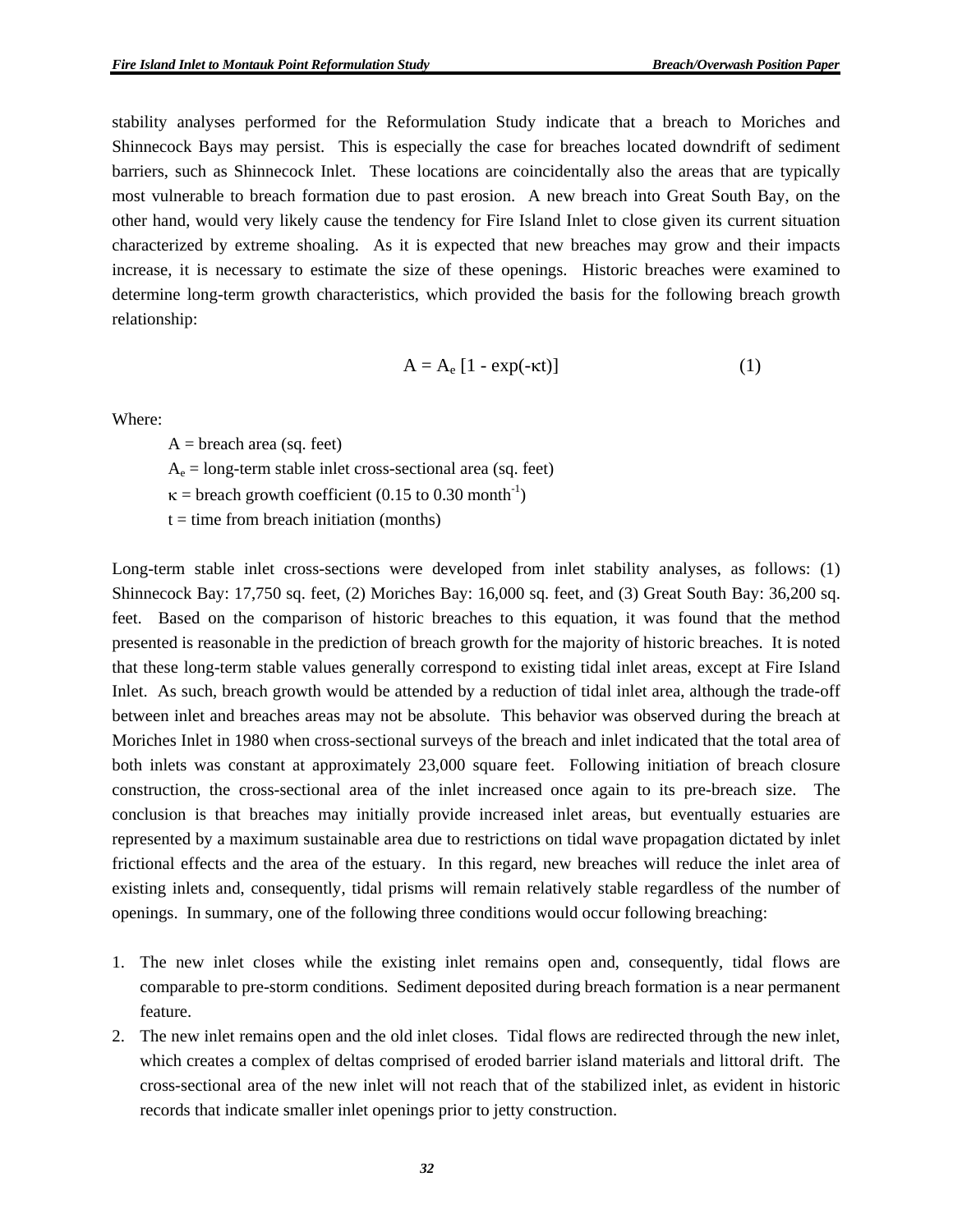stability analyses performed for the Reformulation Study indicate that a breach to Moriches and Shinnecock Bays may persist. This is especially the case for breaches located downdrift of sediment barriers, such as Shinnecock Inlet. These locations are coincidentally also the areas that are typically most vulnerable to breach formation due to past erosion. A new breach into Great South Bay, on the other hand, would very likely cause the tendency for Fire Island Inlet to close given its current situation characterized by extreme shoaling. As it is expected that new breaches may grow and their impacts increase, it is necessary to estimate the size of these openings. Historic breaches were examined to determine long-term growth characteristics, which provided the basis for the following breach growth relationship:

$$A = A_e \left[1 - \exp(-\kappa t)\right] \qquad (1)$$

Where:

$A$ = breach area (sq. feet)
$A_e$ = long-term stable inlet cross-sectional area (sq. feet)
$\kappa$ = breach growth coefficient (0.15 to 0.30 $\text{month}^{-1}$)
$t$ = time from breach initiation (months)

Long-term stable inlet cross-sections were developed from inlet stability analyses, as follows: (1) Shinnecock Bay: 17,750 sq. feet, (2) Moriches Bay: 16,000 sq. feet, and (3) Great South Bay: 36,200 sq. feet. Based on the comparison of historic breaches to this equation, it was found that the method presented is reasonable in the prediction of breach growth for the majority of historic breaches. It is noted that these long-term stable values generally correspond to existing tidal inlet areas, except at Fire Island Inlet. As such, breach growth would be attended by a reduction of tidal inlet area, although the trade-off between inlet and breaches areas may not be absolute. This behavior was observed during the breach at Moriches Inlet in 1980 when cross-sectional surveys of the breach and inlet indicated that the total area of both inlets was constant at approximately 23,000 square feet. Following initiation of breach closure construction, the cross-sectional area of the inlet increased once again to its pre-breach size. The conclusion is that breaches may initially provide increased inlet areas, but eventually estuaries are represented by a maximum sustainable area due to restrictions on tidal wave propagation dictated by inlet frictional effects and the area of the estuary. In this regard, new breaches will reduce the inlet area of existing inlets and, consequently, tidal prisms will remain relatively stable regardless of the number of openings. In summary, one of the following three conditions would occur following breaching:

1. The new inlet closes while the existing inlet remains open and, consequently, tidal flows are comparable to pre-storm conditions. Sediment deposited during breach formation is a near permanent feature.
2. The new inlet remains open and the old inlet closes. Tidal flows are redirected through the new inlet, which creates a complex of deltas comprised of eroded barrier island materials and littoral drift. The cross-sectional area of the new inlet will not reach that of the stabilized inlet, as evident in historic records that indicate smaller inlet openings prior to jetty construction.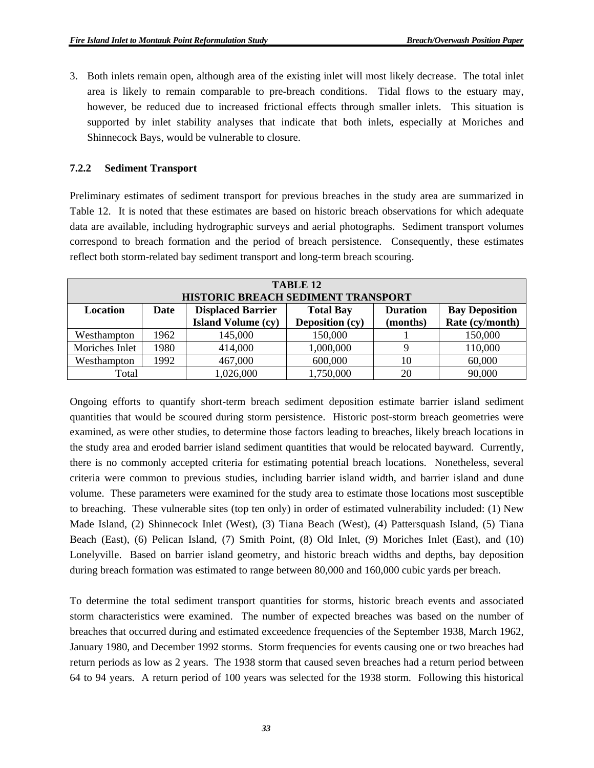3. Both inlets remain open, although area of the existing inlet will most likely decrease. The total inlet area is likely to remain comparable to pre-breach conditions. Tidal flows to the estuary may, however, be reduced due to increased frictional effects through smaller inlets. This situation is supported by inlet stability analyses that indicate that both inlets, especially at Moriches and Shinnecock Bays, would be vulnerable to closure.

### 7.2.2 Sediment Transport

Preliminary estimates of sediment transport for previous breaches in the study area are summarized in Table 12. It is noted that these estimates are based on historic breach observations for which adequate data are available, including hydrographic surveys and aerial photographs. Sediment transport volumes correspond to breach formation and the period of breach persistence. Consequently, these estimates reflect both storm-related bay sediment transport and long-term breach scouring.

**TABLE 12**
**HISTORIC BREACH SEDIMENT TRANSPORT**

| Location | Date | Displaced Barrier Island Volume (cy) | Total Bay Deposition (cy) | Duration (months) | Bay Deposition Rate (cy/month) |
|---|---|---|---|---|---|
| Westhampton | 1962 | 145,000 | 150,000 | 1 | 150,000 |
| Moriches Inlet | 1980 | 414,000 | 1,000,000 | 9 | 110,000 |
| Westhampton | 1992 | 467,000 | 600,000 | 10 | 60,000 |
| Total | | 1,026,000 | 1,750,000 | 20 | 90,000 |

Ongoing efforts to quantify short-term breach sediment deposition estimate barrier island sediment quantities that would be scoured during storm persistence. Historic post-storm breach geometries were examined, as were other studies, to determine those factors leading to breaches, likely breach locations in the study area and eroded barrier island sediment quantities that would be relocated bayward. Currently, there is no commonly accepted criteria for estimating potential breach locations. Nonetheless, several criteria were common to previous studies, including barrier island width, and barrier island and dune volume. These parameters were examined for the study area to estimate those locations most susceptible to breaching. These vulnerable sites (top ten only) in order of estimated vulnerability included: (1) New Made Island, (2) Shinnecock Inlet (West), (3) Tiana Beach (West), (4) Pattersquash Island, (5) Tiana Beach (East), (6) Pelican Island, (7) Smith Point, (8) Old Inlet, (9) Moriches Inlet (East), and (10) Lonelyville. Based on barrier island geometry, and historic breach widths and depths, bay deposition during breach formation was estimated to range between 80,000 and 160,000 cubic yards per breach.

To determine the total sediment transport quantities for storms, historic breach events and associated storm characteristics were examined. The number of expected breaches was based on the number of breaches that occurred during and estimated exceedence frequencies of the September 1938, March 1962, January 1980, and December 1992 storms. Storm frequencies for events causing one or two breaches had return periods as low as 2 years. The 1938 storm that caused seven breaches had a return period between 64 to 94 years. A return period of 100 years was selected for the 1938 storm. Following this historical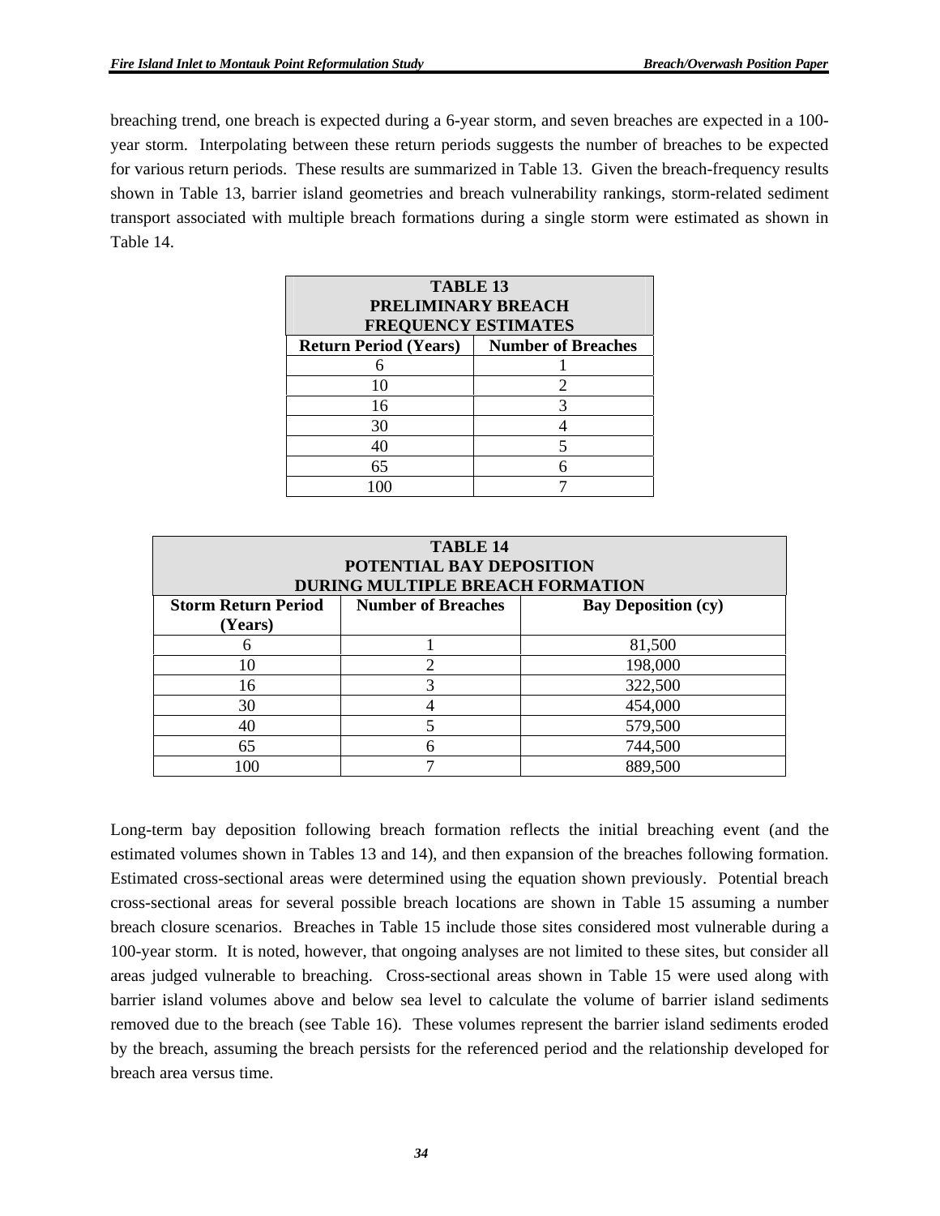breaching trend, one breach is expected during a 6-year storm, and seven breaches are expected in a 100-year storm. Interpolating between these return periods suggests the number of breaches to be expected for various return periods. These results are summarized in Table 13. Given the breach-frequency results shown in Table 13, barrier island geometries and breach vulnerability rankings, storm-related sediment transport associated with multiple breach formations during a single storm were estimated as shown in Table 14.

**TABLE 13**
**PRELIMINARY BREACH FREQUENCY ESTIMATES**

| Return Period (Years) | Number of Breaches |
|---|---|
| 6 | 1 |
| 10 | 2 |
| 16 | 3 |
| 30 | 4 |
| 40 | 5 |
| 65 | 6 |
| 100 | 7 |

**TABLE 14**
**POTENTIAL BAY DEPOSITION DURING MULTIPLE BREACH FORMATION**

| Storm Return Period (Years) | Number of Breaches | Bay Deposition (cy) |
|---|---|---|
| 6 | 1 | 81,500 |
| 10 | 2 | 198,000 |
| 16 | 3 | 322,500 |
| 30 | 4 | 454,000 |
| 40 | 5 | 579,500 |
| 65 | 6 | 744,500 |
| 100 | 7 | 889,500 |

Long-term bay deposition following breach formation reflects the initial breaching event (and the estimated volumes shown in Tables 13 and 14), and then expansion of the breaches following formation. Estimated cross-sectional areas were determined using the equation shown previously. Potential breach cross-sectional areas for several possible breach locations are shown in Table 15 assuming a number breach closure scenarios. Breaches in Table 15 include those sites considered most vulnerable during a 100-year storm. It is noted, however, that ongoing analyses are not limited to these sites, but consider all areas judged vulnerable to breaching. Cross-sectional areas shown in Table 15 were used along with barrier island volumes above and below sea level to calculate the volume of barrier island sediments removed due to the breach (see Table 16). These volumes represent the barrier island sediments eroded by the breach, assuming the breach persists for the referenced period and the relationship developed for breach area versus time.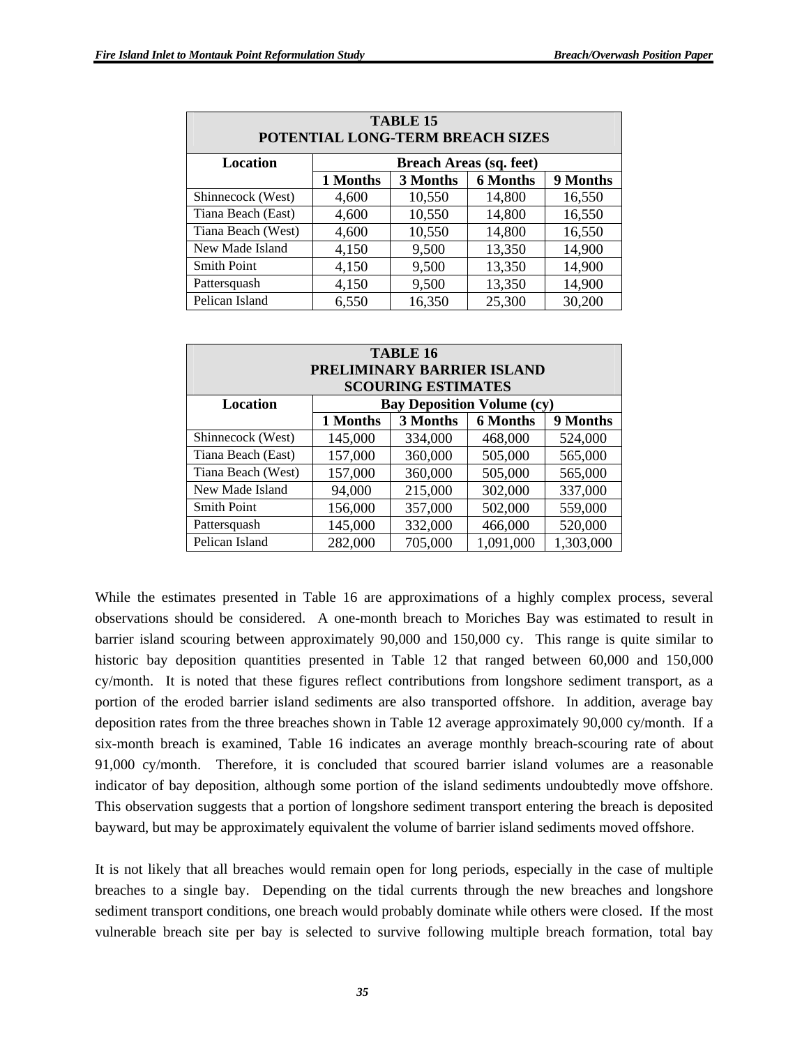| TABLE 15<br>POTENTIAL LONG-TERM BREACH SIZES | | | | |
|---|---|---|---|---|
| Location | Breach Areas (sq. feet) | | | |
| | 1 Months | 3 Months | 6 Months | 9 Months |
| Shinnecock (West) | 4,600 | 10,550 | 14,800 | 16,550 |
| Tiana Beach (East) | 4,600 | 10,550 | 14,800 | 16,550 |
| Tiana Beach (West) | 4,600 | 10,550 | 14,800 | 16,550 |
| New Made Island | 4,150 | 9,500 | 13,350 | 14,900 |
| Smith Point | 4,150 | 9,500 | 13,350 | 14,900 |
| Pattersquash | 4,150 | 9,500 | 13,350 | 14,900 |
| Pelican Island | 6,550 | 16,350 | 25,300 | 30,200 |

| TABLE 16<br>PRELIMINARY BARRIER ISLAND<br>SCOURING ESTIMATES | | | | |
|---|---|---|---|---|
| Location | Bay Deposition Volume (cy) | | | |
| | 1 Months | 3 Months | 6 Months | 9 Months |
| Shinnecock (West) | 145,000 | 334,000 | 468,000 | 524,000 |
| Tiana Beach (East) | 157,000 | 360,000 | 505,000 | 565,000 |
| Tiana Beach (West) | 157,000 | 360,000 | 505,000 | 565,000 |
| New Made Island | 94,000 | 215,000 | 302,000 | 337,000 |
| Smith Point | 156,000 | 357,000 | 502,000 | 559,000 |
| Pattersquash | 145,000 | 332,000 | 466,000 | 520,000 |
| Pelican Island | 282,000 | 705,000 | 1,091,000 | 1,303,000 |

While the estimates presented in Table 16 are approximations of a highly complex process, several observations should be considered. A one-month breach to Moriches Bay was estimated to result in barrier island scouring between approximately 90,000 and 150,000 cy. This range is quite similar to historic bay deposition quantities presented in Table 12 that ranged between 60,000 and 150,000 cy/month. It is noted that these figures reflect contributions from longshore sediment transport, as a portion of the eroded barrier island sediments are also transported offshore. In addition, average bay deposition rates from the three breaches shown in Table 12 average approximately 90,000 cy/month. If a six-month breach is examined, Table 16 indicates an average monthly breach-scouring rate of about 91,000 cy/month. Therefore, it is concluded that scoured barrier island volumes are a reasonable indicator of bay deposition, although some portion of the island sediments undoubtedly move offshore. This observation suggests that a portion of longshore sediment transport entering the breach is deposited bayward, but may be approximately equivalent the volume of barrier island sediments moved offshore.

It is not likely that all breaches would remain open for long periods, especially in the case of multiple breaches to a single bay. Depending on the tidal currents through the new breaches and longshore sediment transport conditions, one breach would probably dominate while others were closed. If the most vulnerable breach site per bay is selected to survive following multiple breach formation, total bay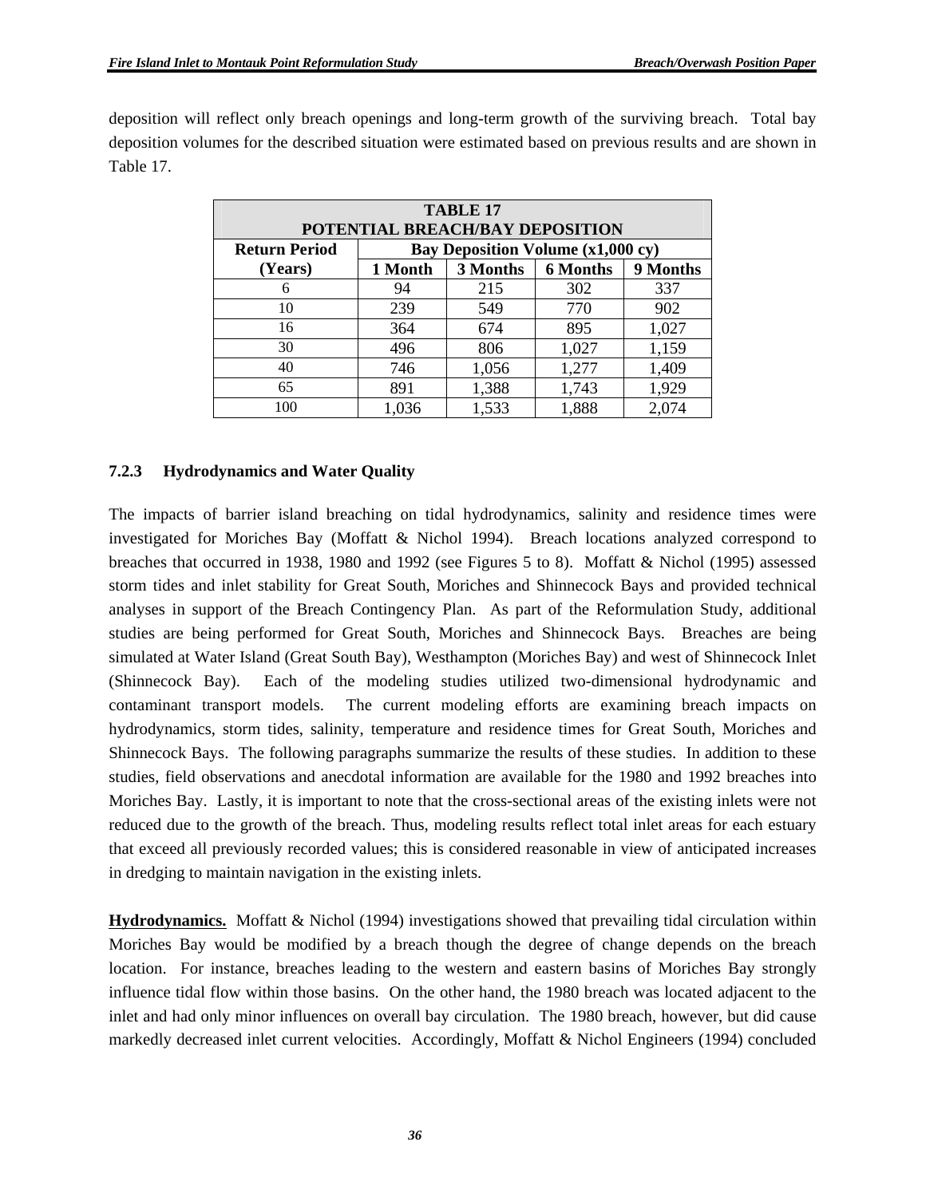deposition will reflect only breach openings and long-term growth of the surviving breach. Total bay deposition volumes for the described situation were estimated based on previous results and are shown in Table 17.

**TABLE 17**
**POTENTIAL BREACH/BAY DEPOSITION**

| Return Period (Years) | Bay Deposition Volume (x1,000 cy) | | | |
|---|---|---|---|---|
| | 1 Month | 3 Months | 6 Months | 9 Months |
| 6 | 94 | 215 | 302 | 337 |
| 10 | 239 | 549 | 770 | 902 |
| 16 | 364 | 674 | 895 | 1,027 |
| 30 | 496 | 806 | 1,027 | 1,159 |
| 40 | 746 | 1,056 | 1,277 | 1,409 |
| 65 | 891 | 1,388 | 1,743 | 1,929 |
| 100 | 1,036 | 1,533 | 1,888 | 2,074 |

### 7.2.3 Hydrodynamics and Water Quality

The impacts of barrier island breaching on tidal hydrodynamics, salinity and residence times were investigated for Moriches Bay (Moffatt & Nichol 1994). Breach locations analyzed correspond to breaches that occurred in 1938, 1980 and 1992 (see Figures 5 to 8). Moffatt & Nichol (1995) assessed storm tides and inlet stability for Great South, Moriches and Shinnecock Bays and provided technical analyses in support of the Breach Contingency Plan. As part of the Reformulation Study, additional studies are being performed for Great South, Moriches and Shinnecock Bays. Breaches are being simulated at Water Island (Great South Bay), Westhampton (Moriches Bay) and west of Shinnecock Inlet (Shinnecock Bay). Each of the modeling studies utilized two-dimensional hydrodynamic and contaminant transport models. The current modeling efforts are examining breach impacts on hydrodynamics, storm tides, salinity, temperature and residence times for Great South, Moriches and Shinnecock Bays. The following paragraphs summarize the results of these studies. In addition to these studies, field observations and anecdotal information are available for the 1980 and 1992 breaches into Moriches Bay. Lastly, it is important to note that the cross-sectional areas of the existing inlets were not reduced due to the growth of the breach. Thus, modeling results reflect total inlet areas for each estuary that exceed all previously recorded values; this is considered reasonable in view of anticipated increases in dredging to maintain navigation in the existing inlets.

**Hydrodynamics.** Moffatt & Nichol (1994) investigations showed that prevailing tidal circulation within Moriches Bay would be modified by a breach though the degree of change depends on the breach location. For instance, breaches leading to the western and eastern basins of Moriches Bay strongly influence tidal flow within those basins. On the other hand, the 1980 breach was located adjacent to the inlet and had only minor influences on overall bay circulation. The 1980 breach, however, but did cause markedly decreased inlet current velocities. Accordingly, Moffatt & Nichol Engineers (1994) concluded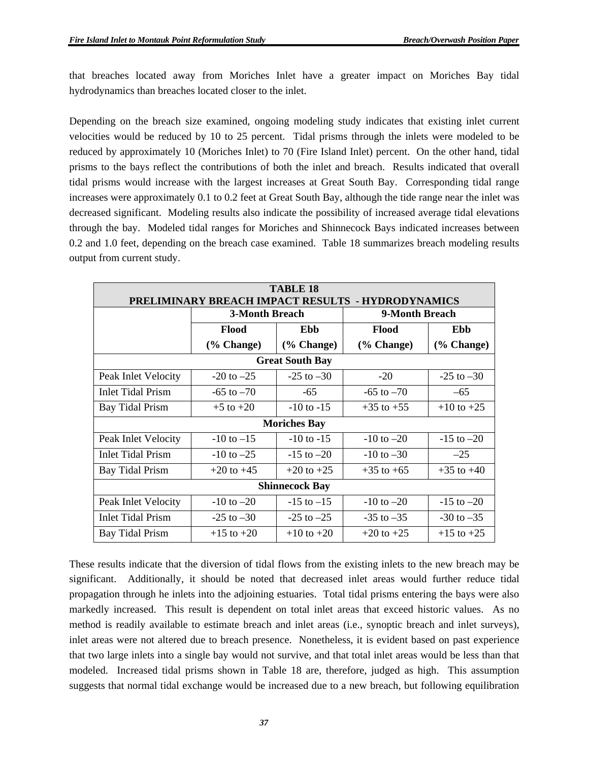that breaches located away from Moriches Inlet have a greater impact on Moriches Bay tidal hydrodynamics than breaches located closer to the inlet.

Depending on the breach size examined, ongoing modeling study indicates that existing inlet current velocities would be reduced by 10 to 25 percent. Tidal prisms through the inlets were modeled to be reduced by approximately 10 (Moriches Inlet) to 70 (Fire Island Inlet) percent. On the other hand, tidal prisms to the bays reflect the contributions of both the inlet and breach. Results indicated that overall tidal prisms would increase with the largest increases at Great South Bay. Corresponding tidal range increases were approximately 0.1 to 0.2 feet at Great South Bay, although the tide range near the inlet was decreased significant. Modeling results also indicate the possibility of increased average tidal elevations through the bay. Modeled tidal ranges for Moriches and Shinnecock Bays indicated increases between 0.2 and 1.0 feet, depending on the breach case examined. Table 18 summarizes breach modeling results output from current study.

**TABLE 18**
**PRELIMINARY BREACH IMPACT RESULTS - HYDRODYNAMICS**

| | 3-Month Breach | | 9-Month Breach | |
|---|---|---|---|---|
| | Flood (% Change) | Ebb (% Change) | Flood (% Change) | Ebb (% Change) |
| **Great South Bay** | | | | |
| Peak Inlet Velocity | -20 to –25 | -25 to –30 | -20 | -25 to –30 |
| Inlet Tidal Prism | -65 to –70 | -65 | -65 to –70 | –65 |
| Bay Tidal Prism | +5 to +20 | -10 to -15 | +35 to +55 | +10 to +25 |
| **Moriches Bay** | | | | |
| Peak Inlet Velocity | -10 to –15 | -10 to -15 | -10 to –20 | -15 to –20 |
| Inlet Tidal Prism | -10 to –25 | -15 to –20 | -10 to –30 | –25 |
| Bay Tidal Prism | +20 to +45 | +20 to +25 | +35 to +65 | +35 to +40 |
| **Shinnecock Bay** | | | | |
| Peak Inlet Velocity | -10 to –20 | -15 to –15 | -10 to –20 | -15 to –20 |
| Inlet Tidal Prism | -25 to –30 | -25 to –25 | -35 to –35 | -30 to –35 |
| Bay Tidal Prism | +15 to +20 | +10 to +20 | +20 to +25 | +15 to +25 |

These results indicate that the diversion of tidal flows from the existing inlets to the new breach may be significant. Additionally, it should be noted that decreased inlet areas would further reduce tidal propagation through he inlets into the adjoining estuaries. Total tidal prisms entering the bays were also markedly increased. This result is dependent on total inlet areas that exceed historic values. As no method is readily available to estimate breach and inlet areas (i.e., synoptic breach and inlet surveys), inlet areas were not altered due to breach presence. Nonetheless, it is evident based on past experience that two large inlets into a single bay would not survive, and that total inlet areas would be less than that modeled. Increased tidal prisms shown in Table 18 are, therefore, judged as high. This assumption suggests that normal tidal exchange would be increased due to a new breach, but following equilibration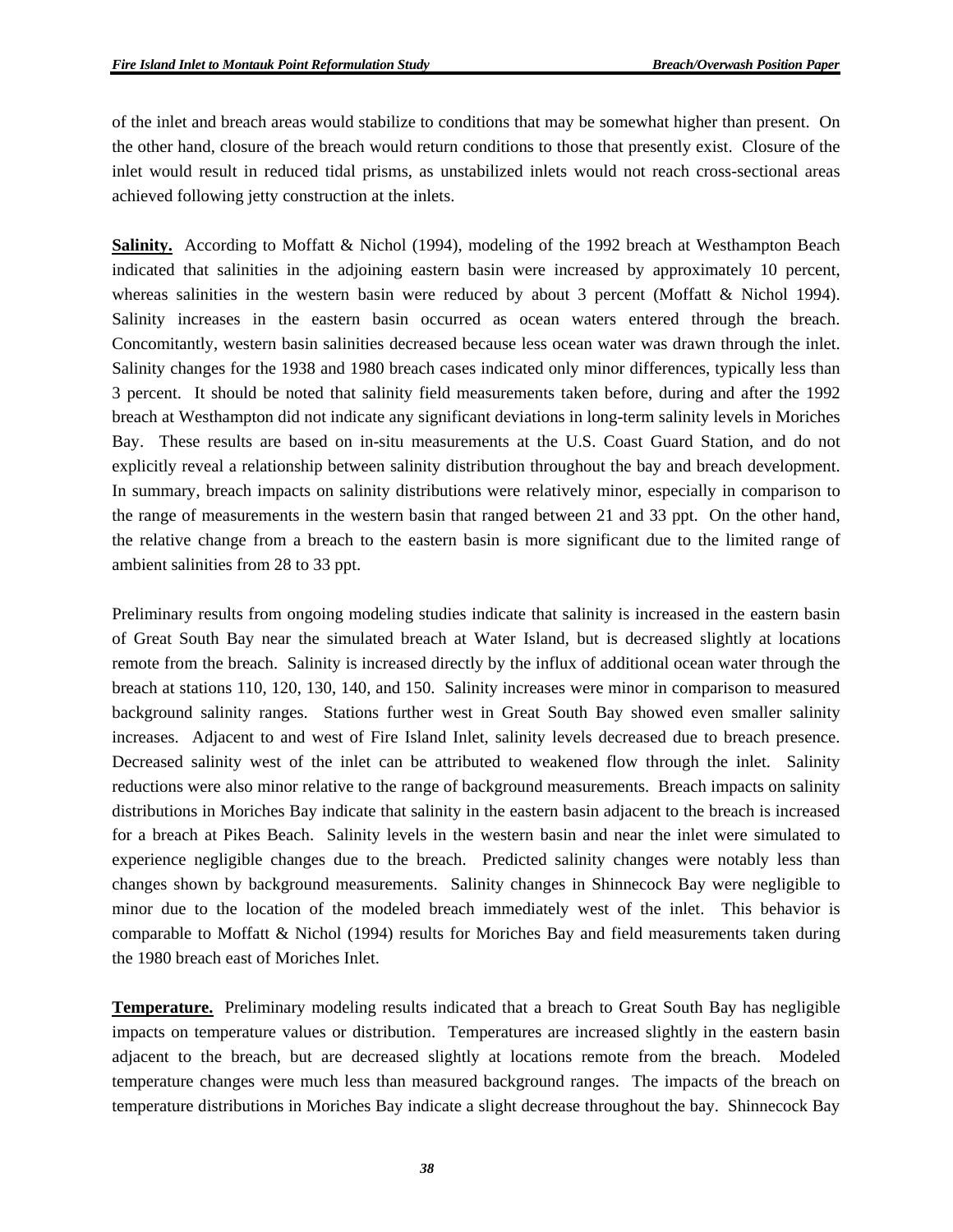of the inlet and breach areas would stabilize to conditions that may be somewhat higher than present. On the other hand, closure of the breach would return conditions to those that presently exist. Closure of the inlet would result in reduced tidal prisms, as unstabilized inlets would not reach cross-sectional areas achieved following jetty construction at the inlets.

**Salinity.** According to Moffatt & Nichol (1994), modeling of the 1992 breach at Westhampton Beach indicated that salinities in the adjoining eastern basin were increased by approximately 10 percent, whereas salinities in the western basin were reduced by about 3 percent (Moffatt & Nichol 1994). Salinity increases in the eastern basin occurred as ocean waters entered through the breach. Concomitantly, western basin salinities decreased because less ocean water was drawn through the inlet. Salinity changes for the 1938 and 1980 breach cases indicated only minor differences, typically less than 3 percent. It should be noted that salinity field measurements taken before, during and after the 1992 breach at Westhampton did not indicate any significant deviations in long-term salinity levels in Moriches Bay. These results are based on in-situ measurements at the U.S. Coast Guard Station, and do not explicitly reveal a relationship between salinity distribution throughout the bay and breach development. In summary, breach impacts on salinity distributions were relatively minor, especially in comparison to the range of measurements in the western basin that ranged between 21 and 33 ppt. On the other hand, the relative change from a breach to the eastern basin is more significant due to the limited range of ambient salinities from 28 to 33 ppt.

Preliminary results from ongoing modeling studies indicate that salinity is increased in the eastern basin of Great South Bay near the simulated breach at Water Island, but is decreased slightly at locations remote from the breach. Salinity is increased directly by the influx of additional ocean water through the breach at stations 110, 120, 130, 140, and 150. Salinity increases were minor in comparison to measured background salinity ranges. Stations further west in Great South Bay showed even smaller salinity increases. Adjacent to and west of Fire Island Inlet, salinity levels decreased due to breach presence. Decreased salinity west of the inlet can be attributed to weakened flow through the inlet. Salinity reductions were also minor relative to the range of background measurements. Breach impacts on salinity distributions in Moriches Bay indicate that salinity in the eastern basin adjacent to the breach is increased for a breach at Pikes Beach. Salinity levels in the western basin and near the inlet were simulated to experience negligible changes due to the breach. Predicted salinity changes were notably less than changes shown by background measurements. Salinity changes in Shinnecock Bay were negligible to minor due to the location of the modeled breach immediately west of the inlet. This behavior is comparable to Moffatt & Nichol (1994) results for Moriches Bay and field measurements taken during the 1980 breach east of Moriches Inlet.

**Temperature.** Preliminary modeling results indicated that a breach to Great South Bay has negligible impacts on temperature values or distribution. Temperatures are increased slightly in the eastern basin adjacent to the breach, but are decreased slightly at locations remote from the breach. Modeled temperature changes were much less than measured background ranges. The impacts of the breach on temperature distributions in Moriches Bay indicate a slight decrease throughout the bay. Shinnecock Bay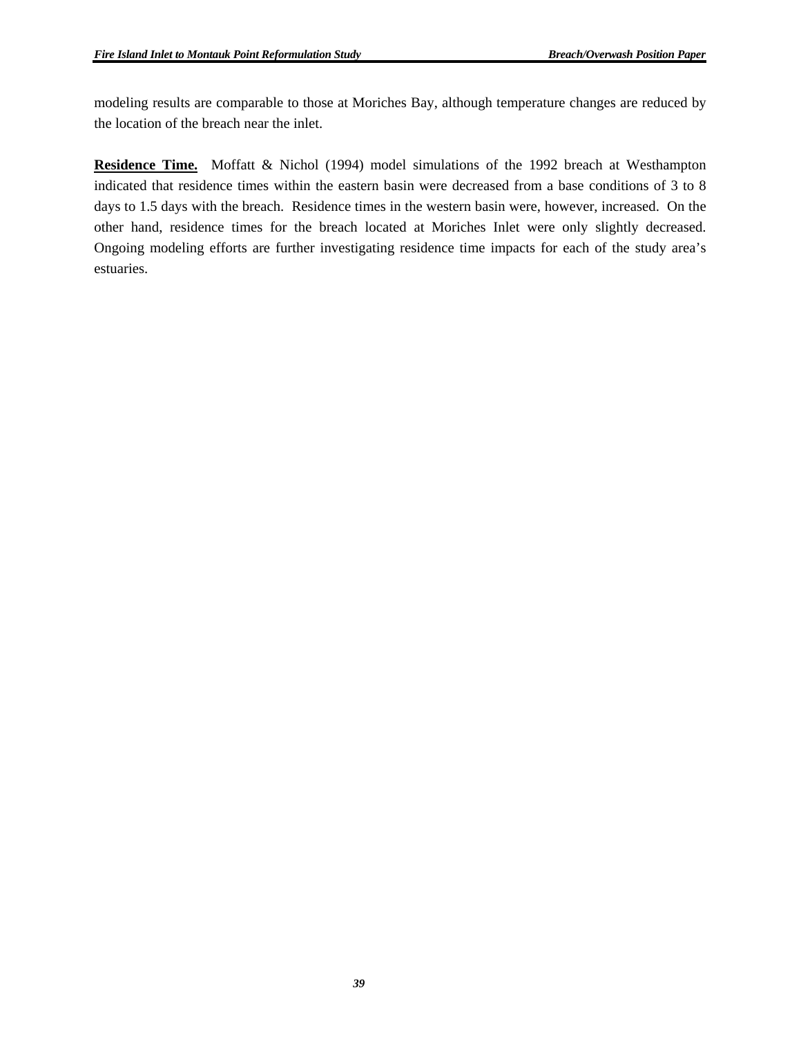modeling results are comparable to those at Moriches Bay, although temperature changes are reduced by the location of the breach near the inlet.

**<u>Residence Time.</u>** Moffatt & Nichol (1994) model simulations of the 1992 breach at Westhampton indicated that residence times within the eastern basin were decreased from a base conditions of 3 to 8 days to 1.5 days with the breach. Residence times in the western basin were, however, increased. On the other hand, residence times for the breach located at Moriches Inlet were only slightly decreased. Ongoing modeling efforts are further investigating residence time impacts for each of the study area's estuaries.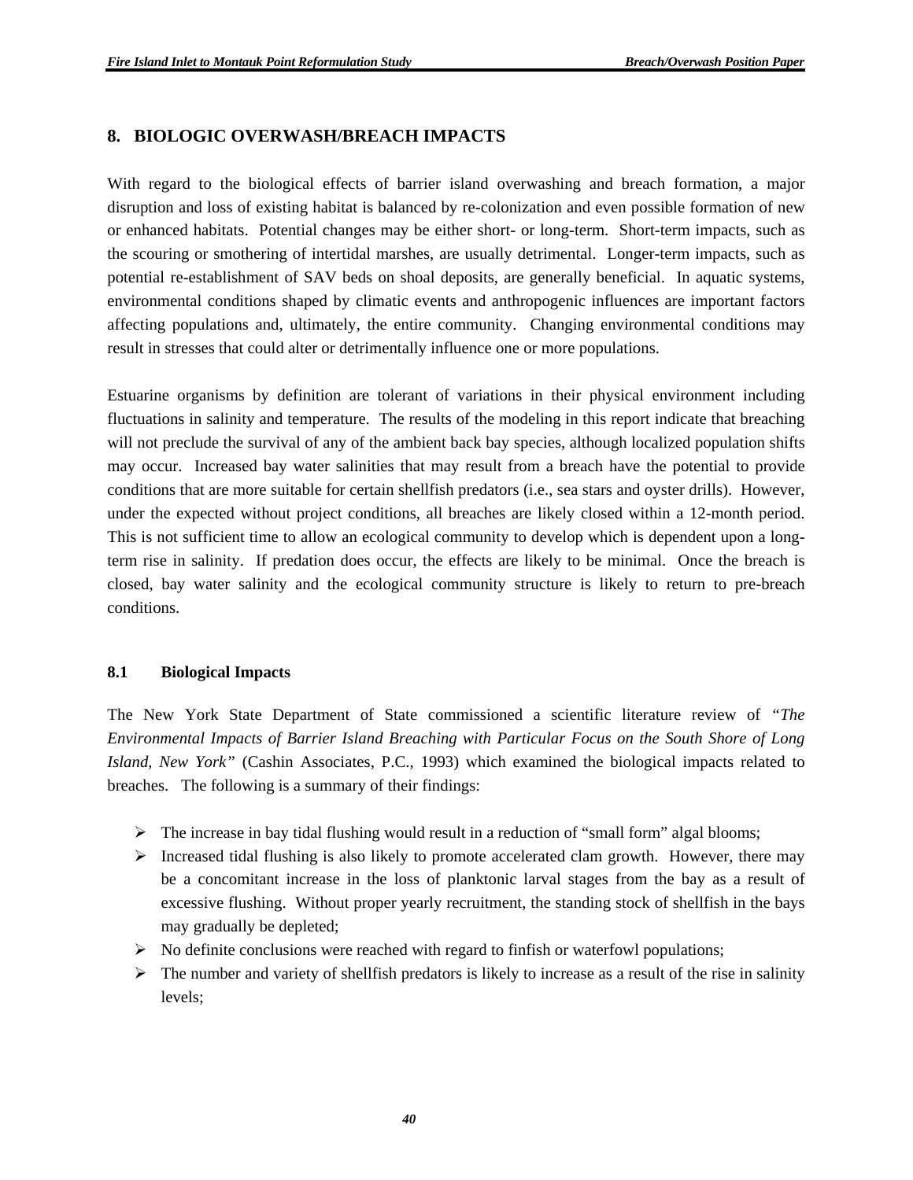## 8. BIOLOGIC OVERWASH/BREACH IMPACTS

With regard to the biological effects of barrier island overwashing and breach formation, a major disruption and loss of existing habitat is balanced by re-colonization and even possible formation of new or enhanced habitats. Potential changes may be either short- or long-term. Short-term impacts, such as the scouring or smothering of intertidal marshes, are usually detrimental. Longer-term impacts, such as potential re-establishment of SAV beds on shoal deposits, are generally beneficial. In aquatic systems, environmental conditions shaped by climatic events and anthropogenic influences are important factors affecting populations and, ultimately, the entire community. Changing environmental conditions may result in stresses that could alter or detrimentally influence one or more populations.

Estuarine organisms by definition are tolerant of variations in their physical environment including fluctuations in salinity and temperature. The results of the modeling in this report indicate that breaching will not preclude the survival of any of the ambient back bay species, although localized population shifts may occur. Increased bay water salinities that may result from a breach have the potential to provide conditions that are more suitable for certain shellfish predators (i.e., sea stars and oyster drills). However, under the expected without project conditions, all breaches are likely closed within a 12-month period. This is not sufficient time to allow an ecological community to develop which is dependent upon a long-term rise in salinity. If predation does occur, the effects are likely to be minimal. Once the breach is closed, bay water salinity and the ecological community structure is likely to return to pre-breach conditions.

### 8.1 Biological Impacts

The New York State Department of State commissioned a scientific literature review of *"The Environmental Impacts of Barrier Island Breaching with Particular Focus on the South Shore of Long Island, New York"* (Cashin Associates, P.C., 1993) which examined the biological impacts related to breaches. The following is a summary of their findings:

- The increase in bay tidal flushing would result in a reduction of "small form" algal blooms;
- Increased tidal flushing is also likely to promote accelerated clam growth. However, there may be a concomitant increase in the loss of planktonic larval stages from the bay as a result of excessive flushing. Without proper yearly recruitment, the standing stock of shellfish in the bays may gradually be depleted;
- No definite conclusions were reached with regard to finfish or waterfowl populations;
- The number and variety of shellfish predators is likely to increase as a result of the rise in salinity levels;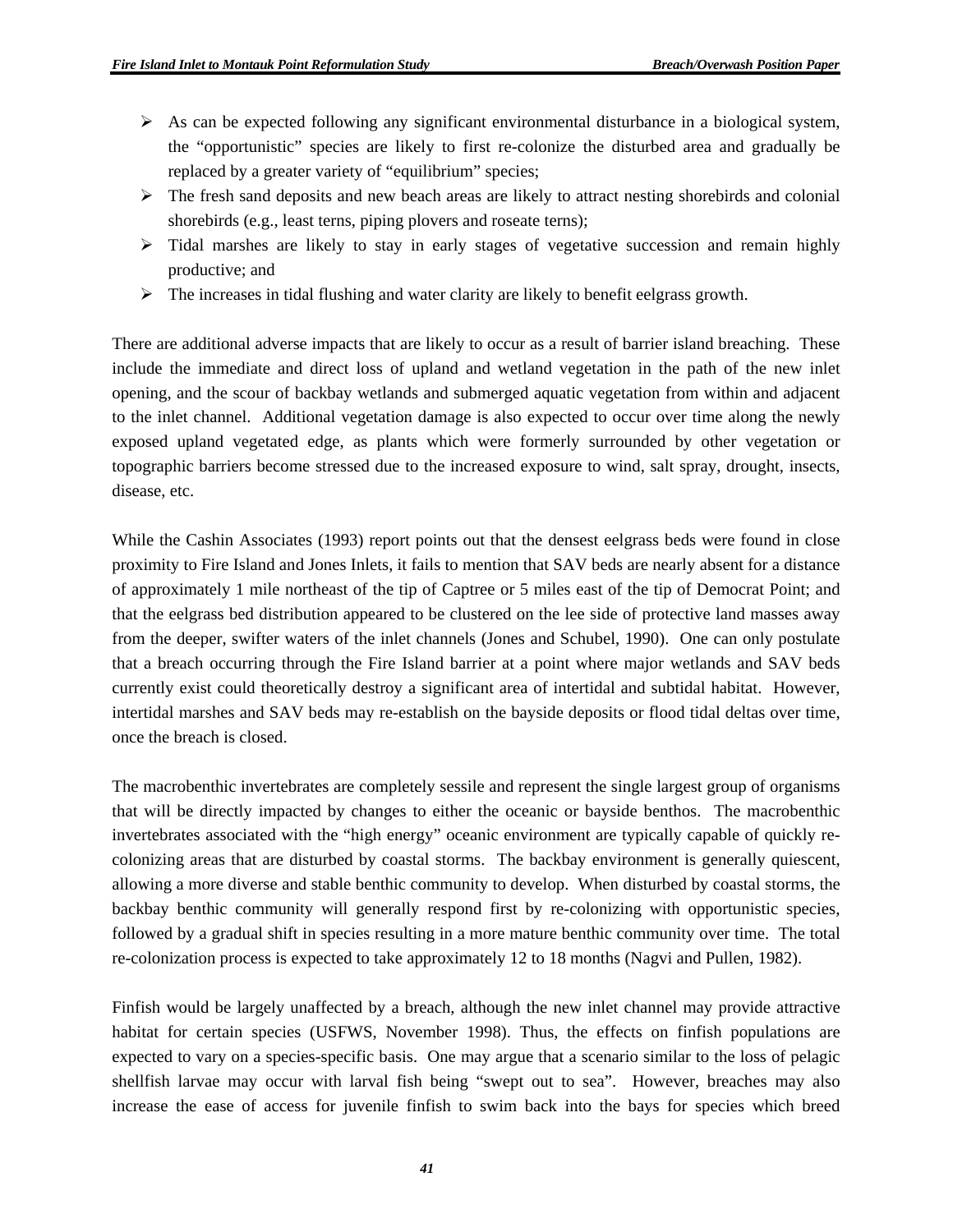- As can be expected following any significant environmental disturbance in a biological system, the "opportunistic" species are likely to first re-colonize the disturbed area and gradually be replaced by a greater variety of "equilibrium" species;
- The fresh sand deposits and new beach areas are likely to attract nesting shorebirds and colonial shorebirds (e.g., least terns, piping plovers and roseate terns);
- Tidal marshes are likely to stay in early stages of vegetative succession and remain highly productive; and
- The increases in tidal flushing and water clarity are likely to benefit eelgrass growth.

There are additional adverse impacts that are likely to occur as a result of barrier island breaching. These include the immediate and direct loss of upland and wetland vegetation in the path of the new inlet opening, and the scour of backbay wetlands and submerged aquatic vegetation from within and adjacent to the inlet channel. Additional vegetation damage is also expected to occur over time along the newly exposed upland vegetated edge, as plants which were formerly surrounded by other vegetation or topographic barriers become stressed due to the increased exposure to wind, salt spray, drought, insects, disease, etc.

While the Cashin Associates (1993) report points out that the densest eelgrass beds were found in close proximity to Fire Island and Jones Inlets, it fails to mention that SAV beds are nearly absent for a distance of approximately 1 mile northeast of the tip of Captree or 5 miles east of the tip of Democrat Point; and that the eelgrass bed distribution appeared to be clustered on the lee side of protective land masses away from the deeper, swifter waters of the inlet channels (Jones and Schubel, 1990). One can only postulate that a breach occurring through the Fire Island barrier at a point where major wetlands and SAV beds currently exist could theoretically destroy a significant area of intertidal and subtidal habitat. However, intertidal marshes and SAV beds may re-establish on the bayside deposits or flood tidal deltas over time, once the breach is closed.

The macrobenthic invertebrates are completely sessile and represent the single largest group of organisms that will be directly impacted by changes to either the oceanic or bayside benthos. The macrobenthic invertebrates associated with the "high energy" oceanic environment are typically capable of quickly re-colonizing areas that are disturbed by coastal storms. The backbay environment is generally quiescent, allowing a more diverse and stable benthic community to develop. When disturbed by coastal storms, the backbay benthic community will generally respond first by re-colonizing with opportunistic species, followed by a gradual shift in species resulting in a more mature benthic community over time. The total re-colonization process is expected to take approximately 12 to 18 months (Nagvi and Pullen, 1982).

Finfish would be largely unaffected by a breach, although the new inlet channel may provide attractive habitat for certain species (USFWS, November 1998). Thus, the effects on finfish populations are expected to vary on a species-specific basis. One may argue that a scenario similar to the loss of pelagic shellfish larvae may occur with larval fish being "swept out to sea". However, breaches may also increase the ease of access for juvenile finfish to swim back into the bays for species which breed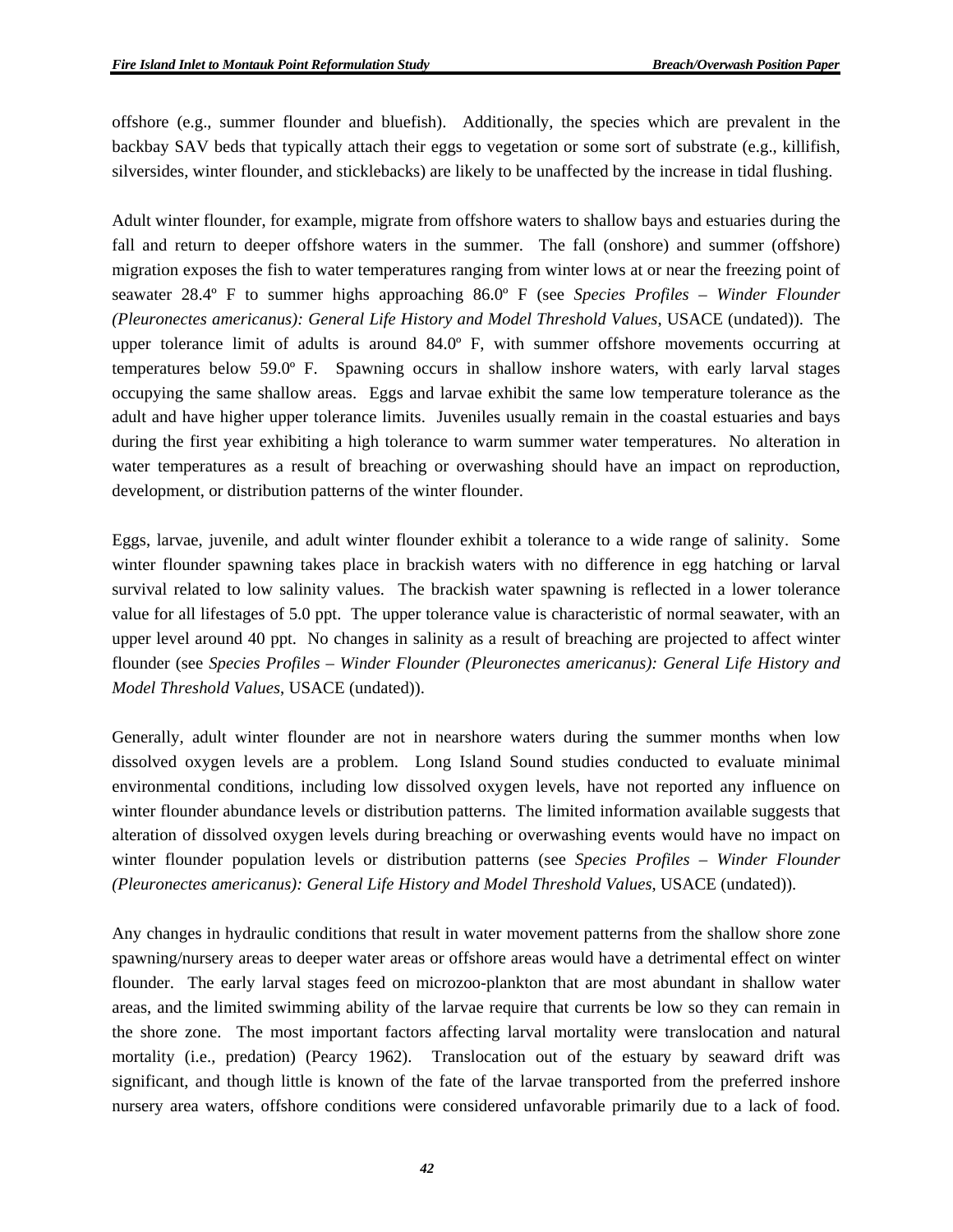offshore (e.g., summer flounder and bluefish). Additionally, the species which are prevalent in the backbay SAV beds that typically attach their eggs to vegetation or some sort of substrate (e.g., killifish, silversides, winter flounder, and sticklebacks) are likely to be unaffected by the increase in tidal flushing.

Adult winter flounder, for example, migrate from offshore waters to shallow bays and estuaries during the fall and return to deeper offshore waters in the summer. The fall (onshore) and summer (offshore) migration exposes the fish to water temperatures ranging from winter lows at or near the freezing point of seawater 28.4º F to summer highs approaching 86.0º F (see *Species Profiles – Winder Flounder (Pleuronectes americanus): General Life History and Model Threshold Values*, USACE (undated)). The upper tolerance limit of adults is around 84.0º F, with summer offshore movements occurring at temperatures below 59.0º F. Spawning occurs in shallow inshore waters, with early larval stages occupying the same shallow areas. Eggs and larvae exhibit the same low temperature tolerance as the adult and have higher upper tolerance limits. Juveniles usually remain in the coastal estuaries and bays during the first year exhibiting a high tolerance to warm summer water temperatures. No alteration in water temperatures as a result of breaching or overwashing should have an impact on reproduction, development, or distribution patterns of the winter flounder.

Eggs, larvae, juvenile, and adult winter flounder exhibit a tolerance to a wide range of salinity. Some winter flounder spawning takes place in brackish waters with no difference in egg hatching or larval survival related to low salinity values. The brackish water spawning is reflected in a lower tolerance value for all lifestages of 5.0 ppt. The upper tolerance value is characteristic of normal seawater, with an upper level around 40 ppt. No changes in salinity as a result of breaching are projected to affect winter flounder (see *Species Profiles – Winder Flounder (Pleuronectes americanus): General Life History and Model Threshold Values*, USACE (undated)).

Generally, adult winter flounder are not in nearshore waters during the summer months when low dissolved oxygen levels are a problem. Long Island Sound studies conducted to evaluate minimal environmental conditions, including low dissolved oxygen levels, have not reported any influence on winter flounder abundance levels or distribution patterns. The limited information available suggests that alteration of dissolved oxygen levels during breaching or overwashing events would have no impact on winter flounder population levels or distribution patterns (see *Species Profiles – Winder Flounder (Pleuronectes americanus): General Life History and Model Threshold Values*, USACE (undated)).

Any changes in hydraulic conditions that result in water movement patterns from the shallow shore zone spawning/nursery areas to deeper water areas or offshore areas would have a detrimental effect on winter flounder. The early larval stages feed on microzoo-plankton that are most abundant in shallow water areas, and the limited swimming ability of the larvae require that currents be low so they can remain in the shore zone. The most important factors affecting larval mortality were translocation and natural mortality (i.e., predation) (Pearcy 1962). Translocation out of the estuary by seaward drift was significant, and though little is known of the fate of the larvae transported from the preferred inshore nursery area waters, offshore conditions were considered unfavorable primarily due to a lack of food.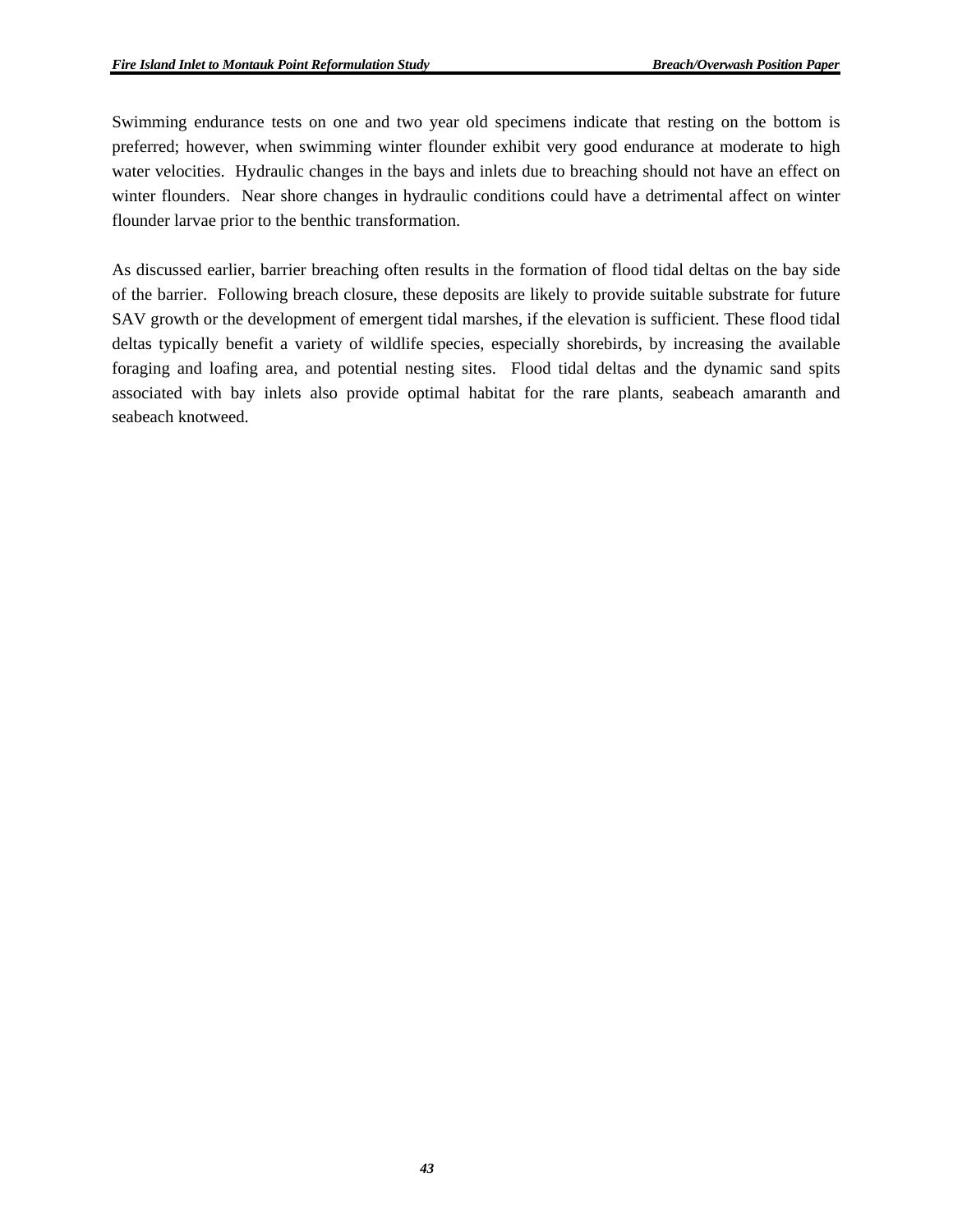Swimming endurance tests on one and two year old specimens indicate that resting on the bottom is preferred; however, when swimming winter flounder exhibit very good endurance at moderate to high water velocities. Hydraulic changes in the bays and inlets due to breaching should not have an effect on winter flounders. Near shore changes in hydraulic conditions could have a detrimental affect on winter flounder larvae prior to the benthic transformation.

As discussed earlier, barrier breaching often results in the formation of flood tidal deltas on the bay side of the barrier. Following breach closure, these deposits are likely to provide suitable substrate for future SAV growth or the development of emergent tidal marshes, if the elevation is sufficient. These flood tidal deltas typically benefit a variety of wildlife species, especially shorebirds, by increasing the available foraging and loafing area, and potential nesting sites. Flood tidal deltas and the dynamic sand spits associated with bay inlets also provide optimal habitat for the rare plants, seabeach amaranth and seabeach knotweed.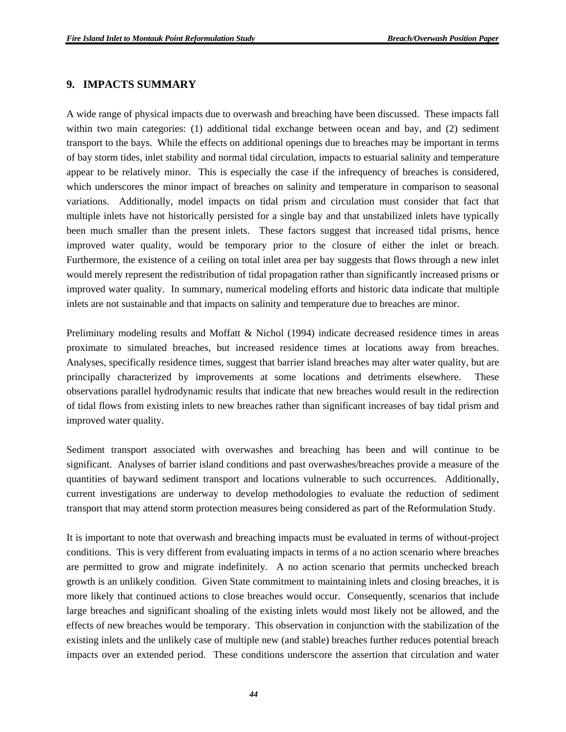## 9. IMPACTS SUMMARY

A wide range of physical impacts due to overwash and breaching have been discussed. These impacts fall within two main categories: (1) additional tidal exchange between ocean and bay, and (2) sediment transport to the bays. While the effects on additional openings due to breaches may be important in terms of bay storm tides, inlet stability and normal tidal circulation, impacts to estuarial salinity and temperature appear to be relatively minor. This is especially the case if the infrequency of breaches is considered, which underscores the minor impact of breaches on salinity and temperature in comparison to seasonal variations. Additionally, model impacts on tidal prism and circulation must consider that fact that multiple inlets have not historically persisted for a single bay and that unstabilized inlets have typically been much smaller than the present inlets. These factors suggest that increased tidal prisms, hence improved water quality, would be temporary prior to the closure of either the inlet or breach. Furthermore, the existence of a ceiling on total inlet area per bay suggests that flows through a new inlet would merely represent the redistribution of tidal propagation rather than significantly increased prisms or improved water quality. In summary, numerical modeling efforts and historic data indicate that multiple inlets are not sustainable and that impacts on salinity and temperature due to breaches are minor.

Preliminary modeling results and Moffatt & Nichol (1994) indicate decreased residence times in areas proximate to simulated breaches, but increased residence times at locations away from breaches. Analyses, specifically residence times, suggest that barrier island breaches may alter water quality, but are principally characterized by improvements at some locations and detriments elsewhere. These observations parallel hydrodynamic results that indicate that new breaches would result in the redirection of tidal flows from existing inlets to new breaches rather than significant increases of bay tidal prism and improved water quality.

Sediment transport associated with overwashes and breaching has been and will continue to be significant. Analyses of barrier island conditions and past overwashes/breaches provide a measure of the quantities of bayward sediment transport and locations vulnerable to such occurrences. Additionally, current investigations are underway to develop methodologies to evaluate the reduction of sediment transport that may attend storm protection measures being considered as part of the Reformulation Study.

It is important to note that overwash and breaching impacts must be evaluated in terms of without-project conditions. This is very different from evaluating impacts in terms of a no action scenario where breaches are permitted to grow and migrate indefinitely. A no action scenario that permits unchecked breach growth is an unlikely condition. Given State commitment to maintaining inlets and closing breaches, it is more likely that continued actions to close breaches would occur. Consequently, scenarios that include large breaches and significant shoaling of the existing inlets would most likely not be allowed, and the effects of new breaches would be temporary. This observation in conjunction with the stabilization of the existing inlets and the unlikely case of multiple new (and stable) breaches further reduces potential breach impacts over an extended period. These conditions underscore the assertion that circulation and water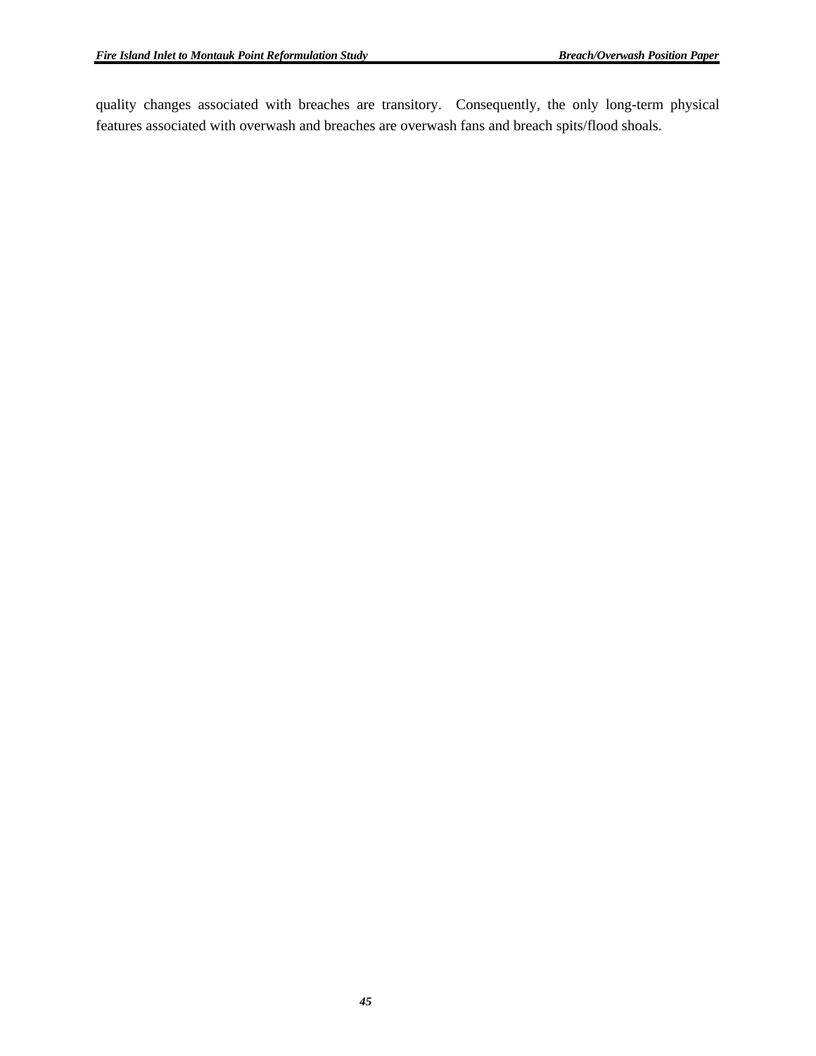quality changes associated with breaches are transitory. Consequently, the only long-term physical features associated with overwash and breaches are overwash fans and breach spits/flood shoals.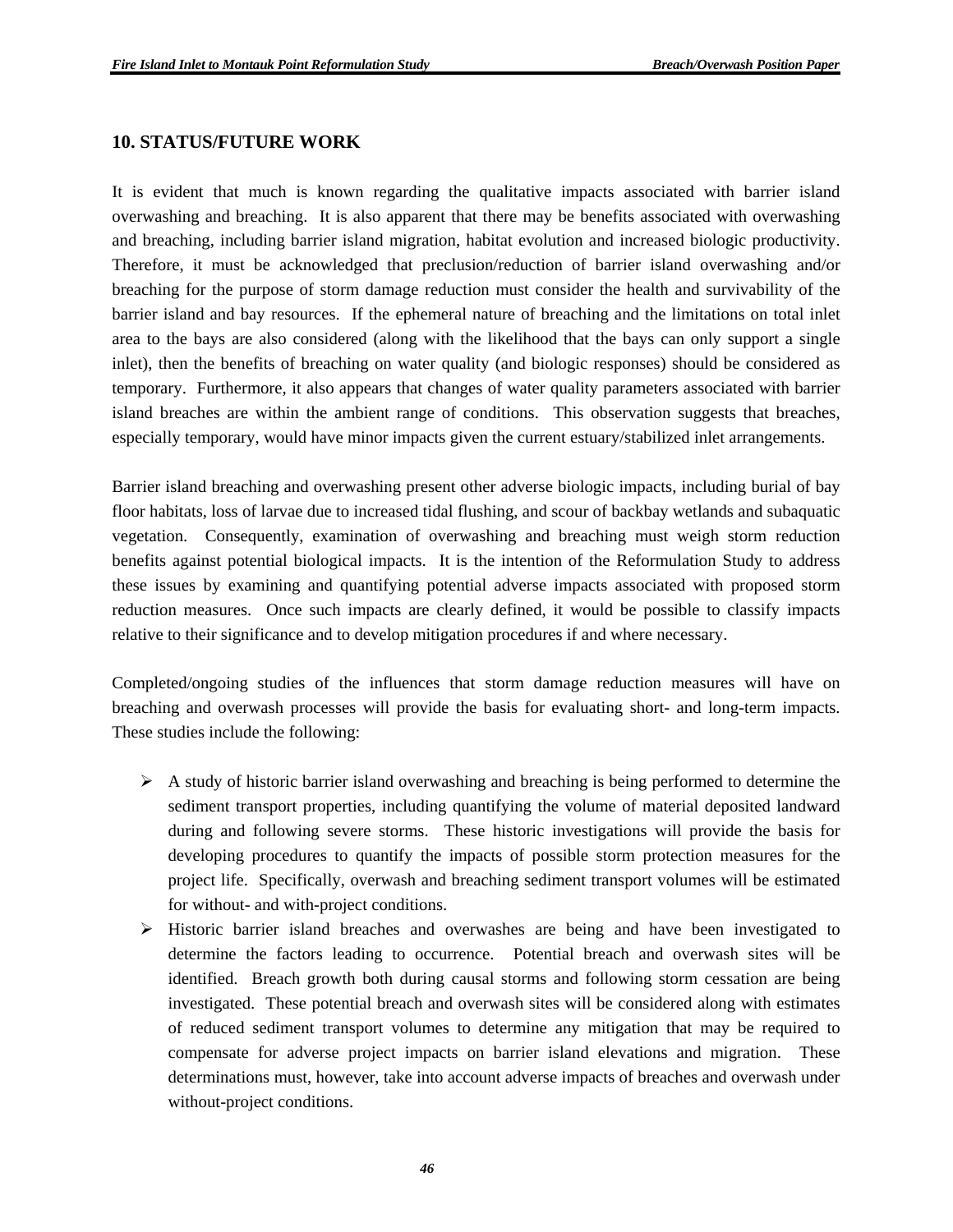## 10. STATUS/FUTURE WORK

It is evident that much is known regarding the qualitative impacts associated with barrier island overwashing and breaching. It is also apparent that there may be benefits associated with overwashing and breaching, including barrier island migration, habitat evolution and increased biologic productivity. Therefore, it must be acknowledged that preclusion/reduction of barrier island overwashing and/or breaching for the purpose of storm damage reduction must consider the health and survivability of the barrier island and bay resources. If the ephemeral nature of breaching and the limitations on total inlet area to the bays are also considered (along with the likelihood that the bays can only support a single inlet), then the benefits of breaching on water quality (and biologic responses) should be considered as temporary. Furthermore, it also appears that changes of water quality parameters associated with barrier island breaches are within the ambient range of conditions. This observation suggests that breaches, especially temporary, would have minor impacts given the current estuary/stabilized inlet arrangements.

Barrier island breaching and overwashing present other adverse biologic impacts, including burial of bay floor habitats, loss of larvae due to increased tidal flushing, and scour of backbay wetlands and subaquatic vegetation. Consequently, examination of overwashing and breaching must weigh storm reduction benefits against potential biological impacts. It is the intention of the Reformulation Study to address these issues by examining and quantifying potential adverse impacts associated with proposed storm reduction measures. Once such impacts are clearly defined, it would be possible to classify impacts relative to their significance and to develop mitigation procedures if and where necessary.

Completed/ongoing studies of the influences that storm damage reduction measures will have on breaching and overwash processes will provide the basis for evaluating short- and long-term impacts. These studies include the following:

- A study of historic barrier island overwashing and breaching is being performed to determine the sediment transport properties, including quantifying the volume of material deposited landward during and following severe storms. These historic investigations will provide the basis for developing procedures to quantify the impacts of possible storm protection measures for the project life. Specifically, overwash and breaching sediment transport volumes will be estimated for without- and with-project conditions.
- Historic barrier island breaches and overwashes are being and have been investigated to determine the factors leading to occurrence. Potential breach and overwash sites will be identified. Breach growth both during causal storms and following storm cessation are being investigated. These potential breach and overwash sites will be considered along with estimates of reduced sediment transport volumes to determine any mitigation that may be required to compensate for adverse project impacts on barrier island elevations and migration. These determinations must, however, take into account adverse impacts of breaches and overwash under without-project conditions.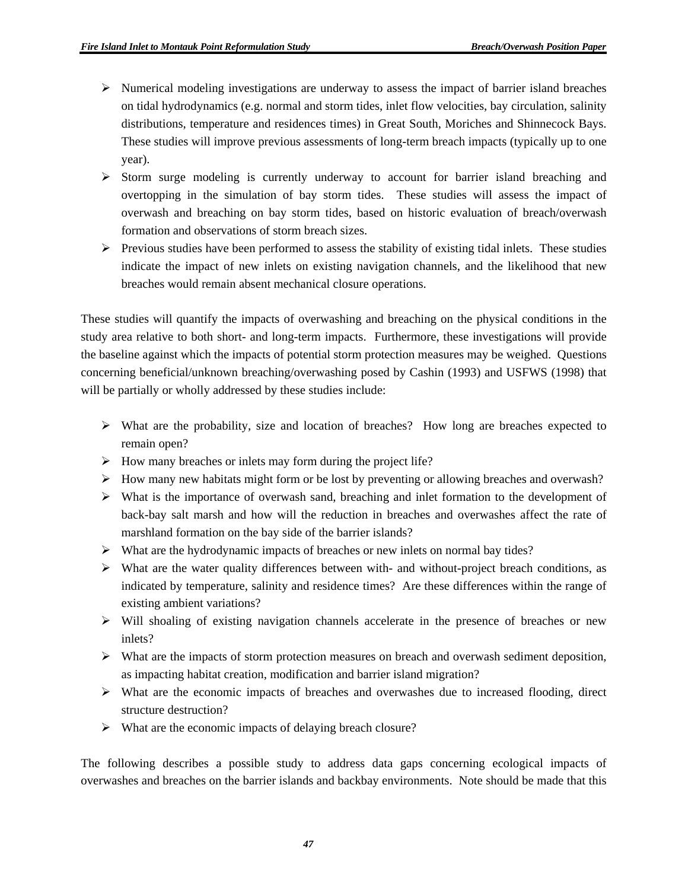- Numerical modeling investigations are underway to assess the impact of barrier island breaches on tidal hydrodynamics (e.g. normal and storm tides, inlet flow velocities, bay circulation, salinity distributions, temperature and residences times) in Great South, Moriches and Shinnecock Bays. These studies will improve previous assessments of long-term breach impacts (typically up to one year).
- Storm surge modeling is currently underway to account for barrier island breaching and overtopping in the simulation of bay storm tides. These studies will assess the impact of overwash and breaching on bay storm tides, based on historic evaluation of breach/overwash formation and observations of storm breach sizes.
- Previous studies have been performed to assess the stability of existing tidal inlets. These studies indicate the impact of new inlets on existing navigation channels, and the likelihood that new breaches would remain absent mechanical closure operations.

These studies will quantify the impacts of overwashing and breaching on the physical conditions in the study area relative to both short- and long-term impacts. Furthermore, these investigations will provide the baseline against which the impacts of potential storm protection measures may be weighed. Questions concerning beneficial/unknown breaching/overwashing posed by Cashin (1993) and USFWS (1998) that will be partially or wholly addressed by these studies include:

- What are the probability, size and location of breaches? How long are breaches expected to remain open?
- How many breaches or inlets may form during the project life?
- How many new habitats might form or be lost by preventing or allowing breaches and overwash?
- What is the importance of overwash sand, breaching and inlet formation to the development of back-bay salt marsh and how will the reduction in breaches and overwashes affect the rate of marshland formation on the bay side of the barrier islands?
- What are the hydrodynamic impacts of breaches or new inlets on normal bay tides?
- What are the water quality differences between with- and without-project breach conditions, as indicated by temperature, salinity and residence times? Are these differences within the range of existing ambient variations?
- Will shoaling of existing navigation channels accelerate in the presence of breaches or new inlets?
- What are the impacts of storm protection measures on breach and overwash sediment deposition, as impacting habitat creation, modification and barrier island migration?
- What are the economic impacts of breaches and overwashes due to increased flooding, direct structure destruction?
- What are the economic impacts of delaying breach closure?

The following describes a possible study to address data gaps concerning ecological impacts of overwashes and breaches on the barrier islands and backbay environments. Note should be made that this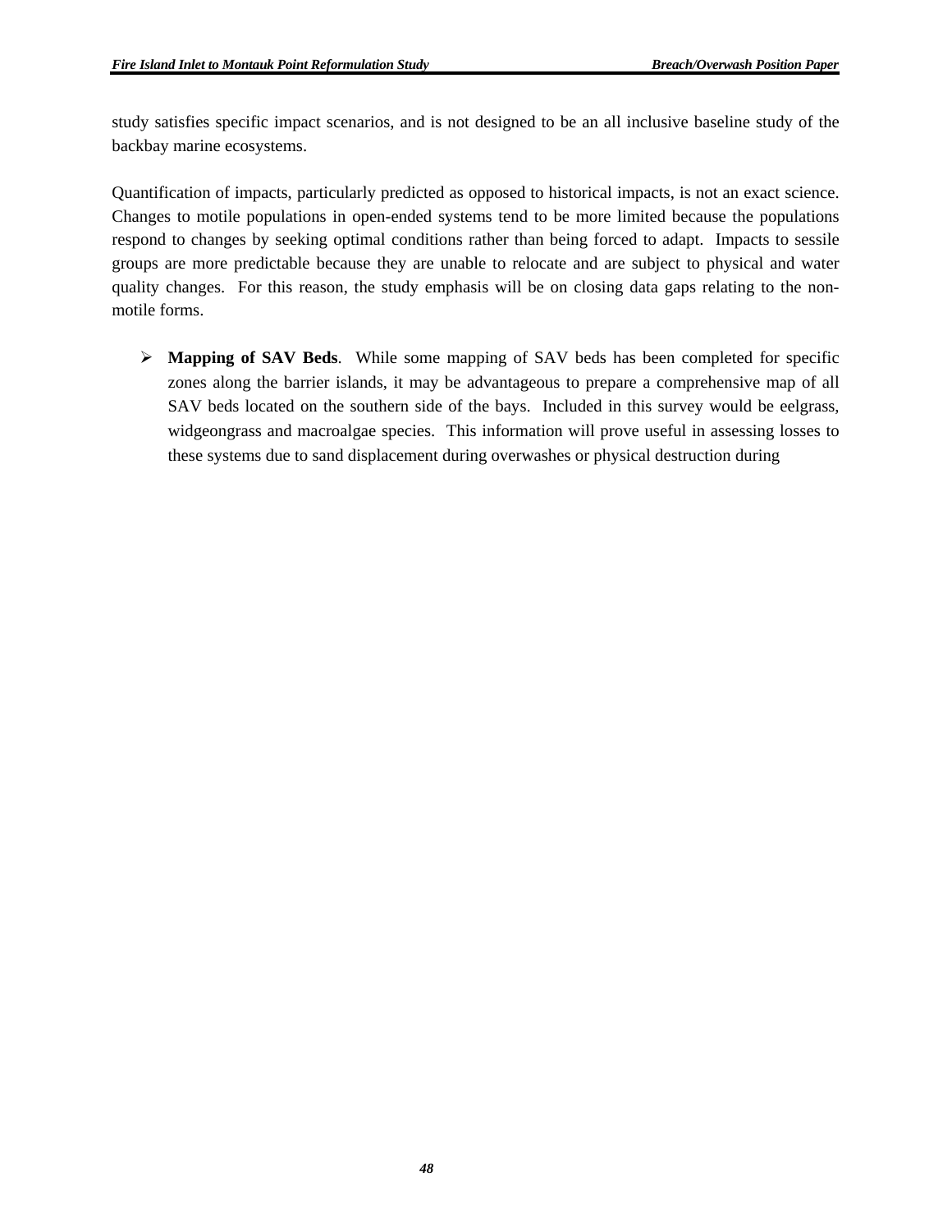study satisfies specific impact scenarios, and is not designed to be an all inclusive baseline study of the backbay marine ecosystems.

Quantification of impacts, particularly predicted as opposed to historical impacts, is not an exact science. Changes to motile populations in open-ended systems tend to be more limited because the populations respond to changes by seeking optimal conditions rather than being forced to adapt. Impacts to sessile groups are more predictable because they are unable to relocate and are subject to physical and water quality changes. For this reason, the study emphasis will be on closing data gaps relating to the non-motile forms.

- **Mapping of SAV Beds**. While some mapping of SAV beds has been completed for specific zones along the barrier islands, it may be advantageous to prepare a comprehensive map of all SAV beds located on the southern side of the bays. Included in this survey would be eelgrass, widgeongrass and macroalgae species. This information will prove useful in assessing losses to these systems due to sand displacement during overwashes or physical destruction during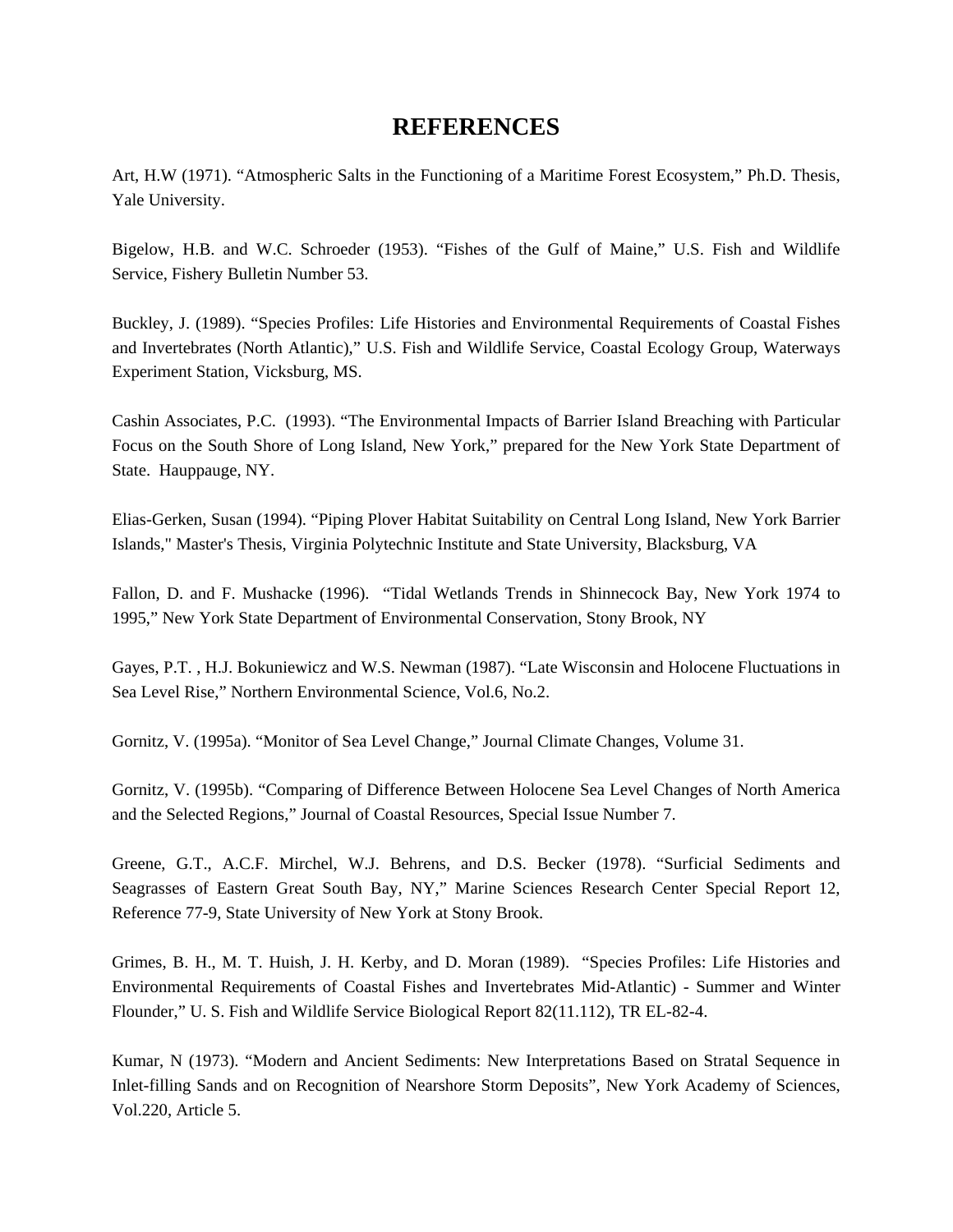# REFERENCES

Art, H.W (1971). "Atmospheric Salts in the Functioning of a Maritime Forest Ecosystem," Ph.D. Thesis, Yale University.

Bigelow, H.B. and W.C. Schroeder (1953). "Fishes of the Gulf of Maine," U.S. Fish and Wildlife Service, Fishery Bulletin Number 53.

Buckley, J. (1989). "Species Profiles: Life Histories and Environmental Requirements of Coastal Fishes and Invertebrates (North Atlantic)," U.S. Fish and Wildlife Service, Coastal Ecology Group, Waterways Experiment Station, Vicksburg, MS.

Cashin Associates, P.C. (1993). "The Environmental Impacts of Barrier Island Breaching with Particular Focus on the South Shore of Long Island, New York," prepared for the New York State Department of State. Hauppauge, NY.

Elias-Gerken, Susan (1994). "Piping Plover Habitat Suitability on Central Long Island, New York Barrier Islands," Master's Thesis, Virginia Polytechnic Institute and State University, Blacksburg, VA

Fallon, D. and F. Mushacke (1996). "Tidal Wetlands Trends in Shinnecock Bay, New York 1974 to 1995," New York State Department of Environmental Conservation, Stony Brook, NY

Gayes, P.T. , H.J. Bokuniewicz and W.S. Newman (1987). "Late Wisconsin and Holocene Fluctuations in Sea Level Rise," Northern Environmental Science, Vol.6, No.2.

Gornitz, V. (1995a). "Monitor of Sea Level Change," Journal Climate Changes, Volume 31.

Gornitz, V. (1995b). "Comparing of Difference Between Holocene Sea Level Changes of North America and the Selected Regions," Journal of Coastal Resources, Special Issue Number 7.

Greene, G.T., A.C.F. Mirchel, W.J. Behrens, and D.S. Becker (1978). "Surficial Sediments and Seagrasses of Eastern Great South Bay, NY," Marine Sciences Research Center Special Report 12, Reference 77-9, State University of New York at Stony Brook.

Grimes, B. H., M. T. Huish, J. H. Kerby, and D. Moran (1989). "Species Profiles: Life Histories and Environmental Requirements of Coastal Fishes and Invertebrates Mid-Atlantic) - Summer and Winter Flounder," U. S. Fish and Wildlife Service Biological Report 82(11.112), TR EL-82-4.

Kumar, N (1973). "Modern and Ancient Sediments: New Interpretations Based on Stratal Sequence in Inlet-filling Sands and on Recognition of Nearshore Storm Deposits", New York Academy of Sciences, Vol.220, Article 5.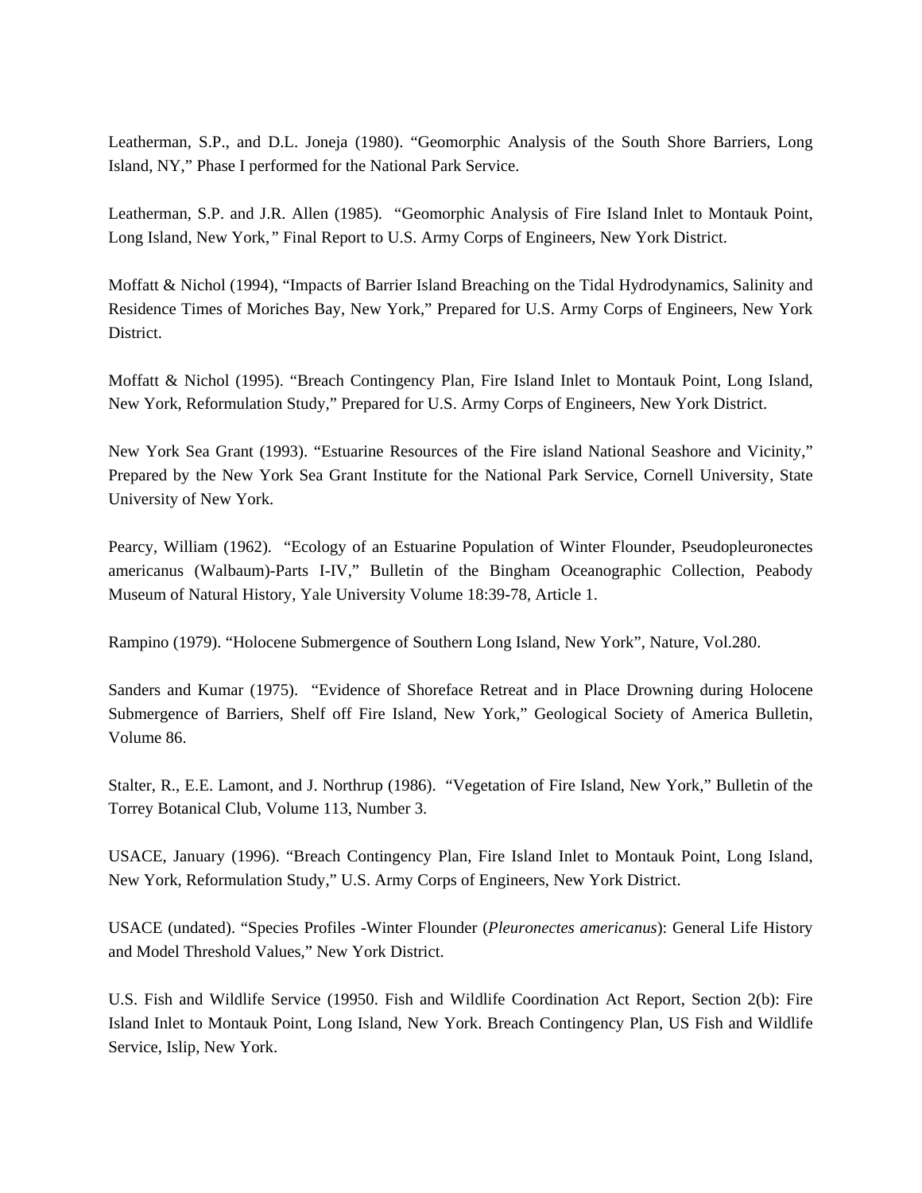Leatherman, S.P., and D.L. Joneja (1980). "Geomorphic Analysis of the South Shore Barriers, Long Island, NY," Phase I performed for the National Park Service.

Leatherman, S.P. and J.R. Allen (1985). "Geomorphic Analysis of Fire Island Inlet to Montauk Point, Long Island, New York," Final Report to U.S. Army Corps of Engineers, New York District.

Moffatt & Nichol (1994), "Impacts of Barrier Island Breaching on the Tidal Hydrodynamics, Salinity and Residence Times of Moriches Bay, New York," Prepared for U.S. Army Corps of Engineers, New York District.

Moffatt & Nichol (1995). "Breach Contingency Plan, Fire Island Inlet to Montauk Point, Long Island, New York, Reformulation Study," Prepared for U.S. Army Corps of Engineers, New York District.

New York Sea Grant (1993). "Estuarine Resources of the Fire island National Seashore and Vicinity," Prepared by the New York Sea Grant Institute for the National Park Service, Cornell University, State University of New York.

Pearcy, William (1962). "Ecology of an Estuarine Population of Winter Flounder, Pseudopleuronectes americanus (Walbaum)-Parts I-IV," Bulletin of the Bingham Oceanographic Collection, Peabody Museum of Natural History, Yale University Volume 18:39-78, Article 1.

Rampino (1979). "Holocene Submergence of Southern Long Island, New York", Nature, Vol.280.

Sanders and Kumar (1975). "Evidence of Shoreface Retreat and in Place Drowning during Holocene Submergence of Barriers, Shelf off Fire Island, New York," Geological Society of America Bulletin, Volume 86.

Stalter, R., E.E. Lamont, and J. Northrup (1986). "Vegetation of Fire Island, New York," Bulletin of the Torrey Botanical Club, Volume 113, Number 3.

USACE, January (1996). "Breach Contingency Plan, Fire Island Inlet to Montauk Point, Long Island, New York, Reformulation Study," U.S. Army Corps of Engineers, New York District.

USACE (undated). "Species Profiles -Winter Flounder (*Pleuronectes americanus*): General Life History and Model Threshold Values," New York District.

U.S. Fish and Wildlife Service (19950. Fish and Wildlife Coordination Act Report, Section 2(b): Fire Island Inlet to Montauk Point, Long Island, New York. Breach Contingency Plan, US Fish and Wildlife Service, Islip, New York.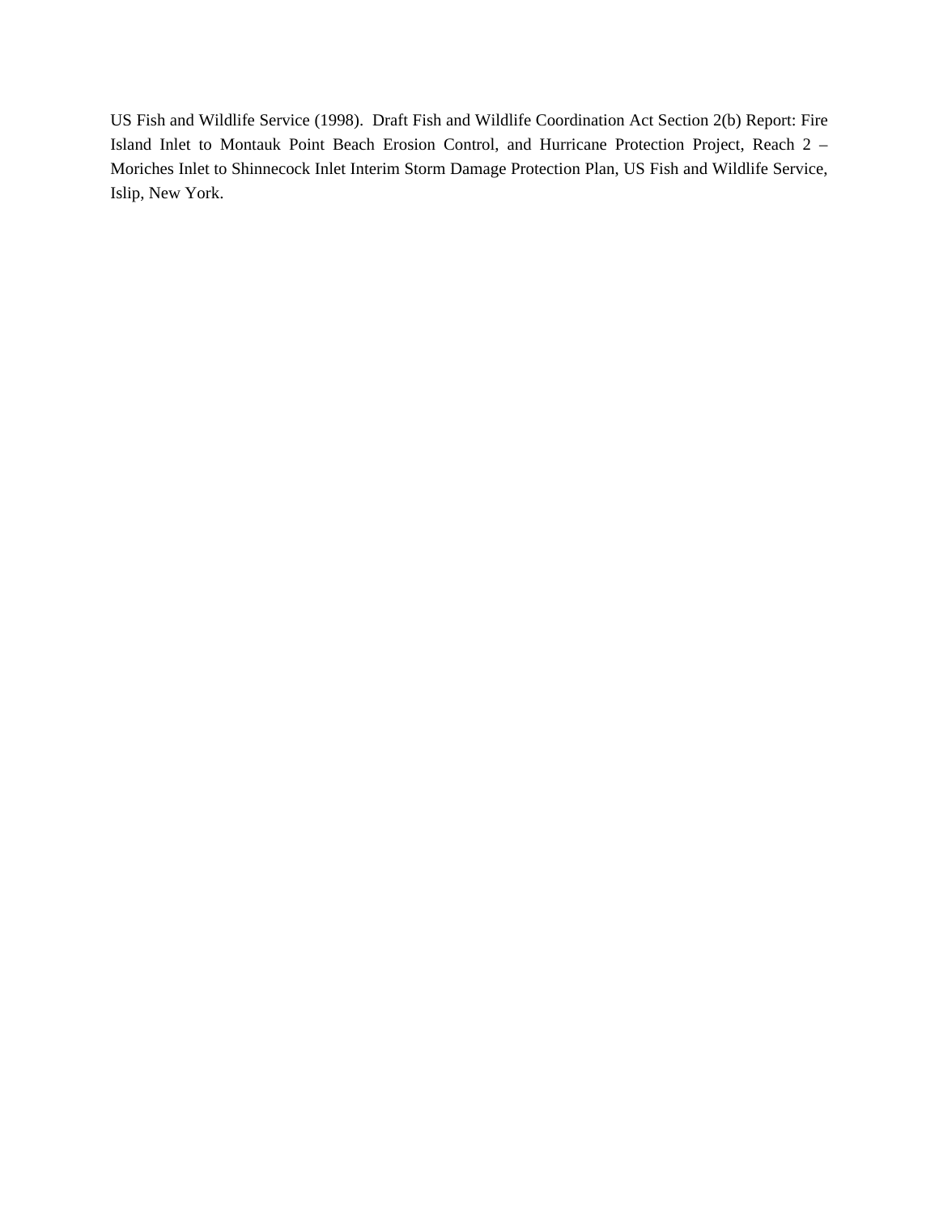US Fish and Wildlife Service (1998). Draft Fish and Wildlife Coordination Act Section 2(b) Report: Fire Island Inlet to Montauk Point Beach Erosion Control, and Hurricane Protection Project, Reach 2 – Moriches Inlet to Shinnecock Inlet Interim Storm Damage Protection Plan, US Fish and Wildlife Service, Islip, New York.